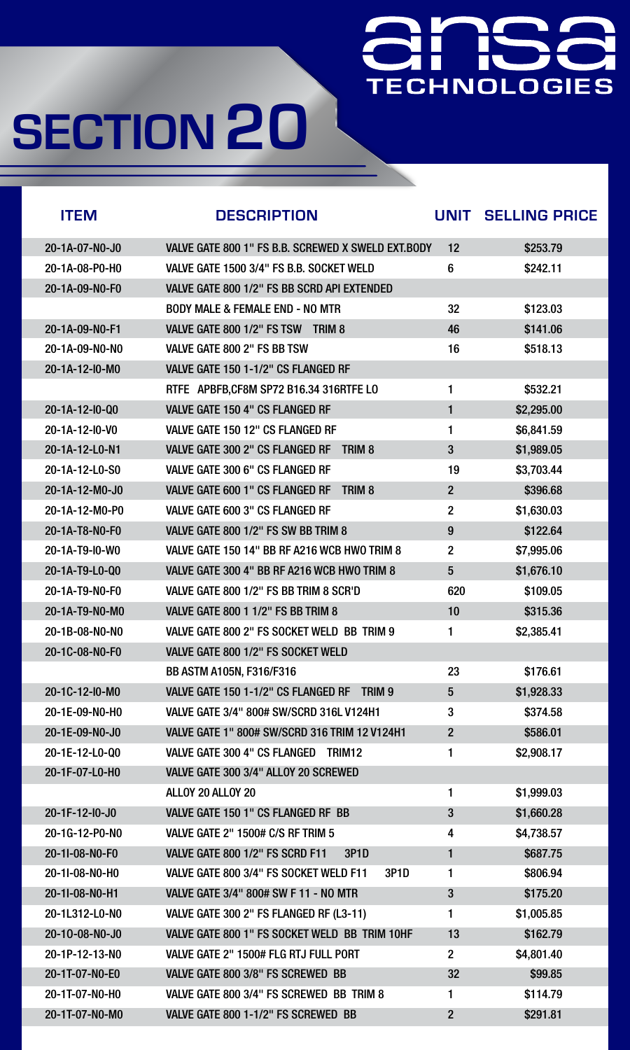# ansa TECHNOLOGIES

# SECTION 20

| ITEM | DESCRIPTION | UNIT | SELLING PRICE |
|---|---|---|---|
| 20-1A-07-N0-J0 | VALVE GATE 800 1" FS B.B. SCREWED X SWELD EXT.BODY | 12 | $253.79 |
| 20-1A-08-P0-H0 | VALVE GATE 1500 3/4" FS B.B. SOCKET WELD | 6 | $242.11 |
| 20-1A-09-N0-F0 | VALVE GATE 800 1/2" FS BB SCRD API EXTENDED | | |
| | BODY MALE & FEMALE END - NO MTR | 32 | $123.03 |
| 20-1A-09-N0-F1 | VALVE GATE 800 1/2" FS TSW TRIM 8 | 46 | $141.06 |
| 20-1A-09-N0-N0 | VALVE GATE 800 2" FS BB TSW | 16 | $518.13 |
| 20-1A-12-I0-M0 | VALVE GATE 150 1-1/2" CS FLANGED RF | | |
| | RTFE APBFB,CF8M SP72 B16.34 316RTFE LO | 1 | $532.21 |
| 20-1A-12-I0-Q0 | VALVE GATE 150 4" CS FLANGED RF | 1 | $2,295.00 |
| 20-1A-12-I0-V0 | VALVE GATE 150 12" CS FLANGED RF | 1 | $6,841.59 |
| 20-1A-12-L0-N1 | VALVE GATE 300 2" CS FLANGED RF TRIM 8 | 3 | $1,989.05 |
| 20-1A-12-L0-S0 | VALVE GATE 300 6" CS FLANGED RF | 19 | $3,703.44 |
| 20-1A-12-M0-J0 | VALVE GATE 600 1" CS FLANGED RF TRIM 8 | 2 | $396.68 |
| 20-1A-12-M0-P0 | VALVE GATE 600 3" CS FLANGED RF | 2 | $1,630.03 |
| 20-1A-T8-N0-F0 | VALVE GATE 800 1/2" FS SW BB TRIM 8 | 9 | $122.64 |
| 20-1A-T9-I0-W0 | VALVE GATE 150 14" BB RF A216 WCB HWO TRIM 8 | 2 | $7,995.06 |
| 20-1A-T9-L0-Q0 | VALVE GATE 300 4" BB RF A216 WCB HWO TRIM 8 | 5 | $1,676.10 |
| 20-1A-T9-N0-F0 | VALVE GATE 800 1/2" FS BB TRIM 8 SCR'D | 620 | $109.05 |
| 20-1A-T9-N0-M0 | VALVE GATE 800 1 1/2" FS BB TRIM 8 | 10 | $315.36 |
| 20-1B-08-N0-N0 | VALVE GATE 800 2" FS SOCKET WELD BB TRIM 9 | 1 | $2,385.41 |
| 20-1C-08-N0-F0 | VALVE GATE 800 1/2" FS SOCKET WELD | | |
| | BB ASTM A105N, F316/F316 | 23 | $176.61 |
| 20-1C-12-I0-M0 | VALVE GATE 150 1-1/2" CS FLANGED RF TRIM 9 | 5 | $1,928.33 |
| 20-1E-09-N0-H0 | VALVE GATE 3/4" 800# SW/SCRD 316L V124H1 | 3 | $374.58 |
| 20-1E-09-N0-J0 | VALVE GATE 1" 800# SW/SCRD 316 TRIM 12 V124H1 | 2 | $586.01 |
| 20-1E-12-L0-Q0 | VALVE GATE 300 4" CS FLANGED TRIM12 | 1 | $2,908.17 |
| 20-1F-07-L0-H0 | VALVE GATE 300 3/4" ALLOY 20 SCREWED | | |
| | ALLOY 20 ALLOY 20 | 1 | $1,999.03 |
| 20-1F-12-I0-J0 | VALVE GATE 150 1" CS FLANGED RF BB | 3 | $1,660.28 |
| 20-1G-12-P0-N0 | VALVE GATE 2" 1500# C/S RF TRIM 5 | 4 | $4,738.57 |
| 20-1I-08-N0-F0 | VALVE GATE 800 1/2" FS SCRD F11 3P1D | 1 | $687.75 |
| 20-1I-08-N0-H0 | VALVE GATE 800 3/4" FS SOCKET WELD F11 3P1D | 1 | $806.94 |
| 20-1I-08-N0-H1 | VALVE GATE 3/4" 800# SW F 11 - NO MTR | 3 | $175.20 |
| 20-1L312-L0-N0 | VALVE GATE 300 2" FS FLANGED RF (L3-11) | 1 | $1,005.85 |
| 20-1O-08-N0-J0 | VALVE GATE 800 1" FS SOCKET WELD BB TRIM 10HF | 13 | $162.79 |
| 20-1P-12-13-N0 | VALVE GATE 2" 1500# FLG RTJ FULL PORT | 2 | $4,801.40 |
| 20-1T-07-N0-E0 | VALVE GATE 800 3/8" FS SCREWED BB | 32 | $99.85 |
| 20-1T-07-N0-H0 | VALVE GATE 800 3/4" FS SCREWED BB TRIM 8 | 1 | $114.79 |
| 20-1T-07-N0-M0 | VALVE GATE 800 1-1/2" FS SCREWED BB | 2 | $291.81 |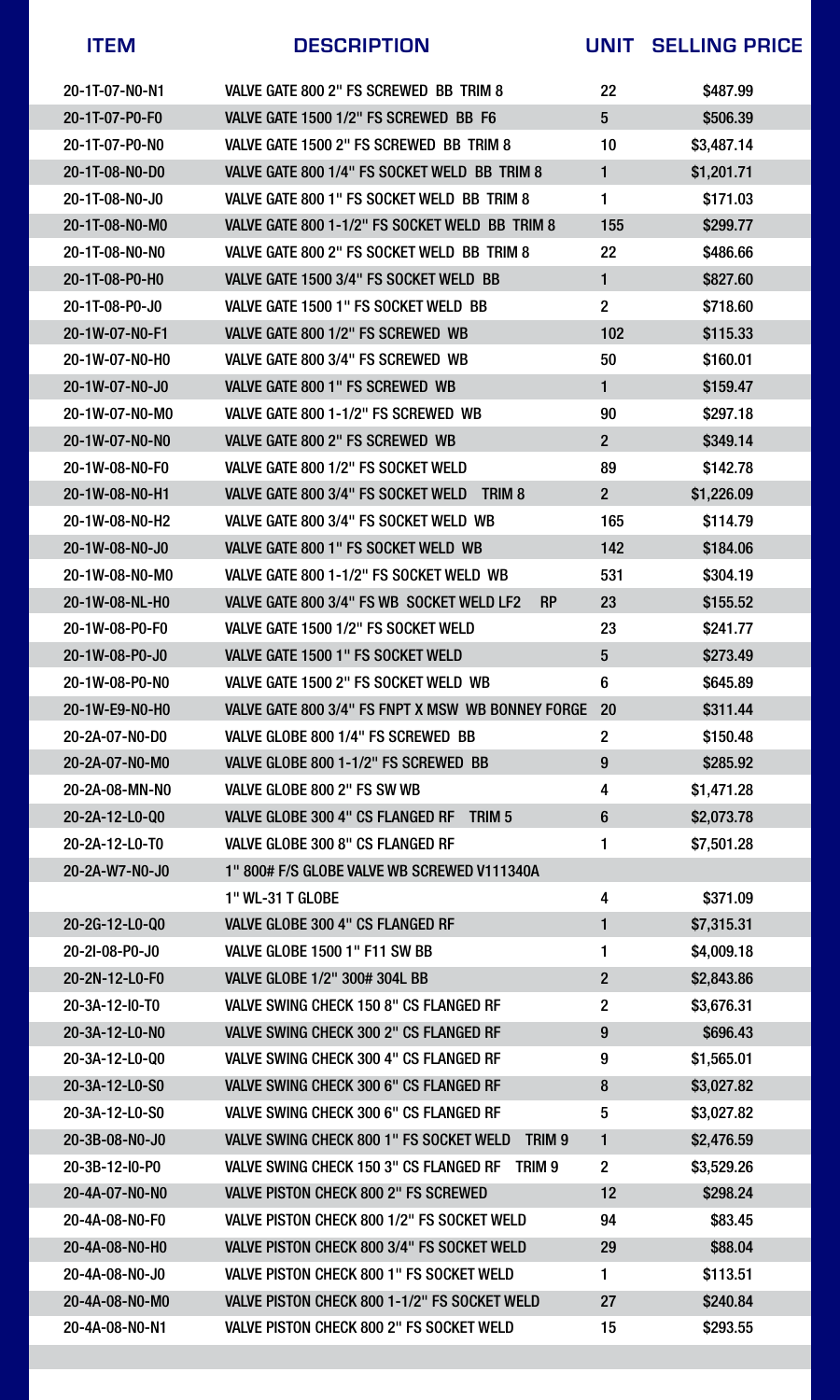| ITEM | DESCRIPTION | UNIT | SELLING PRICE |
|---|---|---|---|
| 20-1T-07-N0-N1 | VALVE GATE 800 2" FS SCREWED BB TRIM 8 | 22 | $487.99 |
| 20-1T-07-P0-F0 | VALVE GATE 1500 1/2" FS SCREWED BB F6 | 5 | $506.39 |
| 20-1T-07-P0-N0 | VALVE GATE 1500 2" FS SCREWED BB TRIM 8 | 10 | $3,487.14 |
| 20-1T-08-N0-D0 | VALVE GATE 800 1/4" FS SOCKET WELD BB TRIM 8 | 1 | $1,201.71 |
| 20-1T-08-N0-J0 | VALVE GATE 800 1" FS SOCKET WELD BB TRIM 8 | 1 | $171.03 |
| 20-1T-08-N0-M0 | VALVE GATE 800 1-1/2" FS SOCKET WELD BB TRIM 8 | 155 | $299.77 |
| 20-1T-08-N0-N0 | VALVE GATE 800 2" FS SOCKET WELD BB TRIM 8 | 22 | $486.66 |
| 20-1T-08-P0-H0 | VALVE GATE 1500 3/4" FS SOCKET WELD BB | 1 | $827.60 |
| 20-1T-08-P0-J0 | VALVE GATE 1500 1" FS SOCKET WELD BB | 2 | $718.60 |
| 20-1W-07-N0-F1 | VALVE GATE 800 1/2" FS SCREWED WB | 102 | $115.33 |
| 20-1W-07-N0-H0 | VALVE GATE 800 3/4" FS SCREWED WB | 50 | $160.01 |
| 20-1W-07-N0-J0 | VALVE GATE 800 1" FS SCREWED WB | 1 | $159.47 |
| 20-1W-07-N0-M0 | VALVE GATE 800 1-1/2" FS SCREWED WB | 90 | $297.18 |
| 20-1W-07-N0-N0 | VALVE GATE 800 2" FS SCREWED WB | 2 | $349.14 |
| 20-1W-08-N0-F0 | VALVE GATE 800 1/2" FS SOCKET WELD | 89 | $142.78 |
| 20-1W-08-N0-H1 | VALVE GATE 800 3/4" FS SOCKET WELD TRIM 8 | 2 | $1,226.09 |
| 20-1W-08-N0-H2 | VALVE GATE 800 3/4" FS SOCKET WELD WB | 165 | $114.79 |
| 20-1W-08-N0-J0 | VALVE GATE 800 1" FS SOCKET WELD WB | 142 | $184.06 |
| 20-1W-08-N0-M0 | VALVE GATE 800 1-1/2" FS SOCKET WELD WB | 531 | $304.19 |
| 20-1W-08-NL-H0 | VALVE GATE 800 3/4" FS WB SOCKET WELD LF2 RP | 23 | $155.52 |
| 20-1W-08-P0-F0 | VALVE GATE 1500 1/2" FS SOCKET WELD | 23 | $241.77 |
| 20-1W-08-P0-J0 | VALVE GATE 1500 1" FS SOCKET WELD | 5 | $273.49 |
| 20-1W-08-P0-N0 | VALVE GATE 1500 2" FS SOCKET WELD WB | 6 | $645.89 |
| 20-1W-E9-N0-H0 | VALVE GATE 800 3/4" FS FNPT X MSW WB BONNEY FORGE | 20 | $311.44 |
| 20-2A-07-N0-D0 | VALVE GLOBE 800 1/4" FS SCREWED BB | 2 | $150.48 |
| 20-2A-07-N0-M0 | VALVE GLOBE 800 1-1/2" FS SCREWED BB | 9 | $285.92 |
| 20-2A-08-MN-N0 | VALVE GLOBE 800 2" FS SW WB | 4 | $1,471.28 |
| 20-2A-12-L0-Q0 | VALVE GLOBE 300 4" CS FLANGED RF TRIM 5 | 6 | $2,073.78 |
| 20-2A-12-L0-T0 | VALVE GLOBE 300 8" CS FLANGED RF | 1 | $7,501.28 |
| 20-2A-W7-N0-J0 | 1" 800# F/S GLOBE VALVE WB SCREWED V111340A | | |
| | 1" WL-31 T GLOBE | 4 | $371.09 |
| 20-2G-12-L0-Q0 | VALVE GLOBE 300 4" CS FLANGED RF | 1 | $7,315.31 |
| 20-2I-08-P0-J0 | VALVE GLOBE 1500 1" F11 SW BB | 1 | $4,009.18 |
| 20-2N-12-L0-F0 | VALVE GLOBE 1/2" 300# 304L BB | 2 | $2,843.86 |
| 20-3A-12-I0-T0 | VALVE SWING CHECK 150 8" CS FLANGED RF | 2 | $3,676.31 |
| 20-3A-12-L0-N0 | VALVE SWING CHECK 300 2" CS FLANGED RF | 9 | $696.43 |
| 20-3A-12-L0-Q0 | VALVE SWING CHECK 300 4" CS FLANGED RF | 9 | $1,565.01 |
| 20-3A-12-L0-S0 | VALVE SWING CHECK 300 6" CS FLANGED RF | 8 | $3,027.82 |
| 20-3A-12-L0-S0 | VALVE SWING CHECK 300 6" CS FLANGED RF | 5 | $3,027.82 |
| 20-3B-08-N0-J0 | VALVE SWING CHECK 800 1" FS SOCKET WELD TRIM 9 | 1 | $2,476.59 |
| 20-3B-12-I0-P0 | VALVE SWING CHECK 150 3" CS FLANGED RF TRIM 9 | 2 | $3,529.26 |
| 20-4A-07-N0-N0 | VALVE PISTON CHECK 800 2" FS SCREWED | 12 | $298.24 |
| 20-4A-08-N0-F0 | VALVE PISTON CHECK 800 1/2" FS SOCKET WELD | 94 | $83.45 |
| 20-4A-08-N0-H0 | VALVE PISTON CHECK 800 3/4" FS SOCKET WELD | 29 | $88.04 |
| 20-4A-08-N0-J0 | VALVE PISTON CHECK 800 1" FS SOCKET WELD | 1 | $113.51 |
| 20-4A-08-N0-M0 | VALVE PISTON CHECK 800 1-1/2" FS SOCKET WELD | 27 | $240.84 |
| 20-4A-08-N0-N1 | VALVE PISTON CHECK 800 2" FS SOCKET WELD | 15 | $293.55 |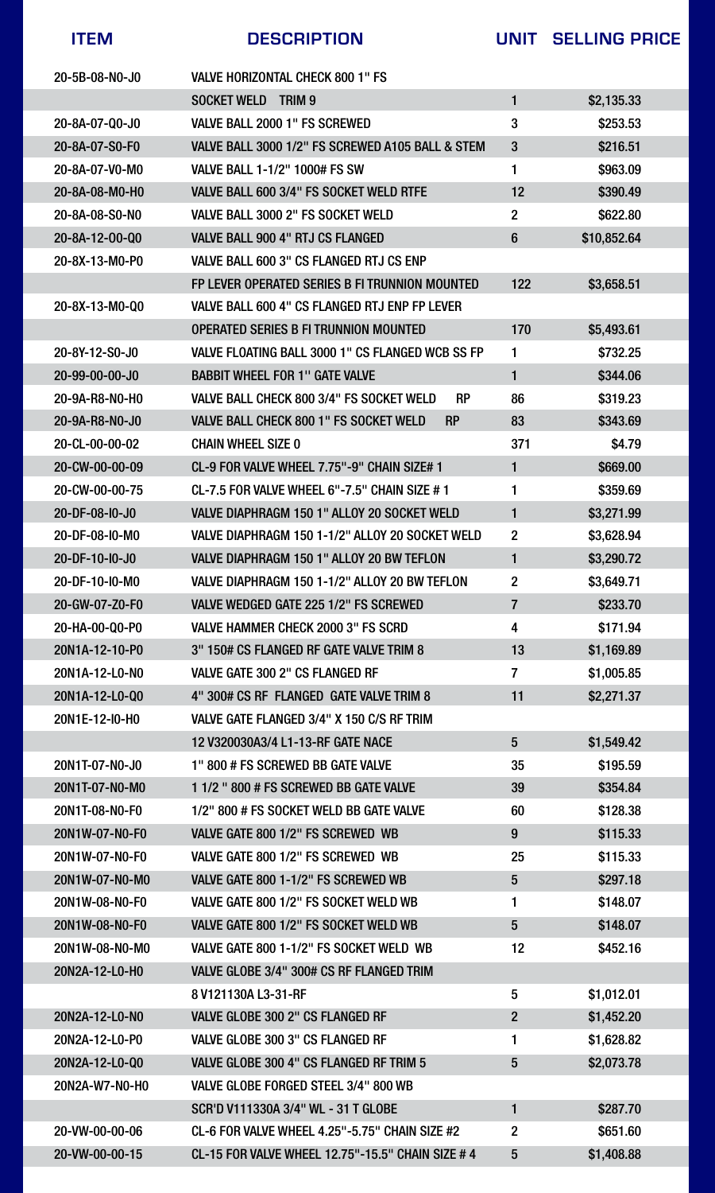| ITEM | DESCRIPTION | UNIT | SELLING PRICE |
|---|---|---|---|
| 20-5B-08-N0-J0 | VALVE HORIZONTAL CHECK 800 1" FS | | |
| | SOCKET WELD TRIM 9 | 1 | $2,135.33 |
| 20-8A-07-Q0-J0 | VALVE BALL 2000 1" FS SCREWED | 3 | $253.53 |
| 20-8A-07-S0-F0 | VALVE BALL 3000 1/2" FS SCREWED A105 BALL & STEM | 3 | $216.51 |
| 20-8A-07-V0-M0 | VALVE BALL 1-1/2" 1000# FS SW | 1 | $963.09 |
| 20-8A-08-M0-H0 | VALVE BALL 600 3/4" FS SOCKET WELD RTFE | 12 | $390.49 |
| 20-8A-08-S0-N0 | VALVE BALL 3000 2" FS SOCKET WELD | 2 | $622.80 |
| 20-8A-12-O0-Q0 | VALVE BALL 900 4" RTJ CS FLANGED | 6 | $10,852.64 |
| 20-8X-13-M0-P0 | VALVE BALL 600 3" CS FLANGED RTJ CS ENP | | |
| | FP LEVER OPERATED SERIES B FI TRUNNION MOUNTED | 122 | $3,658.51 |
| 20-8X-13-M0-Q0 | VALVE BALL 600 4" CS FLANGED RTJ ENP FP LEVER | | |
| | OPERATED SERIES B FI TRUNNION MOUNTED | 170 | $5,493.61 |
| 20-8Y-12-S0-J0 | VALVE FLOATING BALL 3000 1" CS FLANGED WCB SS FP | 1 | $732.25 |
| 20-99-00-00-J0 | BABBIT WHEEL FOR 1" GATE VALVE | 1 | $344.06 |
| 20-9A-R8-N0-H0 | VALVE BALL CHECK 800 3/4" FS SOCKET WELD RP | 86 | $319.23 |
| 20-9A-R8-N0-J0 | VALVE BALL CHECK 800 1" FS SOCKET WELD RP | 83 | $343.69 |
| 20-CL-00-00-02 | CHAIN WHEEL SIZE 0 | 371 | $4.79 |
| 20-CW-00-00-09 | CL-9 FOR VALVE WHEEL 7.75"-9" CHAIN SIZE# 1 | 1 | $669.00 |
| 20-CW-00-00-75 | CL-7.5 FOR VALVE WHEEL 6"-7.5" CHAIN SIZE # 1 | 1 | $359.69 |
| 20-DF-08-I0-J0 | VALVE DIAPHRAGM 150 1" ALLOY 20 SOCKET WELD | 1 | $3,271.99 |
| 20-DF-08-I0-M0 | VALVE DIAPHRAGM 150 1-1/2" ALLOY 20 SOCKET WELD | 2 | $3,628.94 |
| 20-DF-10-I0-J0 | VALVE DIAPHRAGM 150 1" ALLOY 20 BW TEFLON | 1 | $3,290.72 |
| 20-DF-10-I0-M0 | VALVE DIAPHRAGM 150 1-1/2" ALLOY 20 BW TEFLON | 2 | $3,649.71 |
| 20-GW-07-Z0-F0 | VALVE WEDGED GATE 225 1/2" FS SCREWED | 7 | $233.70 |
| 20-HA-00-Q0-P0 | VALVE HAMMER CHECK 2000 3" FS SCRD | 4 | $171.94 |
| 20N1A-12-10-P0 | 3" 150# CS FLANGED RF GATE VALVE TRIM 8 | 13 | $1,169.89 |
| 20N1A-12-L0-N0 | VALVE GATE 300 2" CS FLANGED RF | 7 | $1,005.85 |
| 20N1A-12-L0-Q0 | 4" 300# CS RF FLANGED GATE VALVE TRIM 8 | 11 | $2,271.37 |
| 20N1E-12-I0-H0 | VALVE GATE FLANGED 3/4" X 150 C/S RF TRIM | | |
| | 12 V320030A3/4 L1-13-RF GATE NACE | 5 | $1,549.42 |
| 20N1T-07-N0-J0 | 1" 800 # FS SCREWED BB GATE VALVE | 35 | $195.59 |
| 20N1T-07-N0-M0 | 1 1/2 " 800 # FS SCREWED BB GATE VALVE | 39 | $354.84 |
| 20N1T-08-N0-F0 | 1/2" 800 # FS SOCKET WELD BB GATE VALVE | 60 | $128.38 |
| 20N1W-07-N0-F0 | VALVE GATE 800 1/2" FS SCREWED WB | 9 | $115.33 |
| 20N1W-07-N0-F0 | VALVE GATE 800 1/2" FS SCREWED WB | 25 | $115.33 |
| 20N1W-07-N0-M0 | VALVE GATE 800 1-1/2" FS SCREWED WB | 5 | $297.18 |
| 20N1W-08-N0-F0 | VALVE GATE 800 1/2" FS SOCKET WELD WB | 1 | $148.07 |
| 20N1W-08-N0-F0 | VALVE GATE 800 1/2" FS SOCKET WELD WB | 5 | $148.07 |
| 20N1W-08-N0-M0 | VALVE GATE 800 1-1/2" FS SOCKET WELD WB | 12 | $452.16 |
| 20N2A-12-L0-H0 | VALVE GLOBE 3/4" 300# CS RF FLANGED TRIM | | |
| | 8 V121130A L3-31-RF | 5 | $1,012.01 |
| 20N2A-12-L0-N0 | VALVE GLOBE 300 2" CS FLANGED RF | 2 | $1,452.20 |
| 20N2A-12-L0-P0 | VALVE GLOBE 300 3" CS FLANGED RF | 1 | $1,628.82 |
| 20N2A-12-L0-Q0 | VALVE GLOBE 300 4" CS FLANGED RF TRIM 5 | 5 | $2,073.78 |
| 20N2A-W7-N0-H0 | VALVE GLOBE FORGED STEEL 3/4" 800 WB | | |
| | SCR'D V111330A 3/4" WL - 31 T GLOBE | 1 | $287.70 |
| 20-VW-00-00-06 | CL-6 FOR VALVE WHEEL 4.25"-5.75" CHAIN SIZE #2 | 2 | $651.60 |
| 20-VW-00-00-15 | CL-15 FOR VALVE WHEEL 12.75"-15.5" CHAIN SIZE # 4 | 5 | $1,408.88 |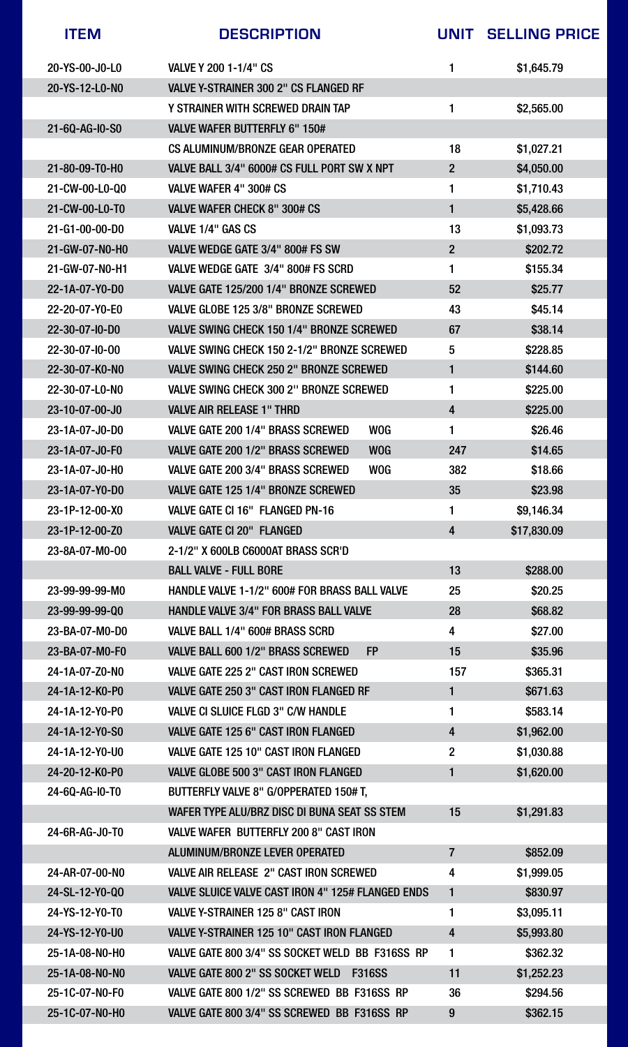| ITEM | DESCRIPTION | UNIT | SELLING PRICE |
|---|---|---|---|
| 20-YS-00-J0-L0 | VALVE Y 200 1-1/4" CS | 1 | $1,645.79 |
| 20-YS-12-L0-N0 | VALVE Y-STRAINER 300 2" CS FLANGED RF | | |
| | Y STRAINER WITH SCREWED DRAIN TAP | 1 | $2,565.00 |
| 21-6Q-AG-I0-S0 | VALVE WAFER BUTTERFLY 6" 150# | | |
| | CS ALUMINUM/BRONZE GEAR OPERATED | 18 | $1,027.21 |
| 21-80-09-T0-H0 | VALVE BALL 3/4" 6000# CS FULL PORT SW X NPT | 2 | $4,050.00 |
| 21-CW-00-L0-Q0 | VALVE WAFER 4" 300# CS | 1 | $1,710.43 |
| 21-CW-00-L0-T0 | VALVE WAFER CHECK 8" 300# CS | 1 | $5,428.66 |
| 21-G1-00-00-D0 | VALVE 1/4" GAS CS | 13 | $1,093.73 |
| 21-GW-07-N0-H0 | VALVE WEDGE GATE 3/4" 800# FS SW | 2 | $202.72 |
| 21-GW-07-N0-H1 | VALVE WEDGE GATE 3/4" 800# FS SCRD | 1 | $155.34 |
| 22-1A-07-Y0-D0 | VALVE GATE 125/200 1/4" BRONZE SCREWED | 52 | $25.77 |
| 22-20-07-Y0-E0 | VALVE GLOBE 125 3/8" BRONZE SCREWED | 43 | $45.14 |
| 22-30-07-I0-D0 | VALVE SWING CHECK 150 1/4" BRONZE SCREWED | 67 | $38.14 |
| 22-30-07-I0-O0 | VALVE SWING CHECK 150 2-1/2" BRONZE SCREWED | 5 | $228.85 |
| 22-30-07-K0-N0 | VALVE SWING CHECK 250 2" BRONZE SCREWED | 1 | $144.60 |
| 22-30-07-L0-N0 | VALVE SWING CHECK 300 2'' BRONZE SCREWED | 1 | $225.00 |
| 23-10-07-00-J0 | VALVE AIR RELEASE 1" THRD | 4 | $225.00 |
| 23-1A-07-J0-D0 | VALVE GATE 200 1/4" BRASS SCREWED WOG | 1 | $26.46 |
| 23-1A-07-J0-F0 | VALVE GATE 200 1/2" BRASS SCREWED WOG | 247 | $14.65 |
| 23-1A-07-J0-H0 | VALVE GATE 200 3/4" BRASS SCREWED WOG | 382 | $18.66 |
| 23-1A-07-Y0-D0 | VALVE GATE 125 1/4" BRONZE SCREWED | 35 | $23.98 |
| 23-1P-12-00-X0 | VALVE GATE CI 16" FLANGED PN-16 | 1 | $9,146.34 |
| 23-1P-12-00-Z0 | VALVE GATE CI 20" FLANGED | 4 | $17,830.09 |
| 23-8A-07-M0-O0 | 2-1/2" X 600LB C6000AT BRASS SCR'D | | |
| | BALL VALVE - FULL BORE | 13 | $288.00 |
| 23-99-99-99-M0 | HANDLE VALVE 1-1/2" 600# FOR BRASS BALL VALVE | 25 | $20.25 |
| 23-99-99-99-Q0 | HANDLE VALVE 3/4" FOR BRASS BALL VALVE | 28 | $68.82 |
| 23-BA-07-M0-D0 | VALVE BALL 1/4" 600# BRASS SCRD | 4 | $27.00 |
| 23-BA-07-M0-F0 | VALVE BALL 600 1/2" BRASS SCREWED FP | 15 | $35.96 |
| 24-1A-07-Z0-N0 | VALVE GATE 225 2" CAST IRON SCREWED | 157 | $365.31 |
| 24-1A-12-K0-P0 | VALVE GATE 250 3" CAST IRON FLANGED RF | 1 | $671.63 |
| 24-1A-12-Y0-P0 | VALVE CI SLUICE FLGD 3" C/W HANDLE | 1 | $583.14 |
| 24-1A-12-Y0-S0 | VALVE GATE 125 6" CAST IRON FLANGED | 4 | $1,962.00 |
| 24-1A-12-Y0-U0 | VALVE GATE 125 10" CAST IRON FLANGED | 2 | $1,030.88 |
| 24-20-12-K0-P0 | VALVE GLOBE 500 3" CAST IRON FLANGED | 1 | $1,620.00 |
| 24-6Q-AG-I0-T0 | BUTTERFLY VALVE 8" G/OPPERATED 150# T, | | |
| | WAFER TYPE ALU/BRZ DISC DI BUNA SEAT SS STEM | 15 | $1,291.83 |
| 24-6R-AG-J0-T0 | VALVE WAFER BUTTERFLY 200 8" CAST IRON | | |
| | ALUMINUM/BRONZE LEVER OPERATED | 7 | $852.09 |
| 24-AR-07-00-N0 | VALVE AIR RELEASE 2" CAST IRON SCREWED | 4 | $1,999.05 |
| 24-SL-12-Y0-Q0 | VALVE SLUICE VALVE CAST IRON 4" 125# FLANGED ENDS | 1 | $830.97 |
| 24-YS-12-Y0-T0 | VALVE Y-STRAINER 125 8" CAST IRON | 1 | $3,095.11 |
| 24-YS-12-Y0-U0 | VALVE Y-STRAINER 125 10" CAST IRON FLANGED | 4 | $5,993.80 |
| 25-1A-08-N0-H0 | VALVE GATE 800 3/4" SS SOCKET WELD BB F316SS RP | 1 | $362.32 |
| 25-1A-08-N0-N0 | VALVE GATE 800 2" SS SOCKET WELD F316SS | 11 | $1,252.23 |
| 25-1C-07-N0-F0 | VALVE GATE 800 1/2" SS SCREWED BB F316SS RP | 36 | $294.56 |
| 25-1C-07-N0-H0 | VALVE GATE 800 3/4" SS SCREWED BB F316SS RP | 9 | $362.15 |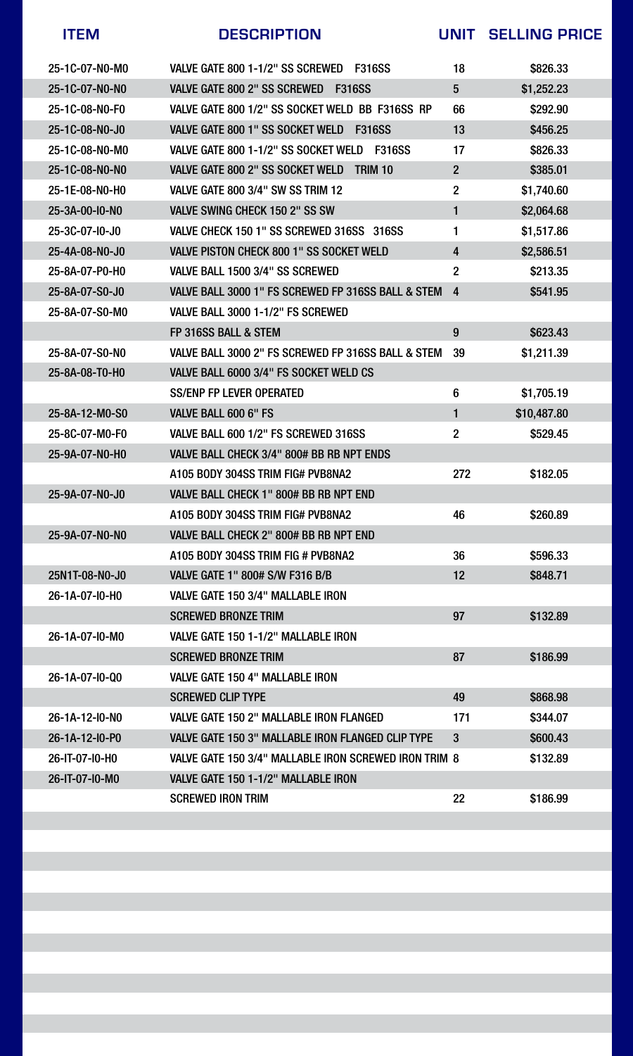| ITEM | DESCRIPTION | UNIT | SELLING PRICE |
|---|---|---|---|
| 25-1C-07-N0-M0 | VALVE GATE 800 1-1/2" SS SCREWED F316SS | 18 | $826.33 |
| 25-1C-07-N0-N0 | VALVE GATE 800 2" SS SCREWED F316SS | 5 | $1,252.23 |
| 25-1C-08-N0-F0 | VALVE GATE 800 1/2" SS SOCKET WELD BB F316SS RP | 66 | $292.90 |
| 25-1C-08-N0-J0 | VALVE GATE 800 1" SS SOCKET WELD F316SS | 13 | $456.25 |
| 25-1C-08-N0-M0 | VALVE GATE 800 1-1/2" SS SOCKET WELD F316SS | 17 | $826.33 |
| 25-1C-08-N0-N0 | VALVE GATE 800 2" SS SOCKET WELD TRIM 10 | 2 | $385.01 |
| 25-1E-08-N0-H0 | VALVE GATE 800 3/4" SW SS TRIM 12 | 2 | $1,740.60 |
| 25-3A-00-I0-N0 | VALVE SWING CHECK 150 2" SS SW | 1 | $2,064.68 |
| 25-3C-07-I0-J0 | VALVE CHECK 150 1" SS SCREWED 316SS 316SS | 1 | $1,517.86 |
| 25-4A-08-N0-J0 | VALVE PISTON CHECK 800 1" SS SOCKET WELD | 4 | $2,586.51 |
| 25-8A-07-P0-H0 | VALVE BALL 1500 3/4" SS SCREWED | 2 | $213.35 |
| 25-8A-07-S0-J0 | VALVE BALL 3000 1" FS SCREWED FP 316SS BALL & STEM | 4 | $541.95 |
| 25-8A-07-S0-M0 | VALVE BALL 3000 1-1/2" FS SCREWED FP 316SS BALL & STEM | 9 | $623.43 |
| 25-8A-07-S0-N0 | VALVE BALL 3000 2" FS SCREWED FP 316SS BALL & STEM | 39 | $1,211.39 |
| 25-8A-08-T0-H0 | VALVE BALL 6000 3/4" FS SOCKET WELD CS SS/ENP FP LEVER OPERATED | 6 | $1,705.19 |
| 25-8A-12-M0-S0 | VALVE BALL 600 6" FS | 1 | $10,487.80 |
| 25-8C-07-M0-F0 | VALVE BALL 600 1/2" FS SCREWED 316SS | 2 | $529.45 |
| 25-9A-07-N0-H0 | VALVE BALL CHECK 3/4" 800# BB RB NPT ENDS A105 BODY 304SS TRIM FIG# PVB8NA2 | 272 | $182.05 |
| 25-9A-07-N0-J0 | VALVE BALL CHECK 1" 800# BB RB NPT END A105 BODY 304SS TRIM FIG# PVB8NA2 | 46 | $260.89 |
| 25-9A-07-N0-N0 | VALVE BALL CHECK 2" 800# BB RB NPT END A105 BODY 304SS TRIM FIG # PVB8NA2 | 36 | $596.33 |
| 25N1T-08-N0-J0 | VALVE GATE 1" 800# S/W F316 B/B | 12 | $848.71 |
| 26-1A-07-I0-H0 | VALVE GATE 150 3/4" MALLABLE IRON SCREWED BRONZE TRIM | 97 | $132.89 |
| 26-1A-07-I0-M0 | VALVE GATE 150 1-1/2" MALLABLE IRON SCREWED BRONZE TRIM | 87 | $186.99 |
| 26-1A-07-I0-Q0 | VALVE GATE 150 4" MALLABLE IRON SCREWED CLIP TYPE | 49 | $868.98 |
| 26-1A-12-I0-N0 | VALVE GATE 150 2" MALLABLE IRON FLANGED | 171 | $344.07 |
| 26-1A-12-I0-P0 | VALVE GATE 150 3" MALLABLE IRON FLANGED CLIP TYPE | 3 | $600.43 |
| 26-IT-07-I0-H0 | VALVE GATE 150 3/4" MALLABLE IRON SCREWED IRON TRIM | 8 | $132.89 |
| 26-IT-07-I0-M0 | VALVE GATE 150 1-1/2" MALLABLE IRON SCREWED IRON TRIM | 22 | $186.99 |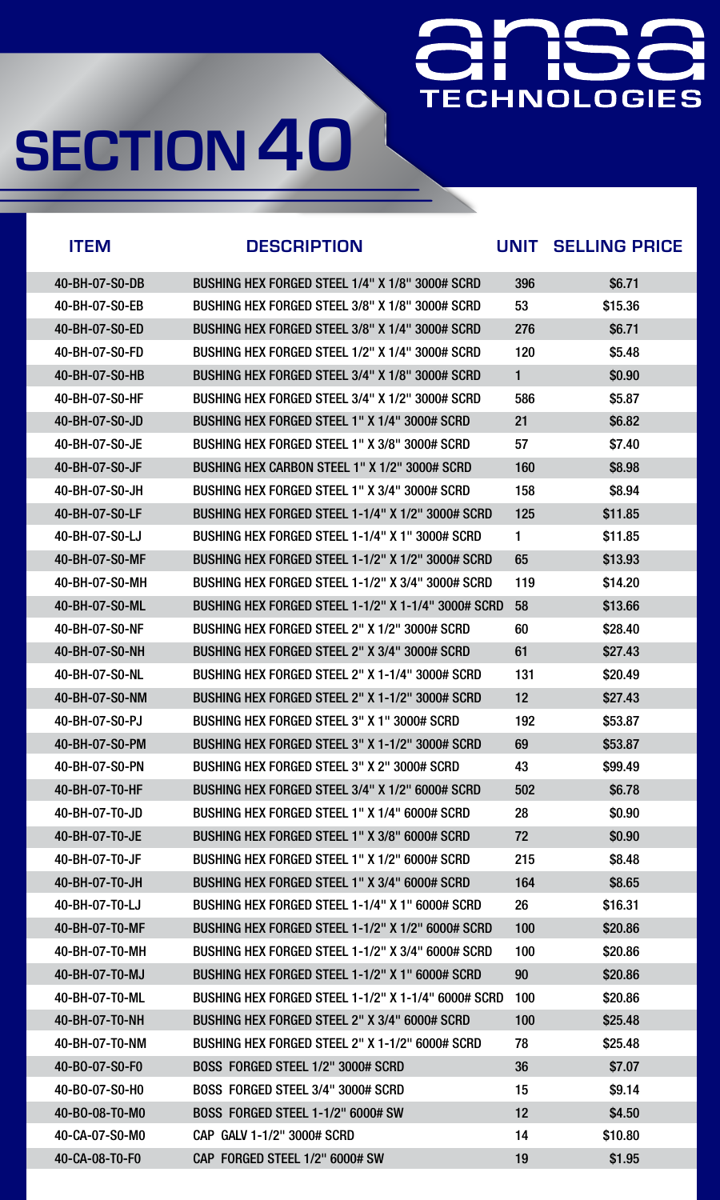# SECTION 40

ansa TECHNOLOGIES

| ITEM | DESCRIPTION | UNIT | SELLING PRICE |
|---|---|---|---|
| 40-BH-07-S0-DB | BUSHING HEX FORGED STEEL 1/4" X 1/8" 3000# SCRD | 396 | $6.71 |
| 40-BH-07-S0-EB | BUSHING HEX FORGED STEEL 3/8" X 1/8" 3000# SCRD | 53 | $15.36 |
| 40-BH-07-S0-ED | BUSHING HEX FORGED STEEL 3/8" X 1/4" 3000# SCRD | 276 | $6.71 |
| 40-BH-07-S0-FD | BUSHING HEX FORGED STEEL 1/2" X 1/4" 3000# SCRD | 120 | $5.48 |
| 40-BH-07-S0-HB | BUSHING HEX FORGED STEEL 3/4" X 1/8" 3000# SCRD | 1 | $0.90 |
| 40-BH-07-S0-HF | BUSHING HEX FORGED STEEL 3/4" X 1/2" 3000# SCRD | 586 | $5.87 |
| 40-BH-07-S0-JD | BUSHING HEX FORGED STEEL 1" X 1/4" 3000# SCRD | 21 | $6.82 |
| 40-BH-07-S0-JE | BUSHING HEX FORGED STEEL 1" X 3/8" 3000# SCRD | 57 | $7.40 |
| 40-BH-07-S0-JF | BUSHING HEX CARBON STEEL 1" X 1/2" 3000# SCRD | 160 | $8.98 |
| 40-BH-07-S0-JH | BUSHING HEX FORGED STEEL 1" X 3/4" 3000# SCRD | 158 | $8.94 |
| 40-BH-07-S0-LF | BUSHING HEX FORGED STEEL 1-1/4" X 1/2" 3000# SCRD | 125 | $11.85 |
| 40-BH-07-S0-LJ | BUSHING HEX FORGED STEEL 1-1/4" X 1" 3000# SCRD | 1 | $11.85 |
| 40-BH-07-S0-MF | BUSHING HEX FORGED STEEL 1-1/2" X 1/2" 3000# SCRD | 65 | $13.93 |
| 40-BH-07-S0-MH | BUSHING HEX FORGED STEEL 1-1/2" X 3/4" 3000# SCRD | 119 | $14.20 |
| 40-BH-07-S0-ML | BUSHING HEX FORGED STEEL 1-1/2" X 1-1/4" 3000# SCRD | 58 | $13.66 |
| 40-BH-07-S0-NF | BUSHING HEX FORGED STEEL 2" X 1/2" 3000# SCRD | 60 | $28.40 |
| 40-BH-07-S0-NH | BUSHING HEX FORGED STEEL 2" X 3/4" 3000# SCRD | 61 | $27.43 |
| 40-BH-07-S0-NL | BUSHING HEX FORGED STEEL 2" X 1-1/4" 3000# SCRD | 131 | $20.49 |
| 40-BH-07-S0-NM | BUSHING HEX FORGED STEEL 2" X 1-1/2" 3000# SCRD | 12 | $27.43 |
| 40-BH-07-S0-PJ | BUSHING HEX FORGED STEEL 3" X 1" 3000# SCRD | 192 | $53.87 |
| 40-BH-07-S0-PM | BUSHING HEX FORGED STEEL 3" X 1-1/2" 3000# SCRD | 69 | $53.87 |
| 40-BH-07-S0-PN | BUSHING HEX FORGED STEEL 3" X 2" 3000# SCRD | 43 | $99.49 |
| 40-BH-07-T0-HF | BUSHING HEX FORGED STEEL 3/4" X 1/2" 6000# SCRD | 502 | $6.78 |
| 40-BH-07-T0-JD | BUSHING HEX FORGED STEEL 1" X 1/4" 6000# SCRD | 28 | $0.90 |
| 40-BH-07-T0-JE | BUSHING HEX FORGED STEEL 1" X 3/8" 6000# SCRD | 72 | $0.90 |
| 40-BH-07-T0-JF | BUSHING HEX FORGED STEEL 1" X 1/2" 6000# SCRD | 215 | $8.48 |
| 40-BH-07-T0-JH | BUSHING HEX FORGED STEEL 1" X 3/4" 6000# SCRD | 164 | $8.65 |
| 40-BH-07-T0-LJ | BUSHING HEX FORGED STEEL 1-1/4" X 1" 6000# SCRD | 26 | $16.31 |
| 40-BH-07-T0-MF | BUSHING HEX FORGED STEEL 1-1/2" X 1/2" 6000# SCRD | 100 | $20.86 |
| 40-BH-07-T0-MH | BUSHING HEX FORGED STEEL 1-1/2" X 3/4" 6000# SCRD | 100 | $20.86 |
| 40-BH-07-T0-MJ | BUSHING HEX FORGED STEEL 1-1/2" X 1" 6000# SCRD | 90 | $20.86 |
| 40-BH-07-T0-ML | BUSHING HEX FORGED STEEL 1-1/2" X 1-1/4" 6000# SCRD | 100 | $20.86 |
| 40-BH-07-T0-NH | BUSHING HEX FORGED STEEL 2" X 3/4" 6000# SCRD | 100 | $25.48 |
| 40-BH-07-T0-NM | BUSHING HEX FORGED STEEL 2" X 1-1/2" 6000# SCRD | 78 | $25.48 |
| 40-BO-07-S0-F0 | BOSS FORGED STEEL 1/2" 3000# SCRD | 36 | $7.07 |
| 40-BO-07-S0-H0 | BOSS FORGED STEEL 3/4" 3000# SCRD | 15 | $9.14 |
| 40-BO-08-T0-M0 | BOSS FORGED STEEL 1-1/2" 6000# SW | 12 | $4.50 |
| 40-CA-07-S0-M0 | CAP GALV 1-1/2" 3000# SCRD | 14 | $10.80 |
| 40-CA-08-T0-F0 | CAP FORGED STEEL 1/2" 6000# SW | 19 | $1.95 |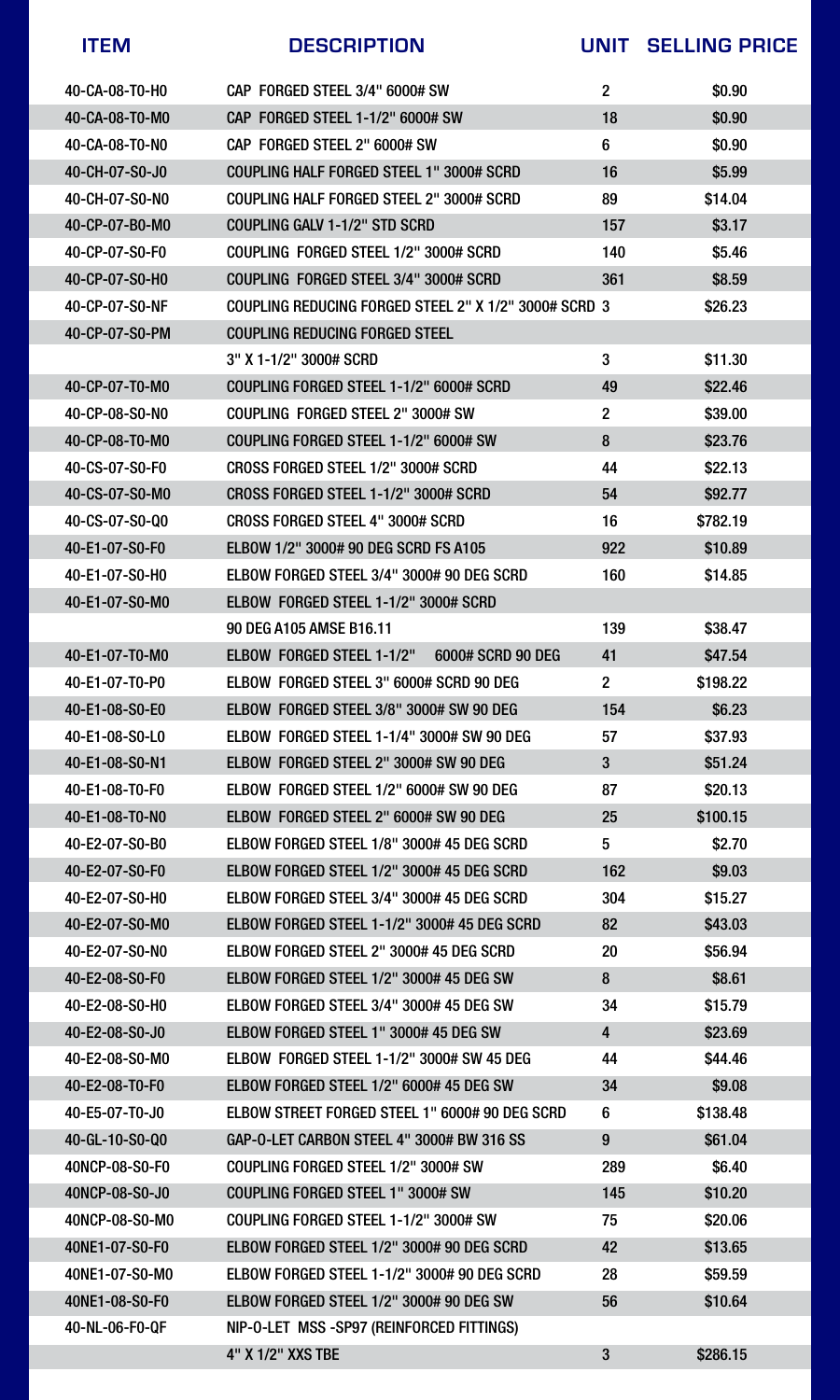| ITEM | DESCRIPTION | UNIT | SELLING PRICE |
|---|---|---|---|
| 40-CA-08-T0-H0 | CAP FORGED STEEL 3/4" 6000# SW | 2 | $0.90 |
| 40-CA-08-T0-M0 | CAP FORGED STEEL 1-1/2" 6000# SW | 18 | $0.90 |
| 40-CA-08-T0-N0 | CAP FORGED STEEL 2" 6000# SW | 6 | $0.90 |
| 40-CH-07-S0-J0 | COUPLING HALF FORGED STEEL 1" 3000# SCRD | 16 | $5.99 |
| 40-CH-07-S0-N0 | COUPLING HALF FORGED STEEL 2" 3000# SCRD | 89 | $14.04 |
| 40-CP-07-B0-M0 | COUPLING GALV 1-1/2" STD SCRD | 157 | $3.17 |
| 40-CP-07-S0-F0 | COUPLING FORGED STEEL 1/2" 3000# SCRD | 140 | $5.46 |
| 40-CP-07-S0-H0 | COUPLING FORGED STEEL 3/4" 3000# SCRD | 361 | $8.59 |
| 40-CP-07-S0-NF | COUPLING REDUCING FORGED STEEL 2" X 1/2" 3000# SCRD | 3 | $26.23 |
| 40-CP-07-S0-PM | COUPLING REDUCING FORGED STEEL 3" X 1-1/2" 3000# SCRD | 3 | $11.30 |
| 40-CP-07-T0-M0 | COUPLING FORGED STEEL 1-1/2" 6000# SCRD | 49 | $22.46 |
| 40-CP-08-S0-N0 | COUPLING FORGED STEEL 2" 3000# SW | 2 | $39.00 |
| 40-CP-08-T0-M0 | COUPLING FORGED STEEL 1-1/2" 6000# SW | 8 | $23.76 |
| 40-CS-07-S0-F0 | CROSS FORGED STEEL 1/2" 3000# SCRD | 44 | $22.13 |
| 40-CS-07-S0-M0 | CROSS FORGED STEEL 1-1/2" 3000# SCRD | 54 | $92.77 |
| 40-CS-07-S0-Q0 | CROSS FORGED STEEL 4" 3000# SCRD | 16 | $782.19 |
| 40-E1-07-S0-F0 | ELBOW 1/2" 3000# 90 DEG SCRD FS A105 | 922 | $10.89 |
| 40-E1-07-S0-H0 | ELBOW FORGED STEEL 3/4" 3000# 90 DEG SCRD | 160 | $14.85 |
| 40-E1-07-S0-M0 | ELBOW FORGED STEEL 1-1/2" 3000# SCRD 90 DEG A105 AMSE B16.11 | 139 | $38.47 |
| 40-E1-07-T0-M0 | ELBOW FORGED STEEL 1-1/2" 6000# SCRD 90 DEG | 41 | $47.54 |
| 40-E1-07-T0-P0 | ELBOW FORGED STEEL 3" 6000# SCRD 90 DEG | 2 | $198.22 |
| 40-E1-08-S0-E0 | ELBOW FORGED STEEL 3/8" 3000# SW 90 DEG | 154 | $6.23 |
| 40-E1-08-S0-L0 | ELBOW FORGED STEEL 1-1/4" 3000# SW 90 DEG | 57 | $37.93 |
| 40-E1-08-S0-N1 | ELBOW FORGED STEEL 2" 3000# SW 90 DEG | 3 | $51.24 |
| 40-E1-08-T0-F0 | ELBOW FORGED STEEL 1/2" 6000# SW 90 DEG | 87 | $20.13 |
| 40-E1-08-T0-N0 | ELBOW FORGED STEEL 2" 6000# SW 90 DEG | 25 | $100.15 |
| 40-E2-07-S0-B0 | ELBOW FORGED STEEL 1/8" 3000# 45 DEG SCRD | 5 | $2.70 |
| 40-E2-07-S0-F0 | ELBOW FORGED STEEL 1/2" 3000# 45 DEG SCRD | 162 | $9.03 |
| 40-E2-07-S0-H0 | ELBOW FORGED STEEL 3/4" 3000# 45 DEG SCRD | 304 | $15.27 |
| 40-E2-07-S0-M0 | ELBOW FORGED STEEL 1-1/2" 3000# 45 DEG SCRD | 82 | $43.03 |
| 40-E2-07-S0-N0 | ELBOW FORGED STEEL 2" 3000# 45 DEG SCRD | 20 | $56.94 |
| 40-E2-08-S0-F0 | ELBOW FORGED STEEL 1/2" 3000# 45 DEG SW | 8 | $8.61 |
| 40-E2-08-S0-H0 | ELBOW FORGED STEEL 3/4" 3000# 45 DEG SW | 34 | $15.79 |
| 40-E2-08-S0-J0 | ELBOW FORGED STEEL 1" 3000# 45 DEG SW | 4 | $23.69 |
| 40-E2-08-S0-M0 | ELBOW FORGED STEEL 1-1/2" 3000# SW 45 DEG | 44 | $44.46 |
| 40-E2-08-T0-F0 | ELBOW FORGED STEEL 1/2" 6000# 45 DEG SW | 34 | $9.08 |
| 40-E5-07-T0-J0 | ELBOW STREET FORGED STEEL 1" 6000# 90 DEG SCRD | 6 | $138.48 |
| 40-GL-10-S0-Q0 | GAP-O-LET CARBON STEEL 4" 3000# BW 316 SS | 9 | $61.04 |
| 40NCP-08-S0-F0 | COUPLING FORGED STEEL 1/2" 3000# SW | 289 | $6.40 |
| 40NCP-08-S0-J0 | COUPLING FORGED STEEL 1" 3000# SW | 145 | $10.20 |
| 40NCP-08-S0-M0 | COUPLING FORGED STEEL 1-1/2" 3000# SW | 75 | $20.06 |
| 40NE1-07-S0-F0 | ELBOW FORGED STEEL 1/2" 3000# 90 DEG SCRD | 42 | $13.65 |
| 40NE1-07-S0-M0 | ELBOW FORGED STEEL 1-1/2" 3000# 90 DEG SCRD | 28 | $59.59 |
| 40NE1-08-S0-F0 | ELBOW FORGED STEEL 1/2" 3000# 90 DEG SW | 56 | $10.64 |
| 40-NL-06-F0-QF | NIP-O-LET MSS -SP97 (REINFORCED FITTINGS) 4" X 1/2" XXS TBE | 3 | $286.15 |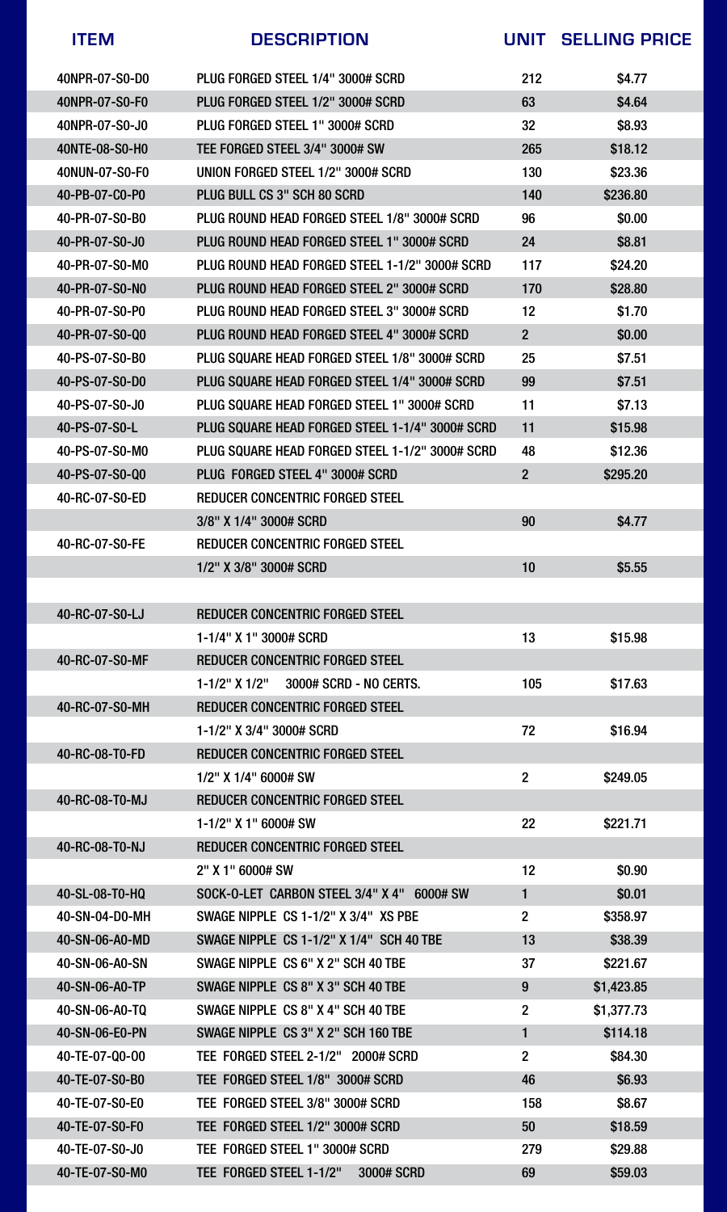| ITEM | DESCRIPTION | UNIT | SELLING PRICE |
|---|---|---|---|
| 40NPR-07-S0-D0 | PLUG FORGED STEEL 1/4" 3000# SCRD | 212 | $4.77 |
| 40NPR-07-S0-F0 | PLUG FORGED STEEL 1/2" 3000# SCRD | 63 | $4.64 |
| 40NPR-07-S0-J0 | PLUG FORGED STEEL 1" 3000# SCRD | 32 | $8.93 |
| 40NTE-08-S0-H0 | TEE FORGED STEEL 3/4" 3000# SW | 265 | $18.12 |
| 40NUN-07-S0-F0 | UNION FORGED STEEL 1/2" 3000# SCRD | 130 | $23.36 |
| 40-PB-07-C0-P0 | PLUG BULL CS 3" SCH 80 SCRD | 140 | $236.80 |
| 40-PR-07-S0-B0 | PLUG ROUND HEAD FORGED STEEL 1/8" 3000# SCRD | 96 | $0.00 |
| 40-PR-07-S0-J0 | PLUG ROUND HEAD FORGED STEEL 1" 3000# SCRD | 24 | $8.81 |
| 40-PR-07-S0-M0 | PLUG ROUND HEAD FORGED STEEL 1-1/2" 3000# SCRD | 117 | $24.20 |
| 40-PR-07-S0-N0 | PLUG ROUND HEAD FORGED STEEL 2" 3000# SCRD | 170 | $28.80 |
| 40-PR-07-S0-P0 | PLUG ROUND HEAD FORGED STEEL 3" 3000# SCRD | 12 | $1.70 |
| 40-PR-07-S0-Q0 | PLUG ROUND HEAD FORGED STEEL 4" 3000# SCRD | 2 | $0.00 |
| 40-PS-07-S0-B0 | PLUG SQUARE HEAD FORGED STEEL 1/8" 3000# SCRD | 25 | $7.51 |
| 40-PS-07-S0-D0 | PLUG SQUARE HEAD FORGED STEEL 1/4" 3000# SCRD | 99 | $7.51 |
| 40-PS-07-S0-J0 | PLUG SQUARE HEAD FORGED STEEL 1" 3000# SCRD | 11 | $7.13 |
| 40-PS-07-S0-L | PLUG SQUARE HEAD FORGED STEEL 1-1/4" 3000# SCRD | 11 | $15.98 |
| 40-PS-07-S0-M0 | PLUG SQUARE HEAD FORGED STEEL 1-1/2" 3000# SCRD | 48 | $12.36 |
| 40-PS-07-S0-Q0 | PLUG FORGED STEEL 4" 3000# SCRD | 2 | $295.20 |
| 40-RC-07-S0-ED | REDUCER CONCENTRIC FORGED STEEL | | |
| | 3/8" X 1/4" 3000# SCRD | 90 | $4.77 |
| 40-RC-07-S0-FE | REDUCER CONCENTRIC FORGED STEEL | | |
| | 1/2" X 3/8" 3000# SCRD | 10 | $5.55 |
| | | | |
| 40-RC-07-S0-LJ | REDUCER CONCENTRIC FORGED STEEL | | |
| | 1-1/4" X 1" 3000# SCRD | 13 | $15.98 |
| 40-RC-07-S0-MF | REDUCER CONCENTRIC FORGED STEEL | | |
| | 1-1/2" X 1/2" 3000# SCRD - NO CERTS. | 105 | $17.63 |
| 40-RC-07-S0-MH | REDUCER CONCENTRIC FORGED STEEL | | |
| | 1-1/2" X 3/4" 3000# SCRD | 72 | $16.94 |
| 40-RC-08-T0-FD | REDUCER CONCENTRIC FORGED STEEL | | |
| | 1/2" X 1/4" 6000# SW | 2 | $249.05 |
| 40-RC-08-T0-MJ | REDUCER CONCENTRIC FORGED STEEL | | |
| | 1-1/2" X 1" 6000# SW | 22 | $221.71 |
| 40-RC-08-T0-NJ | REDUCER CONCENTRIC FORGED STEEL | | |
| | 2" X 1" 6000# SW | 12 | $0.90 |
| 40-SL-08-T0-HQ | SOCK-O-LET CARBON STEEL 3/4" X 4" 6000# SW | 1 | $0.01 |
| 40-SN-04-D0-MH | SWAGE NIPPLE CS 1-1/2" X 3/4" XS PBE | 2 | $358.97 |
| 40-SN-06-A0-MD | SWAGE NIPPLE CS 1-1/2" X 1/4" SCH 40 TBE | 13 | $38.39 |
| 40-SN-06-A0-SN | SWAGE NIPPLE CS 6" X 2" SCH 40 TBE | 37 | $221.67 |
| 40-SN-06-A0-TP | SWAGE NIPPLE CS 8" X 3" SCH 40 TBE | 9 | $1,423.85 |
| 40-SN-06-A0-TQ | SWAGE NIPPLE CS 8" X 4" SCH 40 TBE | 2 | $1,377.73 |
| 40-SN-06-E0-PN | SWAGE NIPPLE CS 3" X 2" SCH 160 TBE | 1 | $114.18 |
| 40-TE-07-Q0-O0 | TEE FORGED STEEL 2-1/2" 2000# SCRD | 2 | $84.30 |
| 40-TE-07-S0-B0 | TEE FORGED STEEL 1/8" 3000# SCRD | 46 | $6.93 |
| 40-TE-07-S0-E0 | TEE FORGED STEEL 3/8" 3000# SCRD | 158 | $8.67 |
| 40-TE-07-S0-F0 | TEE FORGED STEEL 1/2" 3000# SCRD | 50 | $18.59 |
| 40-TE-07-S0-J0 | TEE FORGED STEEL 1" 3000# SCRD | 279 | $29.88 |
| 40-TE-07-S0-M0 | TEE FORGED STEEL 1-1/2" 3000# SCRD | 69 | $59.03 |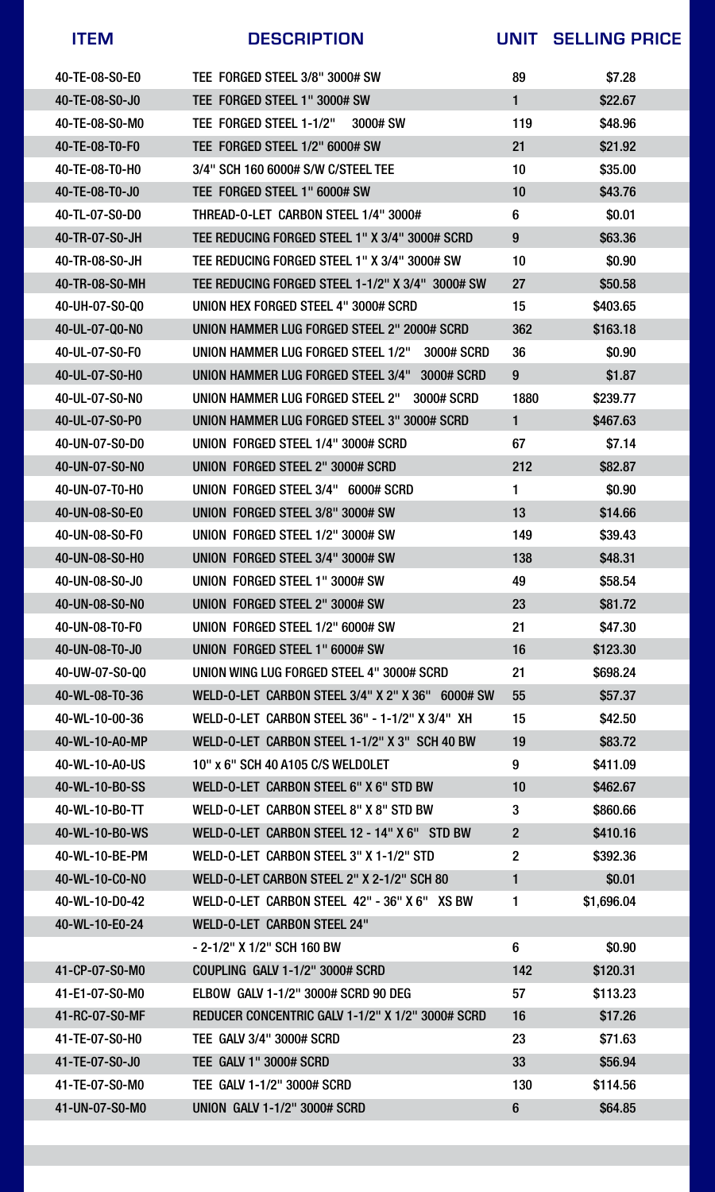| ITEM | DESCRIPTION | UNIT | SELLING PRICE |
|---|---|---|---|
| 40-TE-08-S0-E0 | TEE FORGED STEEL 3/8" 3000# SW | 89 | $7.28 |
| 40-TE-08-S0-J0 | TEE FORGED STEEL 1" 3000# SW | 1 | $22.67 |
| 40-TE-08-S0-M0 | TEE FORGED STEEL 1-1/2" 3000# SW | 119 | $48.96 |
| 40-TE-08-T0-F0 | TEE FORGED STEEL 1/2" 6000# SW | 21 | $21.92 |
| 40-TE-08-T0-H0 | 3/4" SCH 160 6000# S/W C/STEEL TEE | 10 | $35.00 |
| 40-TE-08-T0-J0 | TEE FORGED STEEL 1" 6000# SW | 10 | $43.76 |
| 40-TL-07-S0-D0 | THREAD-O-LET CARBON STEEL 1/4" 3000# | 6 | $0.01 |
| 40-TR-07-S0-JH | TEE REDUCING FORGED STEEL 1" X 3/4" 3000# SCRD | 9 | $63.36 |
| 40-TR-08-S0-JH | TEE REDUCING FORGED STEEL 1" X 3/4" 3000# SW | 10 | $0.90 |
| 40-TR-08-S0-MH | TEE REDUCING FORGED STEEL 1-1/2" X 3/4" 3000# SW | 27 | $50.58 |
| 40-UH-07-S0-Q0 | UNION HEX FORGED STEEL 4" 3000# SCRD | 15 | $403.65 |
| 40-UL-07-Q0-N0 | UNION HAMMER LUG FORGED STEEL 2" 2000# SCRD | 362 | $163.18 |
| 40-UL-07-S0-F0 | UNION HAMMER LUG FORGED STEEL 1/2" 3000# SCRD | 36 | $0.90 |
| 40-UL-07-S0-H0 | UNION HAMMER LUG FORGED STEEL 3/4" 3000# SCRD | 9 | $1.87 |
| 40-UL-07-S0-N0 | UNION HAMMER LUG FORGED STEEL 2" 3000# SCRD | 1880 | $239.77 |
| 40-UL-07-S0-P0 | UNION HAMMER LUG FORGED STEEL 3" 3000# SCRD | 1 | $467.63 |
| 40-UN-07-S0-D0 | UNION FORGED STEEL 1/4" 3000# SCRD | 67 | $7.14 |
| 40-UN-07-S0-N0 | UNION FORGED STEEL 2" 3000# SCRD | 212 | $82.87 |
| 40-UN-07-T0-H0 | UNION FORGED STEEL 3/4" 6000# SCRD | 1 | $0.90 |
| 40-UN-08-S0-E0 | UNION FORGED STEEL 3/8" 3000# SW | 13 | $14.66 |
| 40-UN-08-S0-F0 | UNION FORGED STEEL 1/2" 3000# SW | 149 | $39.43 |
| 40-UN-08-S0-H0 | UNION FORGED STEEL 3/4" 3000# SW | 138 | $48.31 |
| 40-UN-08-S0-J0 | UNION FORGED STEEL 1" 3000# SW | 49 | $58.54 |
| 40-UN-08-S0-N0 | UNION FORGED STEEL 2" 3000# SW | 23 | $81.72 |
| 40-UN-08-T0-F0 | UNION FORGED STEEL 1/2" 6000# SW | 21 | $47.30 |
| 40-UN-08-T0-J0 | UNION FORGED STEEL 1" 6000# SW | 16 | $123.30 |
| 40-UW-07-S0-Q0 | UNION WING LUG FORGED STEEL 4" 3000# SCRD | 21 | $698.24 |
| 40-WL-08-T0-36 | WELD-O-LET CARBON STEEL 3/4" X 2" X 36" 6000# SW | 55 | $57.37 |
| 40-WL-10-00-36 | WELD-O-LET CARBON STEEL 36" - 1-1/2" X 3/4" XH | 15 | $42.50 |
| 40-WL-10-A0-MP | WELD-O-LET CARBON STEEL 1-1/2" X 3" SCH 40 BW | 19 | $83.72 |
| 40-WL-10-A0-US | 10" x 6" SCH 40 A105 C/S WELDOLET | 9 | $411.09 |
| 40-WL-10-B0-SS | WELD-O-LET CARBON STEEL 6" X 6" STD BW | 10 | $462.67 |
| 40-WL-10-B0-TT | WELD-O-LET CARBON STEEL 8" X 8" STD BW | 3 | $860.66 |
| 40-WL-10-B0-WS | WELD-O-LET CARBON STEEL 12 - 14" X 6" STD BW | 2 | $410.16 |
| 40-WL-10-BE-PM | WELD-O-LET CARBON STEEL 3" X 1-1/2" STD | 2 | $392.36 |
| 40-WL-10-C0-N0 | WELD-O-LET CARBON STEEL 2" X 2-1/2" SCH 80 | 1 | $0.01 |
| 40-WL-10-D0-42 | WELD-O-LET CARBON STEEL 42" - 36" X 6" XS BW | 1 | $1,696.04 |
| 40-WL-10-E0-24 | WELD-O-LET CARBON STEEL 24" - 2-1/2" X 1/2" SCH 160 BW | 6 | $0.90 |
| 41-CP-07-S0-M0 | COUPLING GALV 1-1/2" 3000# SCRD | 142 | $120.31 |
| 41-E1-07-S0-M0 | ELBOW GALV 1-1/2" 3000# SCRD 90 DEG | 57 | $113.23 |
| 41-RC-07-S0-MF | REDUCER CONCENTRIC GALV 1-1/2" X 1/2" 3000# SCRD | 16 | $17.26 |
| 41-TE-07-S0-H0 | TEE GALV 3/4" 3000# SCRD | 23 | $71.63 |
| 41-TE-07-S0-J0 | TEE GALV 1" 3000# SCRD | 33 | $56.94 |
| 41-TE-07-S0-M0 | TEE GALV 1-1/2" 3000# SCRD | 130 | $114.56 |
| 41-UN-07-S0-M0 | UNION GALV 1-1/2" 3000# SCRD | 6 | $64.85 |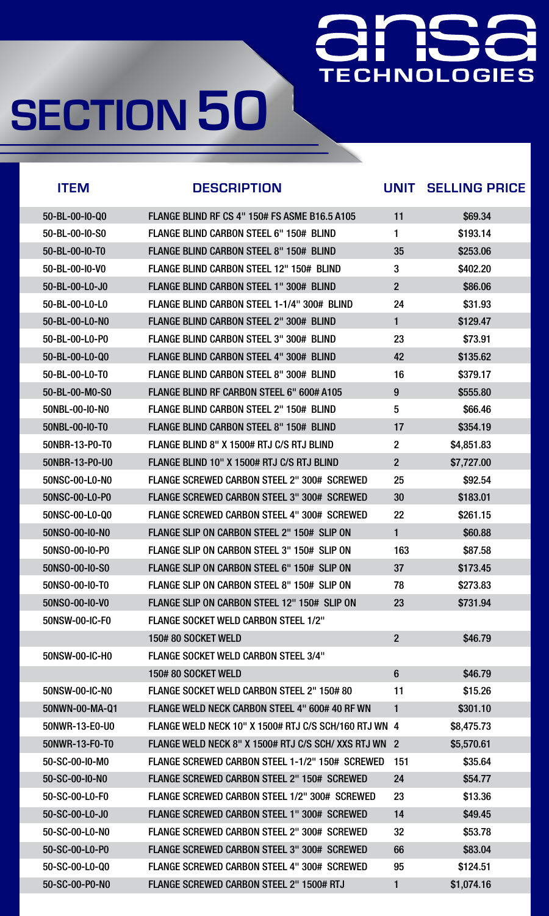# SECTION 50

ansa TECHNOLOGIES

| ITEM | DESCRIPTION | UNIT | SELLING PRICE |
|---|---|---|---|
| 50-BL-00-I0-Q0 | FLANGE BLIND RF CS 4" 150# FS ASME B16.5 A105 | 11 | $69.34 |
| 50-BL-00-I0-S0 | FLANGE BLIND CARBON STEEL 6" 150# BLIND | 1 | $193.14 |
| 50-BL-00-I0-T0 | FLANGE BLIND CARBON STEEL 8" 150# BLIND | 35 | $253.06 |
| 50-BL-00-I0-V0 | FLANGE BLIND CARBON STEEL 12" 150# BLIND | 3 | $402.20 |
| 50-BL-00-L0-J0 | FLANGE BLIND CARBON STEEL 1" 300# BLIND | 2 | $86.06 |
| 50-BL-00-L0-L0 | FLANGE BLIND CARBON STEEL 1-1/4" 300# BLIND | 24 | $31.93 |
| 50-BL-00-L0-N0 | FLANGE BLIND CARBON STEEL 2" 300# BLIND | 1 | $129.47 |
| 50-BL-00-L0-P0 | FLANGE BLIND CARBON STEEL 3" 300# BLIND | 23 | $73.91 |
| 50-BL-00-L0-Q0 | FLANGE BLIND CARBON STEEL 4" 300# BLIND | 42 | $135.62 |
| 50-BL-00-L0-T0 | FLANGE BLIND CARBON STEEL 8" 300# BLIND | 16 | $379.17 |
| 50-BL-00-M0-S0 | FLANGE BLIND RF CARBON STEEL 6" 600# A105 | 9 | $555.80 |
| 50NBL-00-I0-N0 | FLANGE BLIND CARBON STEEL 2" 150# BLIND | 5 | $66.46 |
| 50NBL-00-I0-T0 | FLANGE BLIND CARBON STEEL 8" 150# BLIND | 17 | $354.19 |
| 50NBR-13-P0-T0 | FLANGE BLIND 8" X 1500# RTJ C/S RTJ BLIND | 2 | $4,851.83 |
| 50NBR-13-P0-U0 | FLANGE BLIND 10" X 1500# RTJ C/S RTJ BLIND | 2 | $7,727.00 |
| 50NSC-00-L0-N0 | FLANGE SCREWED CARBON STEEL 2" 300# SCREWED | 25 | $92.54 |
| 50NSC-00-L0-P0 | FLANGE SCREWED CARBON STEEL 3" 300# SCREWED | 30 | $183.01 |
| 50NSC-00-L0-Q0 | FLANGE SCREWED CARBON STEEL 4" 300# SCREWED | 22 | $261.15 |
| 50NSO-00-I0-N0 | FLANGE SLIP ON CARBON STEEL 2" 150# SLIP ON | 1 | $60.88 |
| 50NSO-00-I0-P0 | FLANGE SLIP ON CARBON STEEL 3" 150# SLIP ON | 163 | $87.58 |
| 50NSO-00-I0-S0 | FLANGE SLIP ON CARBON STEEL 6" 150# SLIP ON | 37 | $173.45 |
| 50NSO-00-I0-T0 | FLANGE SLIP ON CARBON STEEL 8" 150# SLIP ON | 78 | $273.83 |
| 50NSO-00-I0-V0 | FLANGE SLIP ON CARBON STEEL 12" 150# SLIP ON | 23 | $731.94 |
| 50NSW-00-IC-F0 | FLANGE SOCKET WELD CARBON STEEL 1/2" | | |
| | 150# 80 SOCKET WELD | 2 | $46.79 |
| 50NSW-00-IC-H0 | FLANGE SOCKET WELD CARBON STEEL 3/4" | | |
| | 150# 80 SOCKET WELD | 6 | $46.79 |
| 50NSW-00-IC-N0 | FLANGE SOCKET WELD CARBON STEEL 2" 150# 80 | 11 | $15.26 |
| 50NWN-00-MA-Q1 | FLANGE WELD NECK CARBON STEEL 4" 600# 40 RF WN | 1 | $301.10 |
| 50NWR-13-E0-U0 | FLANGE WELD NECK 10" X 1500# RTJ C/S SCH/160 RTJ WN | 4 | $8,475.73 |
| 50NWR-13-F0-T0 | FLANGE WELD NECK 8" X 1500# RTJ C/S SCH/ XXS RTJ WN | 2 | $5,570.61 |
| 50-SC-00-I0-M0 | FLANGE SCREWED CARBON STEEL 1-1/2" 150# SCREWED | 151 | $35.64 |
| 50-SC-00-I0-N0 | FLANGE SCREWED CARBON STEEL 2" 150# SCREWED | 24 | $54.77 |
| 50-SC-00-L0-F0 | FLANGE SCREWED CARBON STEEL 1/2" 300# SCREWED | 23 | $13.36 |
| 50-SC-00-L0-J0 | FLANGE SCREWED CARBON STEEL 1" 300# SCREWED | 14 | $49.45 |
| 50-SC-00-L0-N0 | FLANGE SCREWED CARBON STEEL 2" 300# SCREWED | 32 | $53.78 |
| 50-SC-00-L0-P0 | FLANGE SCREWED CARBON STEEL 3" 300# SCREWED | 66 | $83.04 |
| 50-SC-00-L0-Q0 | FLANGE SCREWED CARBON STEEL 4" 300# SCREWED | 95 | $124.51 |
| 50-SC-00-P0-N0 | FLANGE SCREWED CARBON STEEL 2" 1500# RTJ | 1 | $1,074.16 |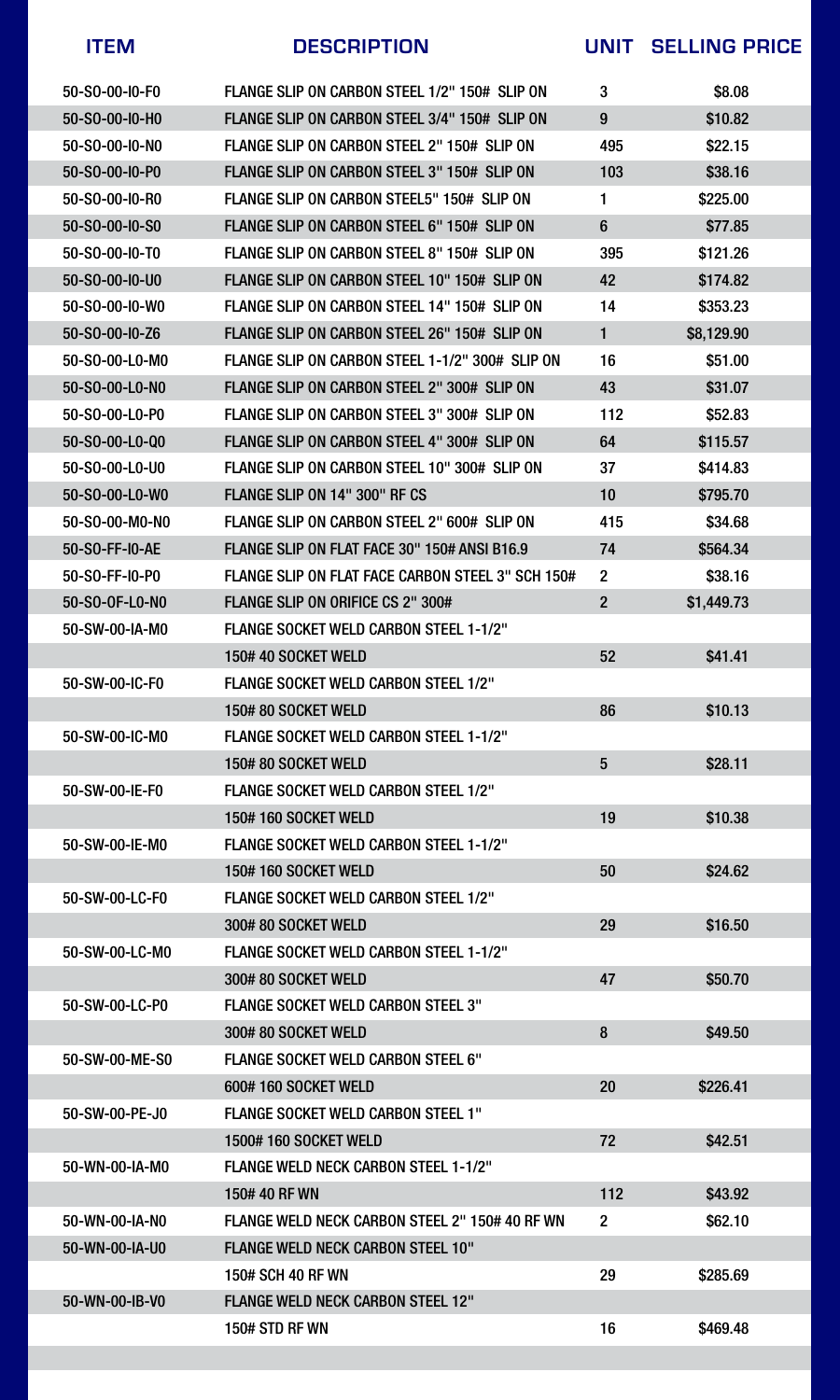| ITEM | DESCRIPTION | UNIT | SELLING PRICE |
|---|---|---|---|
| 50-SO-00-I0-F0 | FLANGE SLIP ON CARBON STEEL 1/2" 150# SLIP ON | 3 | $8.08 |
| 50-SO-00-I0-H0 | FLANGE SLIP ON CARBON STEEL 3/4" 150# SLIP ON | 9 | $10.82 |
| 50-SO-00-I0-N0 | FLANGE SLIP ON CARBON STEEL 2" 150# SLIP ON | 495 | $22.15 |
| 50-SO-00-I0-P0 | FLANGE SLIP ON CARBON STEEL 3" 150# SLIP ON | 103 | $38.16 |
| 50-SO-00-I0-R0 | FLANGE SLIP ON CARBON STEEL5" 150# SLIP ON | 1 | $225.00 |
| 50-SO-00-I0-S0 | FLANGE SLIP ON CARBON STEEL 6" 150# SLIP ON | 6 | $77.85 |
| 50-SO-00-I0-T0 | FLANGE SLIP ON CARBON STEEL 8" 150# SLIP ON | 395 | $121.26 |
| 50-SO-00-I0-U0 | FLANGE SLIP ON CARBON STEEL 10" 150# SLIP ON | 42 | $174.82 |
| 50-SO-00-I0-W0 | FLANGE SLIP ON CARBON STEEL 14" 150# SLIP ON | 14 | $353.23 |
| 50-SO-00-I0-Z6 | FLANGE SLIP ON CARBON STEEL 26" 150# SLIP ON | 1 | $8,129.90 |
| 50-SO-00-L0-M0 | FLANGE SLIP ON CARBON STEEL 1-1/2" 300# SLIP ON | 16 | $51.00 |
| 50-SO-00-L0-N0 | FLANGE SLIP ON CARBON STEEL 2" 300# SLIP ON | 43 | $31.07 |
| 50-SO-00-L0-P0 | FLANGE SLIP ON CARBON STEEL 3" 300# SLIP ON | 112 | $52.83 |
| 50-SO-00-L0-Q0 | FLANGE SLIP ON CARBON STEEL 4" 300# SLIP ON | 64 | $115.57 |
| 50-SO-00-L0-U0 | FLANGE SLIP ON CARBON STEEL 10" 300# SLIP ON | 37 | $414.83 |
| 50-SO-00-L0-W0 | FLANGE SLIP ON 14" 300" RF CS | 10 | $795.70 |
| 50-SO-00-M0-N0 | FLANGE SLIP ON CARBON STEEL 2" 600# SLIP ON | 415 | $34.68 |
| 50-SO-FF-I0-AE | FLANGE SLIP ON FLAT FACE 30" 150# ANSI B16.9 | 74 | $564.34 |
| 50-SO-FF-I0-P0 | FLANGE SLIP ON FLAT FACE CARBON STEEL 3" SCH 150# | 2 | $38.16 |
| 50-SO-OF-L0-N0 | FLANGE SLIP ON ORIFICE CS 2" 300# | 2 | $1,449.73 |
| 50-SW-00-IA-M0 | FLANGE SOCKET WELD CARBON STEEL 1-1/2" 150# 40 SOCKET WELD | 52 | $41.41 |
| 50-SW-00-IC-F0 | FLANGE SOCKET WELD CARBON STEEL 1/2" 150# 80 SOCKET WELD | 86 | $10.13 |
| 50-SW-00-IC-M0 | FLANGE SOCKET WELD CARBON STEEL 1-1/2" 150# 80 SOCKET WELD | 5 | $28.11 |
| 50-SW-00-IE-F0 | FLANGE SOCKET WELD CARBON STEEL 1/2" 150# 160 SOCKET WELD | 19 | $10.38 |
| 50-SW-00-IE-M0 | FLANGE SOCKET WELD CARBON STEEL 1-1/2" 150# 160 SOCKET WELD | 50 | $24.62 |
| 50-SW-00-LC-F0 | FLANGE SOCKET WELD CARBON STEEL 1/2" 300# 80 SOCKET WELD | 29 | $16.50 |
| 50-SW-00-LC-M0 | FLANGE SOCKET WELD CARBON STEEL 1-1/2" 300# 80 SOCKET WELD | 47 | $50.70 |
| 50-SW-00-LC-P0 | FLANGE SOCKET WELD CARBON STEEL 3" 300# 80 SOCKET WELD | 8 | $49.50 |
| 50-SW-00-ME-S0 | FLANGE SOCKET WELD CARBON STEEL 6" 600# 160 SOCKET WELD | 20 | $226.41 |
| 50-SW-00-PE-J0 | FLANGE SOCKET WELD CARBON STEEL 1" 1500# 160 SOCKET WELD | 72 | $42.51 |
| 50-WN-00-IA-M0 | FLANGE WELD NECK CARBON STEEL 1-1/2" 150# 40 RF WN | 112 | $43.92 |
| 50-WN-00-IA-N0 | FLANGE WELD NECK CARBON STEEL 2" 150# 40 RF WN | 2 | $62.10 |
| 50-WN-00-IA-U0 | FLANGE WELD NECK CARBON STEEL 10" 150# SCH 40 RF WN | 29 | $285.69 |
| 50-WN-00-IB-V0 | FLANGE WELD NECK CARBON STEEL 12" 150# STD RF WN | 16 | $469.48 |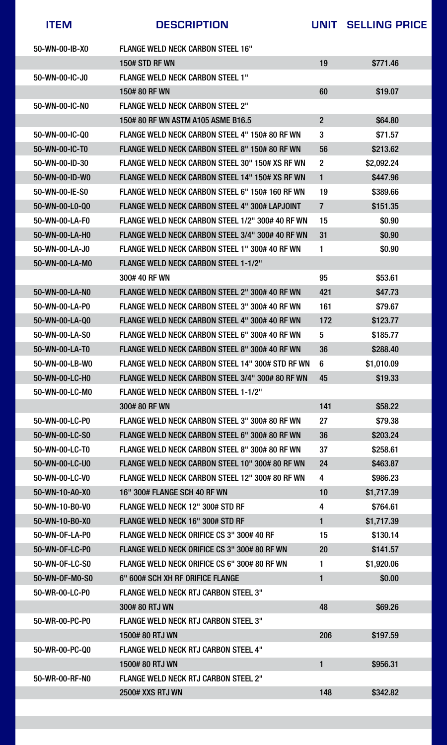| ITEM | DESCRIPTION | UNIT | SELLING PRICE |
|---|---|---|---|
| 50-WN-00-IB-X0 | FLANGE WELD NECK CARBON STEEL 16" 150# STD RF WN | 19 | $771.46 |
| 50-WN-00-IC-J0 | FLANGE WELD NECK CARBON STEEL 1" 150# 80 RF WN | 60 | $19.07 |
| 50-WN-00-IC-N0 | FLANGE WELD NECK CARBON STEEL 2" 150# 80 RF WN ASTM A105 ASME B16.5 | 2 | $64.80 |
| 50-WN-00-IC-Q0 | FLANGE WELD NECK CARBON STEEL 4" 150# 80 RF WN | 3 | $71.57 |
| 50-WN-00-IC-T0 | FLANGE WELD NECK CARBON STEEL 8" 150# 80 RF WN | 56 | $213.62 |
| 50-WN-00-ID-30 | FLANGE WELD NECK CARBON STEEL 30" 150# XS RF WN | 2 | $2,092.24 |
| 50-WN-00-ID-W0 | FLANGE WELD NECK CARBON STEEL 14" 150# XS RF WN | 1 | $447.96 |
| 50-WN-00-IE-S0 | FLANGE WELD NECK CARBON STEEL 6" 150# 160 RF WN | 19 | $389.66 |
| 50-WN-00-L0-Q0 | FLANGE WELD NECK CARBON STEEL 4" 300# LAPJOINT | 7 | $151.35 |
| 50-WN-00-LA-F0 | FLANGE WELD NECK CARBON STEEL 1/2" 300# 40 RF WN | 15 | $0.90 |
| 50-WN-00-LA-H0 | FLANGE WELD NECK CARBON STEEL 3/4" 300# 40 RF WN | 31 | $0.90 |
| 50-WN-00-LA-J0 | FLANGE WELD NECK CARBON STEEL 1" 300# 40 RF WN | 1 | $0.90 |
| 50-WN-00-LA-M0 | FLANGE WELD NECK CARBON STEEL 1-1/2" 300# 40 RF WN | 95 | $53.61 |
| 50-WN-00-LA-N0 | FLANGE WELD NECK CARBON STEEL 2" 300# 40 RF WN | 421 | $47.73 |
| 50-WN-00-LA-P0 | FLANGE WELD NECK CARBON STEEL 3" 300# 40 RF WN | 161 | $79.67 |
| 50-WN-00-LA-Q0 | FLANGE WELD NECK CARBON STEEL 4" 300# 40 RF WN | 172 | $123.77 |
| 50-WN-00-LA-S0 | FLANGE WELD NECK CARBON STEEL 6" 300# 40 RF WN | 5 | $185.77 |
| 50-WN-00-LA-T0 | FLANGE WELD NECK CARBON STEEL 8" 300# 40 RF WN | 36 | $288.40 |
| 50-WN-00-LB-W0 | FLANGE WELD NECK CARBON STEEL 14" 300# STD RF WN | 6 | $1,010.09 |
| 50-WN-00-LC-H0 | FLANGE WELD NECK CARBON STEEL 3/4" 300# 80 RF WN | 45 | $19.33 |
| 50-WN-00-LC-M0 | FLANGE WELD NECK CARBON STEEL 1-1/2" 300# 80 RF WN | 141 | $58.22 |
| 50-WN-00-LC-P0 | FLANGE WELD NECK CARBON STEEL 3" 300# 80 RF WN | 27 | $79.38 |
| 50-WN-00-LC-S0 | FLANGE WELD NECK CARBON STEEL 6" 300# 80 RF WN | 36 | $203.24 |
| 50-WN-00-LC-T0 | FLANGE WELD NECK CARBON STEEL 8" 300# 80 RF WN | 37 | $258.61 |
| 50-WN-00-LC-U0 | FLANGE WELD NECK CARBON STEEL 10" 300# 80 RF WN | 24 | $463.87 |
| 50-WN-00-LC-V0 | FLANGE WELD NECK CARBON STEEL 12" 300# 80 RF WN | 4 | $986.23 |
| 50-WN-10-A0-X0 | 16" 300# FLANGE SCH 40 RF WN | 10 | $1,717.39 |
| 50-WN-10-B0-V0 | FLANGE WELD NECK 12" 300# STD RF | 4 | $764.61 |
| 50-WN-10-B0-X0 | FLANGE WELD NECK 16" 300# STD RF | 1 | $1,717.39 |
| 50-WN-0F-LA-P0 | FLANGE WELD NECK ORIFICE CS 3" 300# 40 RF | 15 | $130.14 |
| 50-WN-0F-LC-P0 | FLANGE WELD NECK ORIFICE CS 3" 300# 80 RF WN | 20 | $141.57 |
| 50-WN-0F-LC-S0 | FLANGE WELD NECK ORIFICE CS 6" 300# 80 RF WN | 1 | $1,920.06 |
| 50-WN-0F-M0-S0 | 6" 600# SCH XH RF ORIFICE FLANGE | 1 | $0.00 |
| 50-WR-00-LC-P0 | FLANGE WELD NECK RTJ CARBON STEEL 3" 300# 80 RTJ WN | 48 | $69.26 |
| 50-WR-00-PC-P0 | FLANGE WELD NECK RTJ CARBON STEEL 3" 1500# 80 RTJ WN | 206 | $197.59 |
| 50-WR-00-PC-Q0 | FLANGE WELD NECK RTJ CARBON STEEL 4" 1500# 80 RTJ WN | 1 | $956.31 |
| 50-WR-00-RF-N0 | FLANGE WELD NECK RTJ CARBON STEEL 2" 2500# XXS RTJ WN | 148 | $342.82 |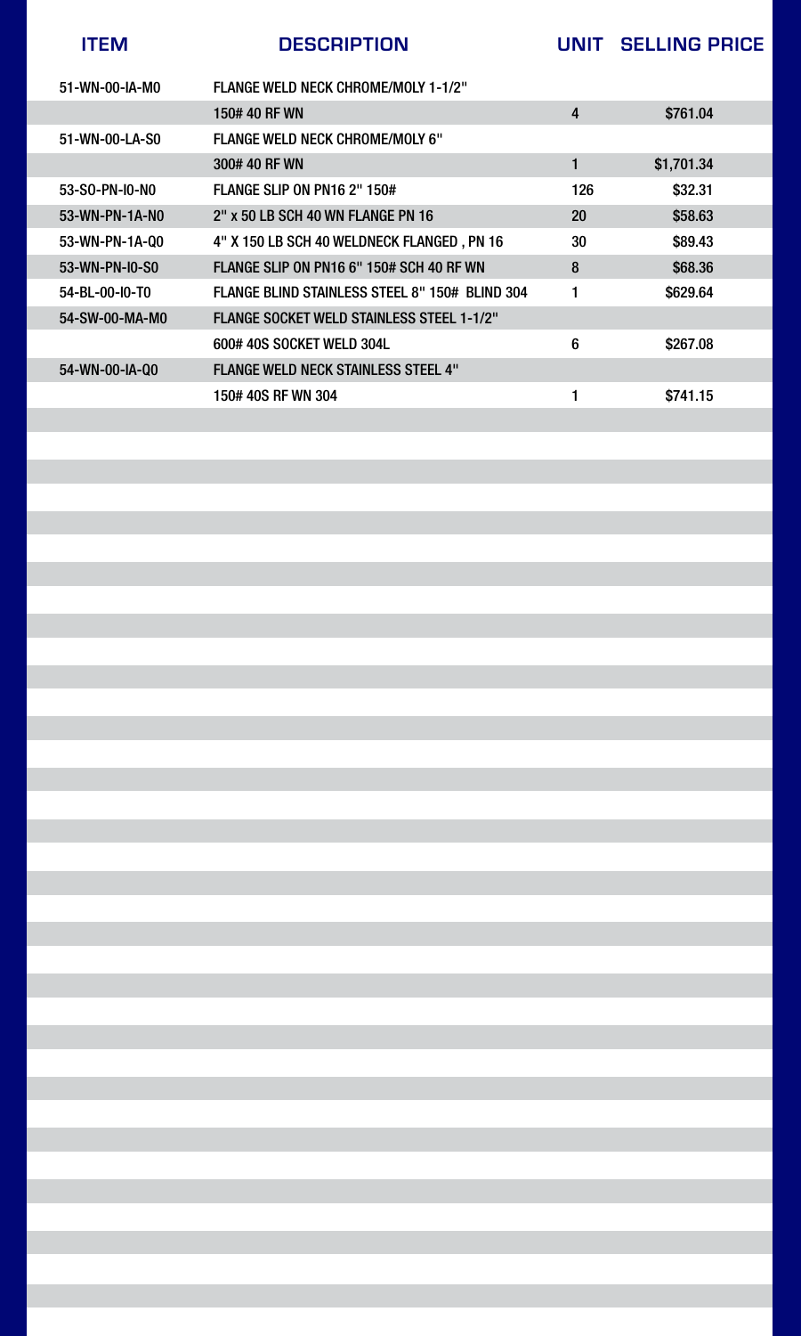| ITEM | DESCRIPTION | UNIT | SELLING PRICE |
|---|---|---|---|
| 51-WN-00-IA-M0 | FLANGE WELD NECK CHROME/MOLY 1-1/2" | | |
| | 150# 40 RF WN | 4 | $761.04 |
| 51-WN-00-LA-S0 | FLANGE WELD NECK CHROME/MOLY 6" | | |
| | 300# 40 RF WN | 1 | $1,701.34 |
| 53-SO-PN-I0-N0 | FLANGE SLIP ON PN16 2" 150# | 126 | $32.31 |
| 53-WN-PN-1A-N0 | 2" x 50 LB SCH 40 WN FLANGE PN 16 | 20 | $58.63 |
| 53-WN-PN-1A-Q0 | 4" X 150 LB SCH 40 WELDNECK FLANGED , PN 16 | 30 | $89.43 |
| 53-WN-PN-I0-S0 | FLANGE SLIP ON PN16 6" 150# SCH 40 RF WN | 8 | $68.36 |
| 54-BL-00-I0-T0 | FLANGE BLIND STAINLESS STEEL 8" 150# BLIND 304 | 1 | $629.64 |
| 54-SW-00-MA-M0 | FLANGE SOCKET WELD STAINLESS STEEL 1-1/2" | | |
| | 600# 40S SOCKET WELD 304L | 6 | $267.08 |
| 54-WN-00-IA-Q0 | FLANGE WELD NECK STAINLESS STEEL 4" | | |
| | 150# 40S RF WN 304 | 1 | $741.15 |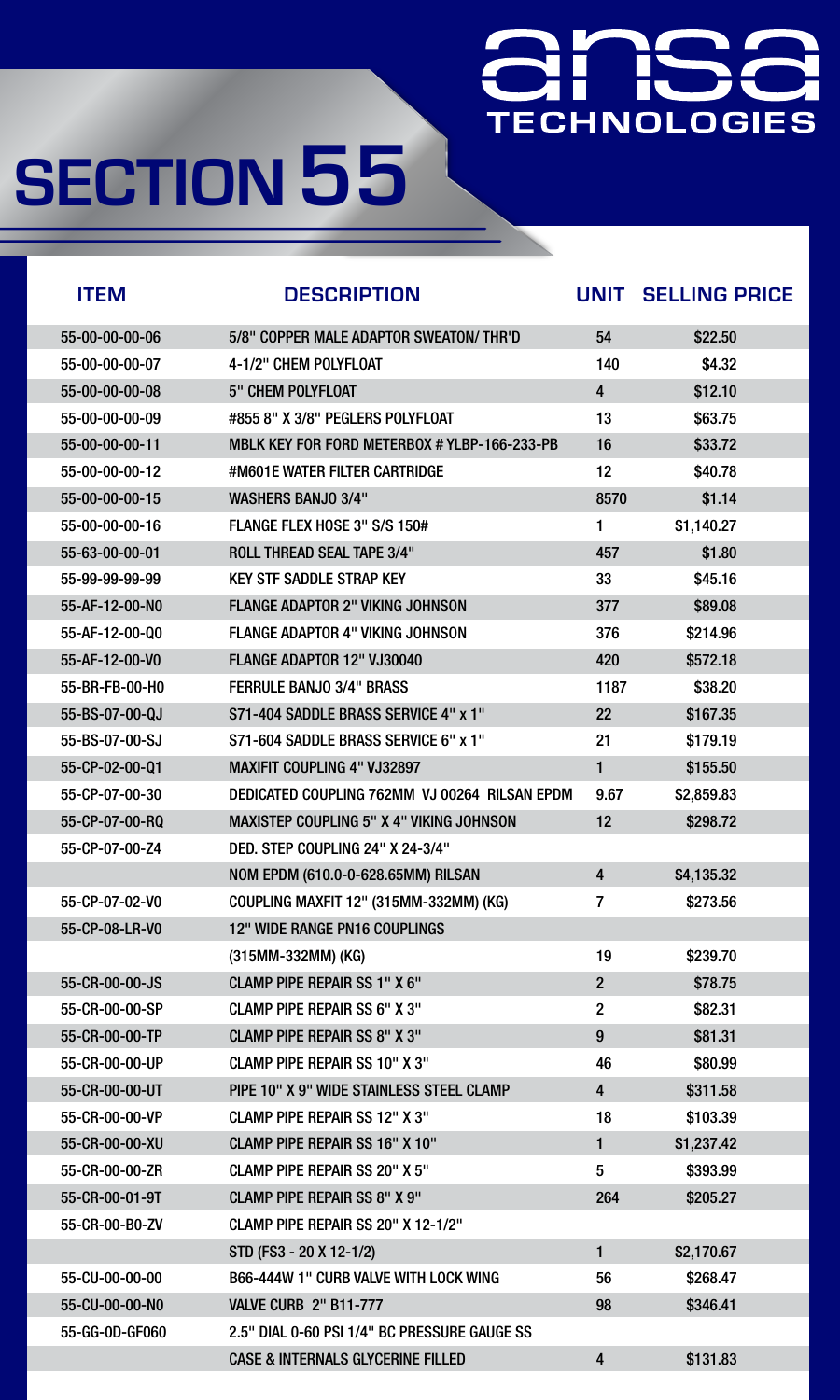# SECTION 55

ansa TECHNOLOGIES

| ITEM | DESCRIPTION | UNIT | SELLING PRICE |
|---|---|---|---|
| 55-00-00-00-06 | 5/8" COPPER MALE ADAPTOR SWEATON/ THR'D | 54 | $22.50 |
| 55-00-00-00-07 | 4-1/2" CHEM POLYFLOAT | 140 | $4.32 |
| 55-00-00-00-08 | 5" CHEM POLYFLOAT | 4 | $12.10 |
| 55-00-00-00-09 | #855 8" X 3/8" PEGLERS POLYFLOAT | 13 | $63.75 |
| 55-00-00-00-11 | MBLK KEY FOR FORD METERBOX # YLBP-166-233-PB | 16 | $33.72 |
| 55-00-00-00-12 | #M601E WATER FILTER CARTRIDGE | 12 | $40.78 |
| 55-00-00-00-15 | WASHERS BANJO 3/4" | 8570 | $1.14 |
| 55-00-00-00-16 | FLANGE FLEX HOSE 3" S/S 150# | 1 | $1,140.27 |
| 55-63-00-00-01 | ROLL THREAD SEAL TAPE 3/4" | 457 | $1.80 |
| 55-99-99-99-99 | KEY STF SADDLE STRAP KEY | 33 | $45.16 |
| 55-AF-12-00-N0 | FLANGE ADAPTOR 2" VIKING JOHNSON | 377 | $89.08 |
| 55-AF-12-00-Q0 | FLANGE ADAPTOR 4" VIKING JOHNSON | 376 | $214.96 |
| 55-AF-12-00-V0 | FLANGE ADAPTOR 12" VJ30040 | 420 | $572.18 |
| 55-BR-FB-00-H0 | FERRULE BANJO 3/4" BRASS | 1187 | $38.20 |
| 55-BS-07-00-QJ | S71-404 SADDLE BRASS SERVICE 4" x 1" | 22 | $167.35 |
| 55-BS-07-00-SJ | S71-604 SADDLE BRASS SERVICE 6" x 1" | 21 | $179.19 |
| 55-CP-02-00-Q1 | MAXIFIT COUPLING 4" VJ32897 | 1 | $155.50 |
| 55-CP-07-00-30 | DEDICATED COUPLING 762MM VJ 00264 RILSAN EPDM | 9.67 | $2,859.83 |
| 55-CP-07-00-RQ | MAXISTEP COUPLING 5" X 4" VIKING JOHNSON | 12 | $298.72 |
| 55-CP-07-00-Z4 | DED. STEP COUPLING 24" X 24-3/4" NOM EPDM (610.0-0-628.65MM) RILSAN | 4 | $4,135.32 |
| 55-CP-07-02-V0 | COUPLING MAXFIT 12" (315MM-332MM) (KG) | 7 | $273.56 |
| 55-CP-08-LR-V0 | 12" WIDE RANGE PN16 COUPLINGS (315MM-332MM) (KG) | 19 | $239.70 |
| 55-CR-00-00-JS | CLAMP PIPE REPAIR SS 1" X 6" | 2 | $78.75 |
| 55-CR-00-00-SP | CLAMP PIPE REPAIR SS 6" X 3" | 2 | $82.31 |
| 55-CR-00-00-TP | CLAMP PIPE REPAIR SS 8" X 3" | 9 | $81.31 |
| 55-CR-00-00-UP | CLAMP PIPE REPAIR SS 10" X 3" | 46 | $80.99 |
| 55-CR-00-00-UT | PIPE 10" X 9" WIDE STAINLESS STEEL CLAMP | 4 | $311.58 |
| 55-CR-00-00-VP | CLAMP PIPE REPAIR SS 12" X 3" | 18 | $103.39 |
| 55-CR-00-00-XU | CLAMP PIPE REPAIR SS 16" X 10" | 1 | $1,237.42 |
| 55-CR-00-00-ZR | CLAMP PIPE REPAIR SS 20" X 5" | 5 | $393.99 |
| 55-CR-00-01-9T | CLAMP PIPE REPAIR SS 8" X 9" | 264 | $205.27 |
| 55-CR-00-B0-ZV | CLAMP PIPE REPAIR SS 20" X 12-1/2" STD (FS3 - 20 X 12-1/2) | 1 | $2,170.67 |
| 55-CU-00-00-00 | B66-444W 1" CURB VALVE WITH LOCK WING | 56 | $268.47 |
| 55-CU-00-00-N0 | VALVE CURB 2" B11-777 | 98 | $346.41 |
| 55-GG-0D-GF060 | 2.5" DIAL 0-60 PSI 1/4" BC PRESSURE GAUGE SS CASE & INTERNALS GLYCERINE FILLED | 4 | $131.83 |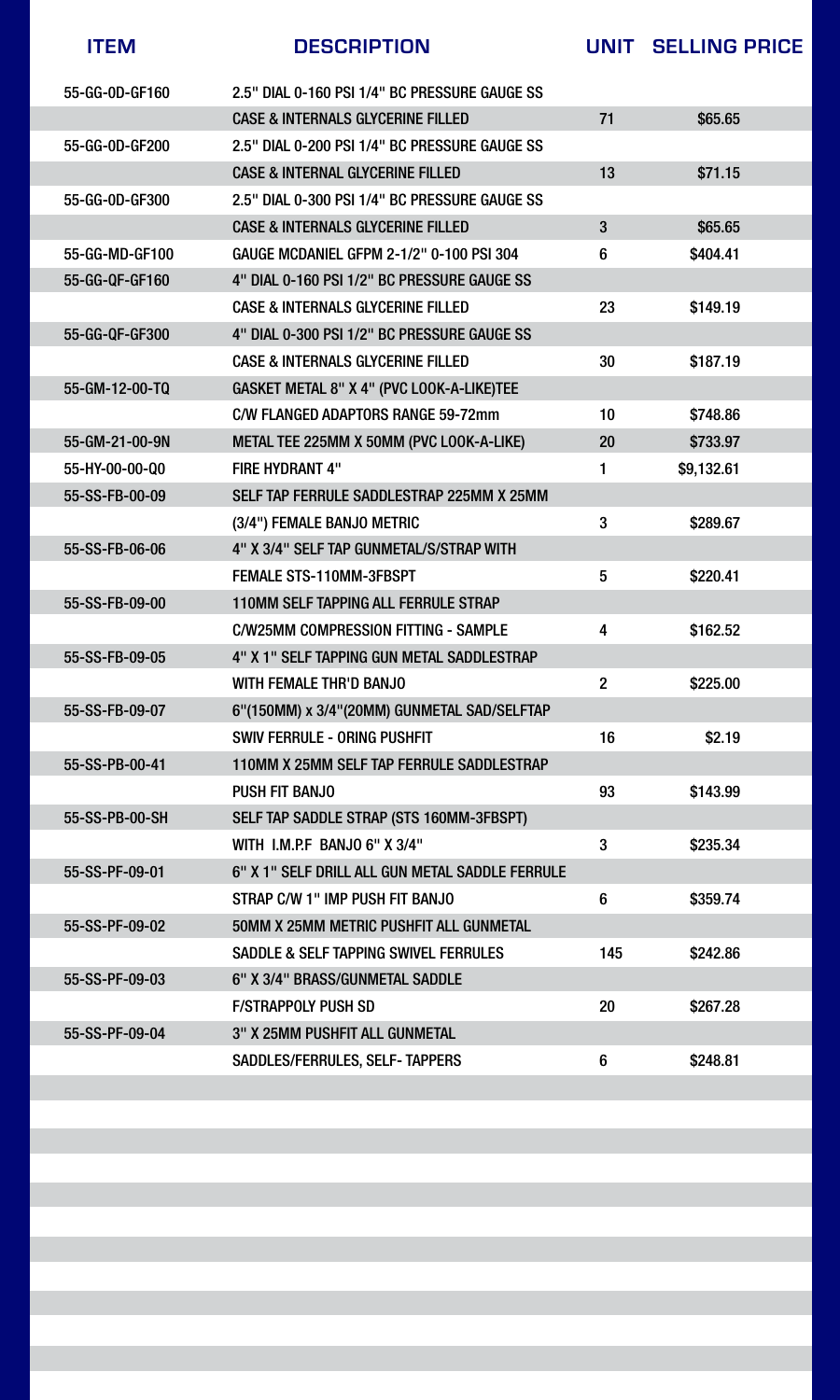| ITEM | DESCRIPTION | UNIT | SELLING PRICE |
|---|---|---|---|
| 55-GG-0D-GF160 | 2.5" DIAL 0-160 PSI 1/4" BC PRESSURE GAUGE SS CASE & INTERNALS GLYCERINE FILLED | 71 | $65.65 |
| 55-GG-0D-GF200 | 2.5" DIAL 0-200 PSI 1/4" BC PRESSURE GAUGE SS CASE & INTERNAL GLYCERINE FILLED | 13 | $71.15 |
| 55-GG-0D-GF300 | 2.5" DIAL 0-300 PSI 1/4" BC PRESSURE GAUGE SS CASE & INTERNALS GLYCERINE FILLED | 3 | $65.65 |
| 55-GG-MD-GF100 | GAUGE MCDANIEL GFPM 2-1/2" 0-100 PSI 304 | 6 | $404.41 |
| 55-GG-QF-GF160 | 4" DIAL 0-160 PSI 1/2" BC PRESSURE GAUGE SS CASE & INTERNALS GLYCERINE FILLED | 23 | $149.19 |
| 55-GG-QF-GF300 | 4" DIAL 0-300 PSI 1/2" BC PRESSURE GAUGE SS CASE & INTERNALS GLYCERINE FILLED | 30 | $187.19 |
| 55-GM-12-00-TQ | GASKET METAL 8" X 4" (PVC LOOK-A-LIKE)TEE C/W FLANGED ADAPTORS RANGE 59-72mm | 10 | $748.86 |
| 55-GM-21-00-9N | METAL TEE 225MM X 50MM (PVC LOOK-A-LIKE) | 20 | $733.97 |
| 55-HY-00-00-Q0 | FIRE HYDRANT 4" | 1 | $9,132.61 |
| 55-SS-FB-00-09 | SELF TAP FERRULE SADDLESTRAP 225MM X 25MM (3/4") FEMALE BANJO METRIC | 3 | $289.67 |
| 55-SS-FB-06-06 | 4" X 3/4" SELF TAP GUNMETAL/S/STRAP WITH FEMALE STS-110MM-3FBSPT | 5 | $220.41 |
| 55-SS-FB-09-00 | 110MM SELF TAPPING ALL FERRULE STRAP C/W25MM COMPRESSION FITTING - SAMPLE | 4 | $162.52 |
| 55-SS-FB-09-05 | 4" X 1" SELF TAPPING GUN METAL SADDLESTRAP WITH FEMALE THR'D BANJO | 2 | $225.00 |
| 55-SS-FB-09-07 | 6"(150MM) x 3/4"(20MM) GUNMETAL SAD/SELFTAP SWIV FERRULE - ORING PUSHFIT | 16 | $2.19 |
| 55-SS-PB-00-41 | 110MM X 25MM SELF TAP FERRULE SADDLESTRAP PUSH FIT BANJO | 93 | $143.99 |
| 55-SS-PB-00-SH | SELF TAP SADDLE STRAP (STS 160MM-3FBSPT) WITH I.M.P.F BANJO 6" X 3/4" | 3 | $235.34 |
| 55-SS-PF-09-01 | 6" X 1" SELF DRILL ALL GUN METAL SADDLE FERRULE STRAP C/W 1" IMP PUSH FIT BANJO | 6 | $359.74 |
| 55-SS-PF-09-02 | 50MM X 25MM METRIC PUSHFIT ALL GUNMETAL SADDLE & SELF TAPPING SWIVEL FERRULES | 145 | $242.86 |
| 55-SS-PF-09-03 | 6" X 3/4" BRASS/GUNMETAL SADDLE F/STRAPPOLY PUSH SD | 20 | $267.28 |
| 55-SS-PF-09-04 | 3" X 25MM PUSHFIT ALL GUNMETAL SADDLES/FERRULES, SELF- TAPPERS | 6 | $248.81 |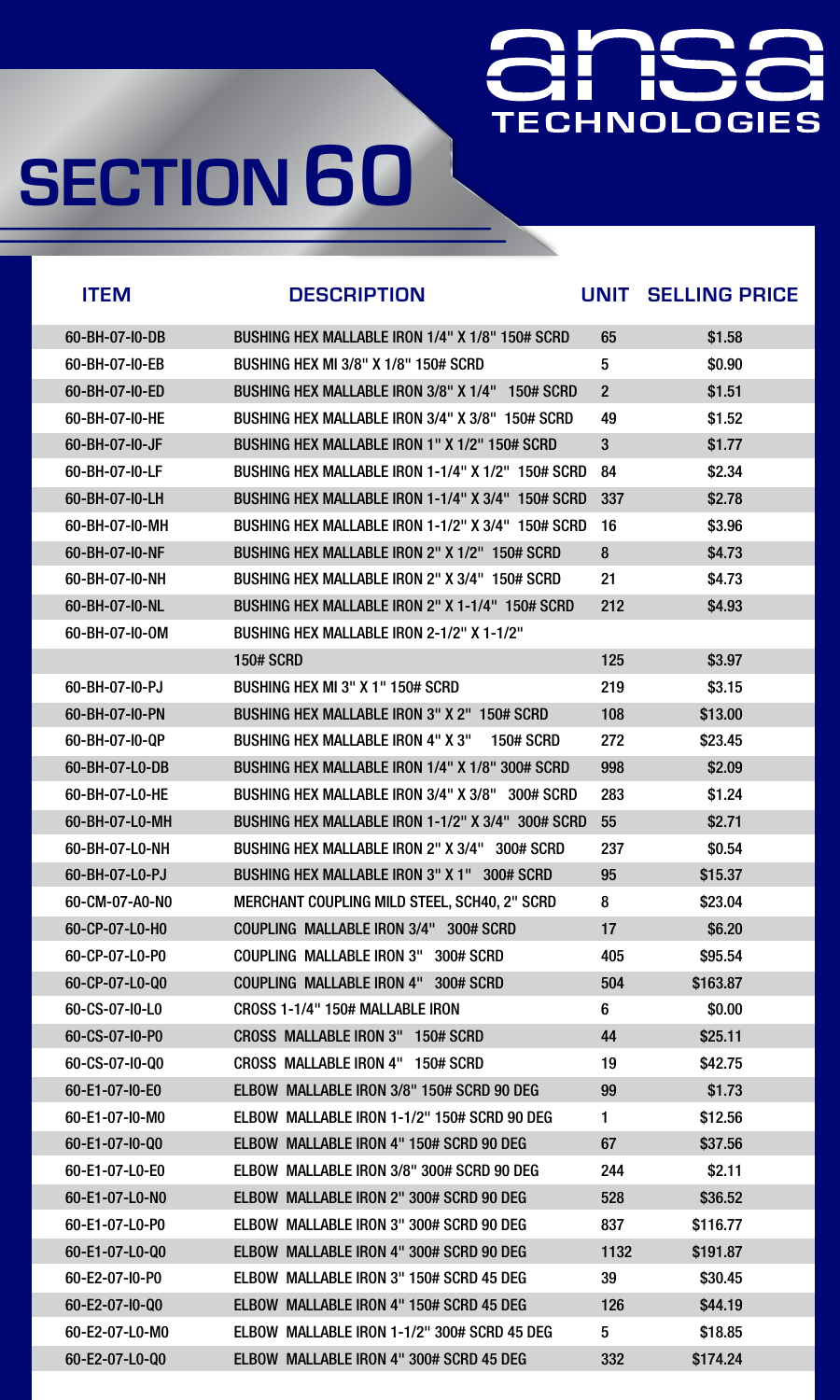# SECTION 60

ansa TECHNOLOGIES

| ITEM | DESCRIPTION | UNIT | SELLING PRICE |
|---|---|---|---|
| 60-BH-07-I0-DB | BUSHING HEX MALLABLE IRON 1/4" X 1/8" 150# SCRD | 65 | $1.58 |
| 60-BH-07-I0-EB | BUSHING HEX MI 3/8" X 1/8" 150# SCRD | 5 | $0.90 |
| 60-BH-07-I0-ED | BUSHING HEX MALLABLE IRON 3/8" X 1/4" 150# SCRD | 2 | $1.51 |
| 60-BH-07-I0-HE | BUSHING HEX MALLABLE IRON 3/4" X 3/8" 150# SCRD | 49 | $1.52 |
| 60-BH-07-I0-JF | BUSHING HEX MALLABLE IRON 1" X 1/2" 150# SCRD | 3 | $1.77 |
| 60-BH-07-I0-LF | BUSHING HEX MALLABLE IRON 1-1/4" X 1/2" 150# SCRD | 84 | $2.34 |
| 60-BH-07-I0-LH | BUSHING HEX MALLABLE IRON 1-1/4" X 3/4" 150# SCRD | 337 | $2.78 |
| 60-BH-07-I0-MH | BUSHING HEX MALLABLE IRON 1-1/2" X 3/4" 150# SCRD | 16 | $3.96 |
| 60-BH-07-I0-NF | BUSHING HEX MALLABLE IRON 2" X 1/2" 150# SCRD | 8 | $4.73 |
| 60-BH-07-I0-NH | BUSHING HEX MALLABLE IRON 2" X 3/4" 150# SCRD | 21 | $4.73 |
| 60-BH-07-I0-NL | BUSHING HEX MALLABLE IRON 2" X 1-1/4" 150# SCRD | 212 | $4.93 |
| 60-BH-07-I0-OM | BUSHING HEX MALLABLE IRON 2-1/2" X 1-1/2" 150# SCRD | 125 | $3.97 |
| 60-BH-07-I0-PJ | BUSHING HEX MI 3" X 1" 150# SCRD | 219 | $3.15 |
| 60-BH-07-I0-PN | BUSHING HEX MALLABLE IRON 3" X 2" 150# SCRD | 108 | $13.00 |
| 60-BH-07-I0-QP | BUSHING HEX MALLABLE IRON 4" X 3" 150# SCRD | 272 | $23.45 |
| 60-BH-07-L0-DB | BUSHING HEX MALLABLE IRON 1/4" X 1/8" 300# SCRD | 998 | $2.09 |
| 60-BH-07-L0-HE | BUSHING HEX MALLABLE IRON 3/4" X 3/8" 300# SCRD | 283 | $1.24 |
| 60-BH-07-L0-MH | BUSHING HEX MALLABLE IRON 1-1/2" X 3/4" 300# SCRD | 55 | $2.71 |
| 60-BH-07-L0-NH | BUSHING HEX MALLABLE IRON 2" X 3/4" 300# SCRD | 237 | $0.54 |
| 60-BH-07-L0-PJ | BUSHING HEX MALLABLE IRON 3" X 1" 300# SCRD | 95 | $15.37 |
| 60-CM-07-A0-N0 | MERCHANT COUPLING MILD STEEL, SCH40, 2" SCRD | 8 | $23.04 |
| 60-CP-07-L0-H0 | COUPLING MALLABLE IRON 3/4" 300# SCRD | 17 | $6.20 |
| 60-CP-07-L0-P0 | COUPLING MALLABLE IRON 3" 300# SCRD | 405 | $95.54 |
| 60-CP-07-L0-Q0 | COUPLING MALLABLE IRON 4" 300# SCRD | 504 | $163.87 |
| 60-CS-07-I0-L0 | CROSS 1-1/4" 150# MALLABLE IRON | 6 | $0.00 |
| 60-CS-07-I0-P0 | CROSS MALLABLE IRON 3" 150# SCRD | 44 | $25.11 |
| 60-CS-07-I0-Q0 | CROSS MALLABLE IRON 4" 150# SCRD | 19 | $42.75 |
| 60-E1-07-I0-E0 | ELBOW MALLABLE IRON 3/8" 150# SCRD 90 DEG | 99 | $1.73 |
| 60-E1-07-I0-M0 | ELBOW MALLABLE IRON 1-1/2" 150# SCRD 90 DEG | 1 | $12.56 |
| 60-E1-07-I0-Q0 | ELBOW MALLABLE IRON 4" 150# SCRD 90 DEG | 67 | $37.56 |
| 60-E1-07-L0-E0 | ELBOW MALLABLE IRON 3/8" 300# SCRD 90 DEG | 244 | $2.11 |
| 60-E1-07-L0-N0 | ELBOW MALLABLE IRON 2" 300# SCRD 90 DEG | 528 | $36.52 |
| 60-E1-07-L0-P0 | ELBOW MALLABLE IRON 3" 300# SCRD 90 DEG | 837 | $116.77 |
| 60-E1-07-L0-Q0 | ELBOW MALLABLE IRON 4" 300# SCRD 90 DEG | 1132 | $191.87 |
| 60-E2-07-I0-P0 | ELBOW MALLABLE IRON 3" 150# SCRD 45 DEG | 39 | $30.45 |
| 60-E2-07-I0-Q0 | ELBOW MALLABLE IRON 4" 150# SCRD 45 DEG | 126 | $44.19 |
| 60-E2-07-L0-M0 | ELBOW MALLABLE IRON 1-1/2" 300# SCRD 45 DEG | 5 | $18.85 |
| 60-E2-07-L0-Q0 | ELBOW MALLABLE IRON 4" 300# SCRD 45 DEG | 332 | $174.24 |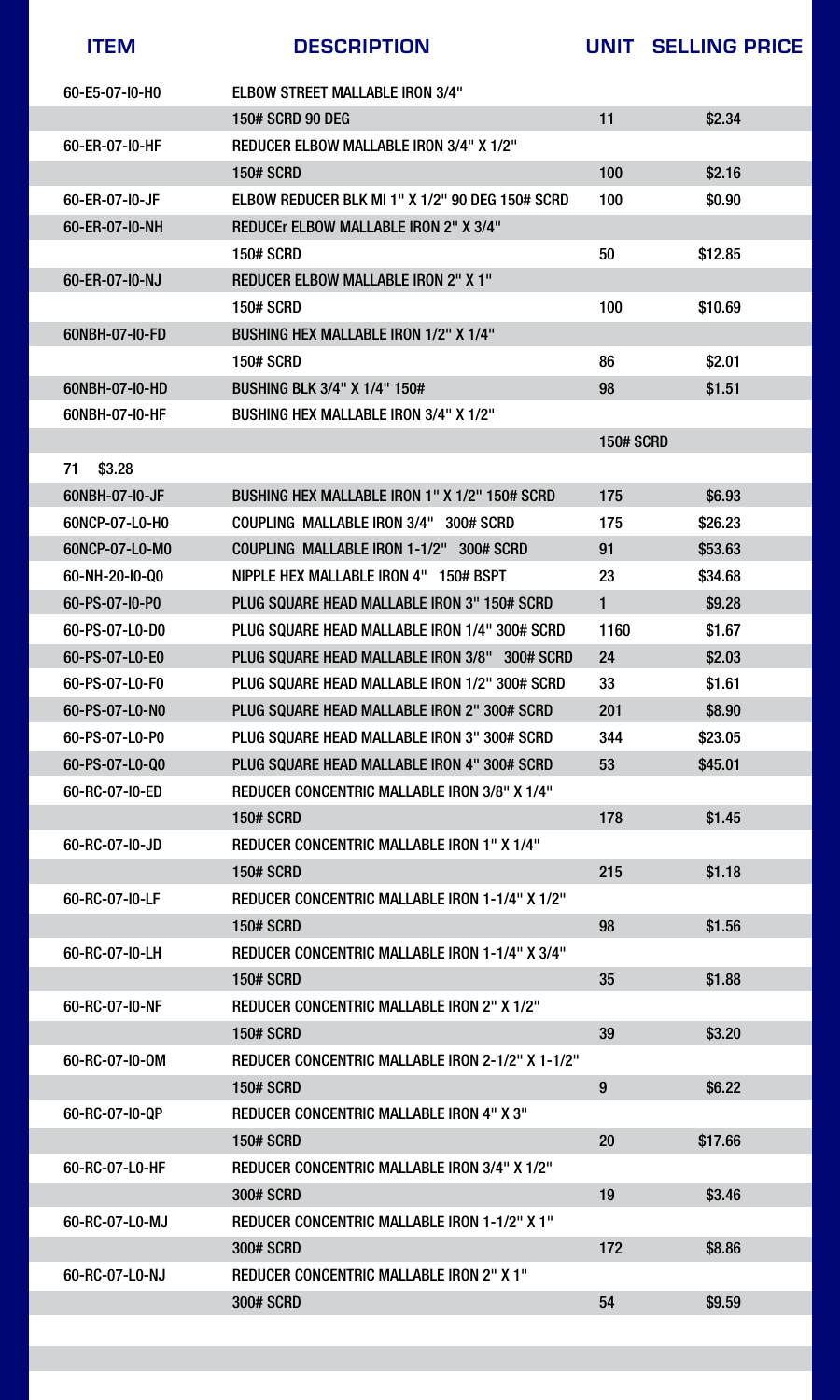| ITEM | DESCRIPTION | UNIT | SELLING PRICE |
|---|---|---|---|
| 60-E5-07-I0-H0 | ELBOW STREET MALLABLE IRON 3/4" | | |
| | 150# SCRD 90 DEG | 11 | $2.34 |
| 60-ER-07-I0-HF | REDUCER ELBOW MALLABLE IRON 3/4" X 1/2" | | |
| | 150# SCRD | 100 | $2.16 |
| 60-ER-07-I0-JF | ELBOW REDUCER BLK MI 1" X 1/2" 90 DEG 150# SCRD | 100 | $0.90 |
| 60-ER-07-I0-NH | REDUCEr ELBOW MALLABLE IRON 2" X 3/4" | | |
| | 150# SCRD | 50 | $12.85 |
| 60-ER-07-I0-NJ | REDUCER ELBOW MALLABLE IRON 2" X 1" | | |
| | 150# SCRD | 100 | $10.69 |
| 60NBH-07-I0-FD | BUSHING HEX MALLABLE IRON 1/2" X 1/4" | | |
| | 150# SCRD | 86 | $2.01 |
| 60NBH-07-I0-HD | BUSHING BLK 3/4" X 1/4" 150# | 98 | $1.51 |
| 60NBH-07-I0-HF | BUSHING HEX MALLABLE IRON 3/4" X 1/2" | | |
| | | 150# SCRD | |
| 71 $3.28 | | | |
| 60NBH-07-I0-JF | BUSHING HEX MALLABLE IRON 1" X 1/2" 150# SCRD | 175 | $6.93 |
| 60NCP-07-L0-H0 | COUPLING MALLABLE IRON 3/4" 300# SCRD | 175 | $26.23 |
| 60NCP-07-L0-M0 | COUPLING MALLABLE IRON 1-1/2" 300# SCRD | 91 | $53.63 |
| 60-NH-20-I0-Q0 | NIPPLE HEX MALLABLE IRON 4" 150# BSPT | 23 | $34.68 |
| 60-PS-07-I0-P0 | PLUG SQUARE HEAD MALLABLE IRON 3" 150# SCRD | 1 | $9.28 |
| 60-PS-07-L0-D0 | PLUG SQUARE HEAD MALLABLE IRON 1/4" 300# SCRD | 1160 | $1.67 |
| 60-PS-07-L0-E0 | PLUG SQUARE HEAD MALLABLE IRON 3/8" 300# SCRD | 24 | $2.03 |
| 60-PS-07-L0-F0 | PLUG SQUARE HEAD MALLABLE IRON 1/2" 300# SCRD | 33 | $1.61 |
| 60-PS-07-L0-N0 | PLUG SQUARE HEAD MALLABLE IRON 2" 300# SCRD | 201 | $8.90 |
| 60-PS-07-L0-P0 | PLUG SQUARE HEAD MALLABLE IRON 3" 300# SCRD | 344 | $23.05 |
| 60-PS-07-L0-Q0 | PLUG SQUARE HEAD MALLABLE IRON 4" 300# SCRD | 53 | $45.01 |
| 60-RC-07-I0-ED | REDUCER CONCENTRIC MALLABLE IRON 3/8" X 1/4" | | |
| | 150# SCRD | 178 | $1.45 |
| 60-RC-07-I0-JD | REDUCER CONCENTRIC MALLABLE IRON 1" X 1/4" | | |
| | 150# SCRD | 215 | $1.18 |
| 60-RC-07-I0-LF | REDUCER CONCENTRIC MALLABLE IRON 1-1/4" X 1/2" | | |
| | 150# SCRD | 98 | $1.56 |
| 60-RC-07-I0-LH | REDUCER CONCENTRIC MALLABLE IRON 1-1/4" X 3/4" | | |
| | 150# SCRD | 35 | $1.88 |
| 60-RC-07-I0-NF | REDUCER CONCENTRIC MALLABLE IRON 2" X 1/2" | | |
| | 150# SCRD | 39 | $3.20 |
| 60-RC-07-I0-OM | REDUCER CONCENTRIC MALLABLE IRON 2-1/2" X 1-1/2" | | |
| | 150# SCRD | 9 | $6.22 |
| 60-RC-07-I0-QP | REDUCER CONCENTRIC MALLABLE IRON 4" X 3" | | |
| | 150# SCRD | 20 | $17.66 |
| 60-RC-07-L0-HF | REDUCER CONCENTRIC MALLABLE IRON 3/4" X 1/2" | | |
| | 300# SCRD | 19 | $3.46 |
| 60-RC-07-L0-MJ | REDUCER CONCENTRIC MALLABLE IRON 1-1/2" X 1" | | |
| | 300# SCRD | 172 | $8.86 |
| 60-RC-07-L0-NJ | REDUCER CONCENTRIC MALLABLE IRON 2" X 1" | | |
| | 300# SCRD | 54 | $9.59 |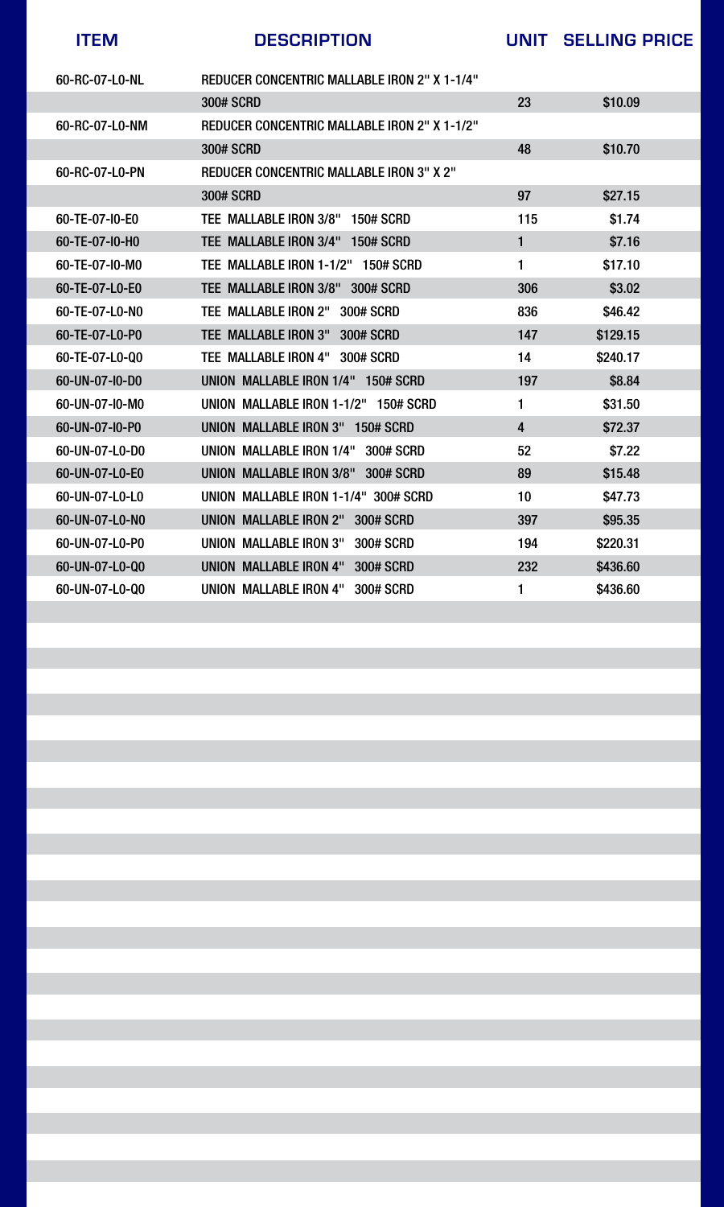| ITEM | DESCRIPTION | UNIT | SELLING PRICE |
|---|---|---|---|
| 60-RC-07-L0-NL | REDUCER CONCENTRIC MALLABLE IRON 2" X 1-1/4" | | |
| | 300# SCRD | 23 | $10.09 |
| 60-RC-07-L0-NM | REDUCER CONCENTRIC MALLABLE IRON 2" X 1-1/2" | | |
| | 300# SCRD | 48 | $10.70 |
| 60-RC-07-L0-PN | REDUCER CONCENTRIC MALLABLE IRON 3" X 2" | | |
| | 300# SCRD | 97 | $27.15 |
| 60-TE-07-I0-E0 | TEE MALLABLE IRON 3/8" 150# SCRD | 115 | $1.74 |
| 60-TE-07-I0-H0 | TEE MALLABLE IRON 3/4" 150# SCRD | 1 | $7.16 |
| 60-TE-07-I0-M0 | TEE MALLABLE IRON 1-1/2" 150# SCRD | 1 | $17.10 |
| 60-TE-07-L0-E0 | TEE MALLABLE IRON 3/8" 300# SCRD | 306 | $3.02 |
| 60-TE-07-L0-N0 | TEE MALLABLE IRON 2" 300# SCRD | 836 | $46.42 |
| 60-TE-07-L0-P0 | TEE MALLABLE IRON 3" 300# SCRD | 147 | $129.15 |
| 60-TE-07-L0-Q0 | TEE MALLABLE IRON 4" 300# SCRD | 14 | $240.17 |
| 60-UN-07-I0-D0 | UNION MALLABLE IRON 1/4" 150# SCRD | 197 | $8.84 |
| 60-UN-07-I0-M0 | UNION MALLABLE IRON 1-1/2" 150# SCRD | 1 | $31.50 |
| 60-UN-07-I0-P0 | UNION MALLABLE IRON 3" 150# SCRD | 4 | $72.37 |
| 60-UN-07-L0-D0 | UNION MALLABLE IRON 1/4" 300# SCRD | 52 | $7.22 |
| 60-UN-07-L0-E0 | UNION MALLABLE IRON 3/8" 300# SCRD | 89 | $15.48 |
| 60-UN-07-L0-L0 | UNION MALLABLE IRON 1-1/4" 300# SCRD | 10 | $47.73 |
| 60-UN-07-L0-N0 | UNION MALLABLE IRON 2" 300# SCRD | 397 | $95.35 |
| 60-UN-07-L0-P0 | UNION MALLABLE IRON 3" 300# SCRD | 194 | $220.31 |
| 60-UN-07-L0-Q0 | UNION MALLABLE IRON 4" 300# SCRD | 232 | $436.60 |
| 60-UN-07-L0-Q0 | UNION MALLABLE IRON 4" 300# SCRD | 1 | $436.60 |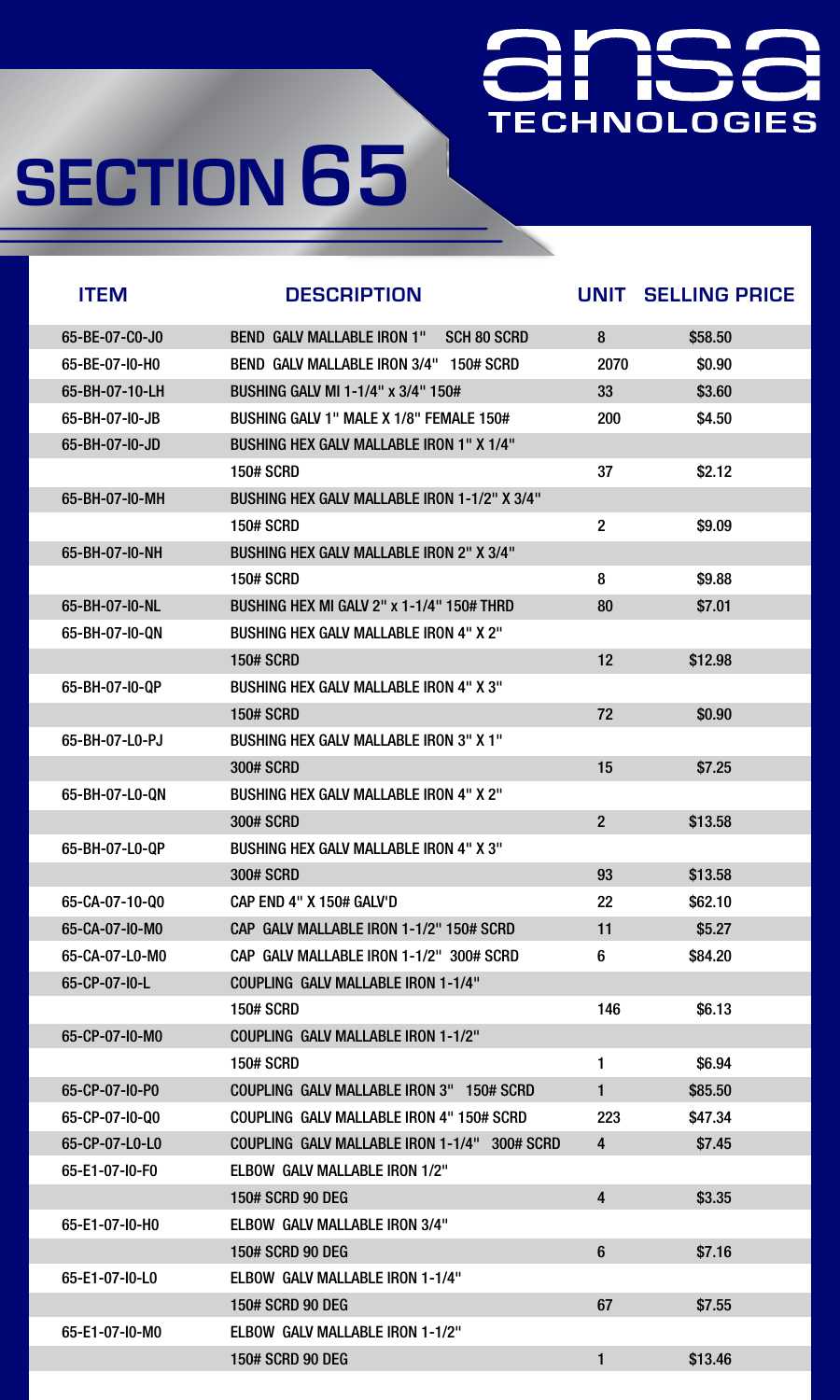# SECTION 65

ansa TECHNOLOGIES

| ITEM | DESCRIPTION | UNIT | SELLING PRICE |
|---|---|---|---|
| 65-BE-07-C0-J0 | BEND GALV MALLABLE IRON 1" SCH 80 SCRD | 8 | $58.50 |
| 65-BE-07-I0-H0 | BEND GALV MALLABLE IRON 3/4" 150# SCRD | 2070 | $0.90 |
| 65-BH-07-10-LH | BUSHING GALV MI 1-1/4" x 3/4" 150# | 33 | $3.60 |
| 65-BH-07-I0-JB | BUSHING GALV 1" MALE X 1/8" FEMALE 150# | 200 | $4.50 |
| 65-BH-07-I0-JD | BUSHING HEX GALV MALLABLE IRON 1" X 1/4" 150# SCRD | 37 | $2.12 |
| 65-BH-07-I0-MH | BUSHING HEX GALV MALLABLE IRON 1-1/2" X 3/4" 150# SCRD | 2 | $9.09 |
| 65-BH-07-I0-NH | BUSHING HEX GALV MALLABLE IRON 2" X 3/4" 150# SCRD | 8 | $9.88 |
| 65-BH-07-I0-NL | BUSHING HEX MI GALV 2" x 1-1/4" 150# THRD | 80 | $7.01 |
| 65-BH-07-I0-QN | BUSHING HEX GALV MALLABLE IRON 4" X 2" 150# SCRD | 12 | $12.98 |
| 65-BH-07-I0-QP | BUSHING HEX GALV MALLABLE IRON 4" X 3" 150# SCRD | 72 | $0.90 |
| 65-BH-07-L0-PJ | BUSHING HEX GALV MALLABLE IRON 3" X 1" 300# SCRD | 15 | $7.25 |
| 65-BH-07-L0-QN | BUSHING HEX GALV MALLABLE IRON 4" X 2" 300# SCRD | 2 | $13.58 |
| 65-BH-07-L0-QP | BUSHING HEX GALV MALLABLE IRON 4" X 3" 300# SCRD | 93 | $13.58 |
| 65-CA-07-10-Q0 | CAP END 4" X 150# GALV'D | 22 | $62.10 |
| 65-CA-07-I0-M0 | CAP GALV MALLABLE IRON 1-1/2" 150# SCRD | 11 | $5.27 |
| 65-CA-07-L0-M0 | CAP GALV MALLABLE IRON 1-1/2" 300# SCRD | 6 | $84.20 |
| 65-CP-07-I0-L | COUPLING GALV MALLABLE IRON 1-1/4" 150# SCRD | 146 | $6.13 |
| 65-CP-07-I0-M0 | COUPLING GALV MALLABLE IRON 1-1/2" 150# SCRD | 1 | $6.94 |
| 65-CP-07-I0-P0 | COUPLING GALV MALLABLE IRON 3" 150# SCRD | 1 | $85.50 |
| 65-CP-07-I0-Q0 | COUPLING GALV MALLABLE IRON 4" 150# SCRD | 223 | $47.34 |
| 65-CP-07-L0-L0 | COUPLING GALV MALLABLE IRON 1-1/4" 300# SCRD | 4 | $7.45 |
| 65-E1-07-I0-F0 | ELBOW GALV MALLABLE IRON 1/2" 150# SCRD 90 DEG | 4 | $3.35 |
| 65-E1-07-I0-H0 | ELBOW GALV MALLABLE IRON 3/4" 150# SCRD 90 DEG | 6 | $7.16 |
| 65-E1-07-I0-L0 | ELBOW GALV MALLABLE IRON 1-1/4" 150# SCRD 90 DEG | 67 | $7.55 |
| 65-E1-07-I0-M0 | ELBOW GALV MALLABLE IRON 1-1/2" 150# SCRD 90 DEG | 1 | $13.46 |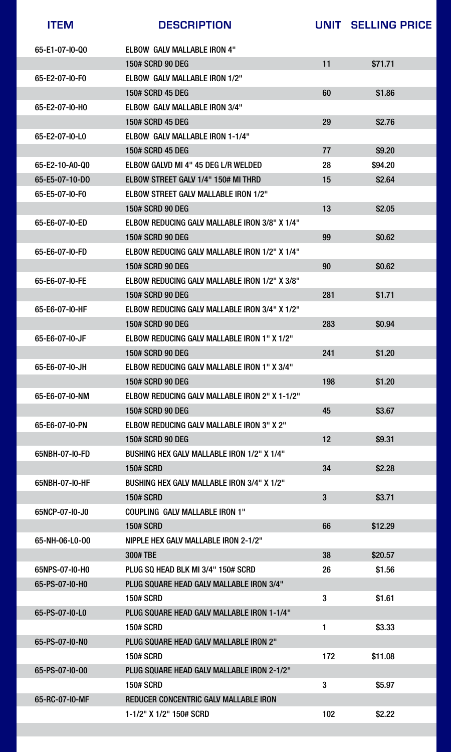| ITEM | DESCRIPTION | UNIT | SELLING PRICE |
|---|---|---|---|
| 65-E1-07-I0-Q0 | ELBOW GALV MALLABLE IRON 4" | | |
| | 150# SCRD 90 DEG | 11 | $71.71 |
| 65-E2-07-I0-F0 | ELBOW GALV MALLABLE IRON 1/2" | | |
| | 150# SCRD 45 DEG | 60 | $1.86 |
| 65-E2-07-I0-H0 | ELBOW GALV MALLABLE IRON 3/4" | | |
| | 150# SCRD 45 DEG | 29 | $2.76 |
| 65-E2-07-I0-L0 | ELBOW GALV MALLABLE IRON 1-1/4" | | |
| | 150# SCRD 45 DEG | 77 | $9.20 |
| 65-E2-10-A0-Q0 | ELBOW GALVD MI 4" 45 DEG L/R WELDED | 28 | $94.20 |
| 65-E5-07-10-D0 | ELBOW STREET GALV 1/4" 150# MI THRD | 15 | $2.64 |
| 65-E5-07-I0-F0 | ELBOW STREET GALV MALLABLE IRON 1/2" | | |
| | 150# SCRD 90 DEG | 13 | $2.05 |
| 65-E6-07-I0-ED | ELBOW REDUCING GALV MALLABLE IRON 3/8" X 1/4" | | |
| | 150# SCRD 90 DEG | 99 | $0.62 |
| 65-E6-07-I0-FD | ELBOW REDUCING GALV MALLABLE IRON 1/2" X 1/4" | | |
| | 150# SCRD 90 DEG | 90 | $0.62 |
| 65-E6-07-I0-FE | ELBOW REDUCING GALV MALLABLE IRON 1/2" X 3/8" | | |
| | 150# SCRD 90 DEG | 281 | $1.71 |
| 65-E6-07-I0-HF | ELBOW REDUCING GALV MALLABLE IRON 3/4" X 1/2" | | |
| | 150# SCRD 90 DEG | 283 | $0.94 |
| 65-E6-07-I0-JF | ELBOW REDUCING GALV MALLABLE IRON 1" X 1/2" | | |
| | 150# SCRD 90 DEG | 241 | $1.20 |
| 65-E6-07-I0-JH | ELBOW REDUCING GALV MALLABLE IRON 1" X 3/4" | | |
| | 150# SCRD 90 DEG | 198 | $1.20 |
| 65-E6-07-I0-NM | ELBOW REDUCING GALV MALLABLE IRON 2" X 1-1/2" | | |
| | 150# SCRD 90 DEG | 45 | $3.67 |
| 65-E6-07-I0-PN | ELBOW REDUCING GALV MALLABLE IRON 3" X 2" | | |
| | 150# SCRD 90 DEG | 12 | $9.31 |
| 65NBH-07-I0-FD | BUSHING HEX GALV MALLABLE IRON 1/2" X 1/4" | | |
| | 150# SCRD | 34 | $2.28 |
| 65NBH-07-I0-HF | BUSHING HEX GALV MALLABLE IRON 3/4" X 1/2" | | |
| | 150# SCRD | 3 | $3.71 |
| 65NCP-07-I0-J0 | COUPLING GALV MALLABLE IRON 1" | | |
| | 150# SCRD | 66 | $12.29 |
| 65-NH-06-L0-O0 | NIPPLE HEX GALV MALLABLE IRON 2-1/2" | | |
| | 300# TBE | 38 | $20.57 |
| 65NPS-07-I0-H0 | PLUG SQ HEAD BLK MI 3/4" 150# SCRD | 26 | $1.56 |
| 65-PS-07-I0-H0 | PLUG SQUARE HEAD GALV MALLABLE IRON 3/4" | | |
| | 150# SCRD | 3 | $1.61 |
| 65-PS-07-I0-L0 | PLUG SQUARE HEAD GALV MALLABLE IRON 1-1/4" | | |
| | 150# SCRD | 1 | $3.33 |
| 65-PS-07-I0-N0 | PLUG SQUARE HEAD GALV MALLABLE IRON 2" | | |
| | 150# SCRD | 172 | $11.08 |
| 65-PS-07-I0-O0 | PLUG SQUARE HEAD GALV MALLABLE IRON 2-1/2" | | |
| | 150# SCRD | 3 | $5.97 |
| 65-RC-07-I0-MF | REDUCER CONCENTRIC GALV MALLABLE IRON | | |
| | 1-1/2" X 1/2" 150# SCRD | 102 | $2.22 |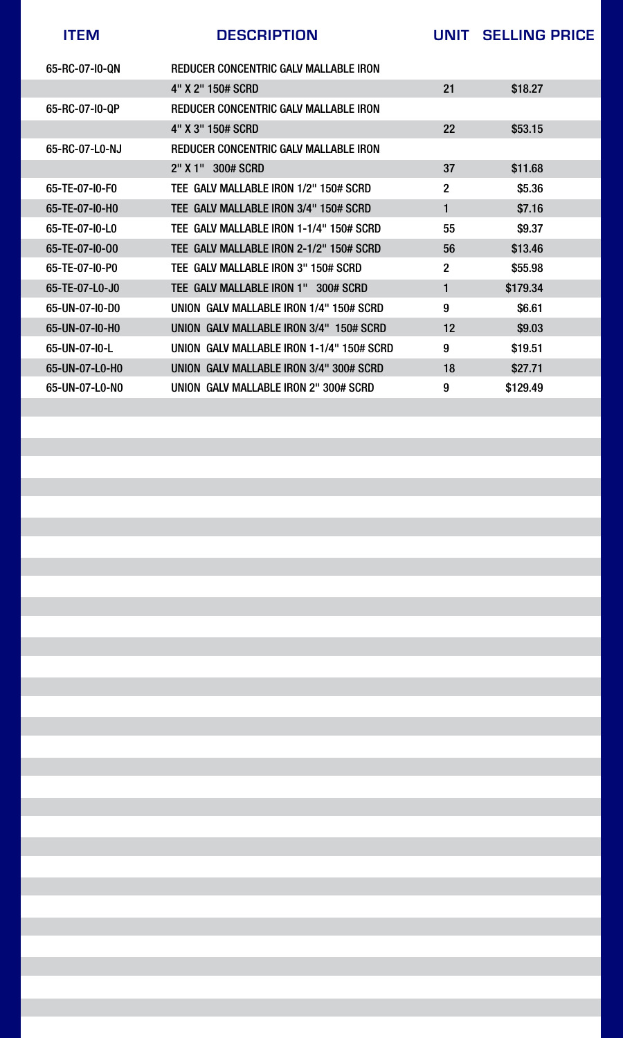| ITEM | DESCRIPTION | UNIT | SELLING PRICE |
|---|---|---|---|
| 65-RC-07-I0-QN | REDUCER CONCENTRIC GALV MALLABLE IRON | | |
| | 4" X 2" 150# SCRD | 21 | $18.27 |
| 65-RC-07-I0-QP | REDUCER CONCENTRIC GALV MALLABLE IRON | | |
| | 4" X 3" 150# SCRD | 22 | $53.15 |
| 65-RC-07-L0-NJ | REDUCER CONCENTRIC GALV MALLABLE IRON | | |
| | 2" X 1"   300# SCRD | 37 | $11.68 |
| 65-TE-07-I0-F0 | TEE GALV MALLABLE IRON 1/2" 150# SCRD | 2 | $5.36 |
| 65-TE-07-I0-H0 | TEE GALV MALLABLE IRON 3/4" 150# SCRD | 1 | $7.16 |
| 65-TE-07-I0-L0 | TEE GALV MALLABLE IRON 1-1/4" 150# SCRD | 55 | $9.37 |
| 65-TE-07-I0-O0 | TEE GALV MALLABLE IRON 2-1/2" 150# SCRD | 56 | $13.46 |
| 65-TE-07-I0-P0 | TEE GALV MALLABLE IRON 3" 150# SCRD | 2 | $55.98 |
| 65-TE-07-L0-J0 | TEE GALV MALLABLE IRON 1"   300# SCRD | 1 | $179.34 |
| 65-UN-07-I0-D0 | UNION GALV MALLABLE IRON 1/4" 150# SCRD | 9 | $6.61 |
| 65-UN-07-I0-H0 | UNION GALV MALLABLE IRON 3/4"  150# SCRD | 12 | $9.03 |
| 65-UN-07-I0-L | UNION GALV MALLABLE IRON 1-1/4" 150# SCRD | 9 | $19.51 |
| 65-UN-07-L0-H0 | UNION GALV MALLABLE IRON 3/4" 300# SCRD | 18 | $27.71 |
| 65-UN-07-L0-N0 | UNION GALV MALLABLE IRON 2" 300# SCRD | 9 | $129.49 |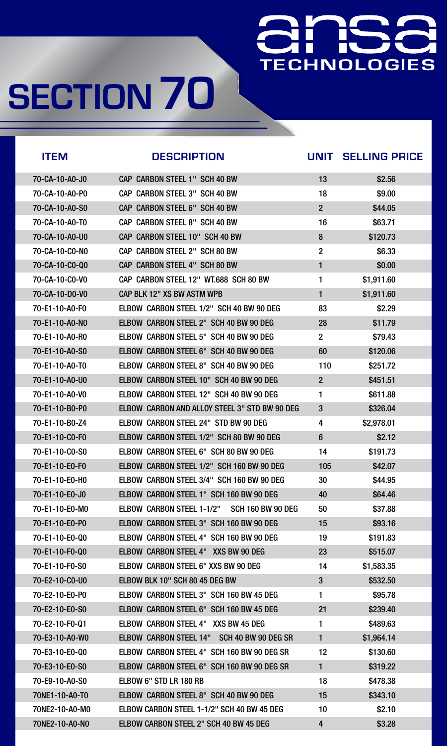# SECTION 70

ansa TECHNOLOGIES

| ITEM | DESCRIPTION | UNIT | SELLING PRICE |
|---|---|---|---|
| 70-CA-10-A0-J0 | CAP CARBON STEEL 1" SCH 40 BW | 13 | $2.56 |
| 70-CA-10-A0-P0 | CAP CARBON STEEL 3" SCH 40 BW | 18 | $9.00 |
| 70-CA-10-A0-S0 | CAP CARBON STEEL 6" SCH 40 BW | 2 | $44.05 |
| 70-CA-10-A0-T0 | CAP CARBON STEEL 8" SCH 40 BW | 16 | $63.71 |
| 70-CA-10-A0-U0 | CAP CARBON STEEL 10" SCH 40 BW | 8 | $120.73 |
| 70-CA-10-C0-N0 | CAP CARBON STEEL 2" SCH 80 BW | 2 | $6.33 |
| 70-CA-10-C0-Q0 | CAP CARBON STEEL 4" SCH 80 BW | 1 | $0.00 |
| 70-CA-10-C0-V0 | CAP CARBON STEEL 12" WT.688 SCH 80 BW | 1 | $1,911.60 |
| 70-CA-10-D0-V0 | CAP BLK 12" XS BW ASTM WPB | 1 | $1,911.60 |
| 70-E1-10-A0-F0 | ELBOW CARBON STEEL 1/2" SCH 40 BW 90 DEG | 83 | $2.29 |
| 70-E1-10-A0-N0 | ELBOW CARBON STEEL 2" SCH 40 BW 90 DEG | 28 | $11.79 |
| 70-E1-10-A0-R0 | ELBOW CARBON STEEL 5" SCH 40 BW 90 DEG | 2 | $79.43 |
| 70-E1-10-A0-S0 | ELBOW CARBON STEEL 6" SCH 40 BW 90 DEG | 60 | $120.06 |
| 70-E1-10-A0-T0 | ELBOW CARBON STEEL 8" SCH 40 BW 90 DEG | 110 | $251.72 |
| 70-E1-10-A0-U0 | ELBOW CARBON STEEL 10" SCH 40 BW 90 DEG | 2 | $451.51 |
| 70-E1-10-A0-V0 | ELBOW CARBON STEEL 12" SCH 40 BW 90 DEG | 1 | $611.88 |
| 70-E1-10-B0-P0 | ELBOW CARBON AND ALLOY STEEL 3" STD BW 90 DEG | 3 | $326.04 |
| 70-E1-10-B0-Z4 | ELBOW CARBON STEEL 24" STD BW 90 DEG | 4 | $2,978.01 |
| 70-E1-10-C0-F0 | ELBOW CARBON STEEL 1/2" SCH 80 BW 90 DEG | 6 | $2.12 |
| 70-E1-10-C0-S0 | ELBOW CARBON STEEL 6" SCH 80 BW 90 DEG | 14 | $191.73 |
| 70-E1-10-E0-F0 | ELBOW CARBON STEEL 1/2" SCH 160 BW 90 DEG | 105 | $42.07 |
| 70-E1-10-E0-H0 | ELBOW CARBON STEEL 3/4" SCH 160 BW 90 DEG | 30 | $44.95 |
| 70-E1-10-E0-J0 | ELBOW CARBON STEEL 1" SCH 160 BW 90 DEG | 40 | $64.46 |
| 70-E1-10-E0-M0 | ELBOW CARBON STEEL 1-1/2" SCH 160 BW 90 DEG | 50 | $37.88 |
| 70-E1-10-E0-P0 | ELBOW CARBON STEEL 3" SCH 160 BW 90 DEG | 15 | $93.16 |
| 70-E1-10-E0-Q0 | ELBOW CARBON STEEL 4" SCH 160 BW 90 DEG | 19 | $191.83 |
| 70-E1-10-F0-Q0 | ELBOW CARBON STEEL 4" XXS BW 90 DEG | 23 | $515.07 |
| 70-E1-10-F0-S0 | ELBOW CARBON STEEL 6" XXS BW 90 DEG | 14 | $1,583.35 |
| 70-E2-10-C0-U0 | ELBOW BLK 10" SCH 80 45 DEG BW | 3 | $532.50 |
| 70-E2-10-E0-P0 | ELBOW CARBON STEEL 3" SCH 160 BW 45 DEG | 1 | $95.78 |
| 70-E2-10-E0-S0 | ELBOW CARBON STEEL 6" SCH 160 BW 45 DEG | 21 | $239.40 |
| 70-E2-10-F0-Q1 | ELBOW CARBON STEEL 4" XXS BW 45 DEG | 1 | $489.63 |
| 70-E3-10-A0-W0 | ELBOW CARBON STEEL 14" SCH 40 BW 90 DEG SR | 1 | $1,964.14 |
| 70-E3-10-E0-Q0 | ELBOW CARBON STEEL 4" SCH 160 BW 90 DEG SR | 12 | $130.60 |
| 70-E3-10-E0-S0 | ELBOW CARBON STEEL 6" SCH 160 BW 90 DEG SR | 1 | $319.22 |
| 70-E9-10-A0-S0 | ELBOW 6" STD LR 180 RB | 18 | $478.38 |
| 70NE1-10-A0-T0 | ELBOW CARBON STEEL 8" SCH 40 BW 90 DEG | 15 | $343.10 |
| 70NE2-10-A0-M0 | ELBOW CARBON STEEL 1-1/2" SCH 40 BW 45 DEG | 10 | $2.10 |
| 70NE2-10-A0-N0 | ELBOW CARBON STEEL 2" SCH 40 BW 45 DEG | 4 | $3.28 |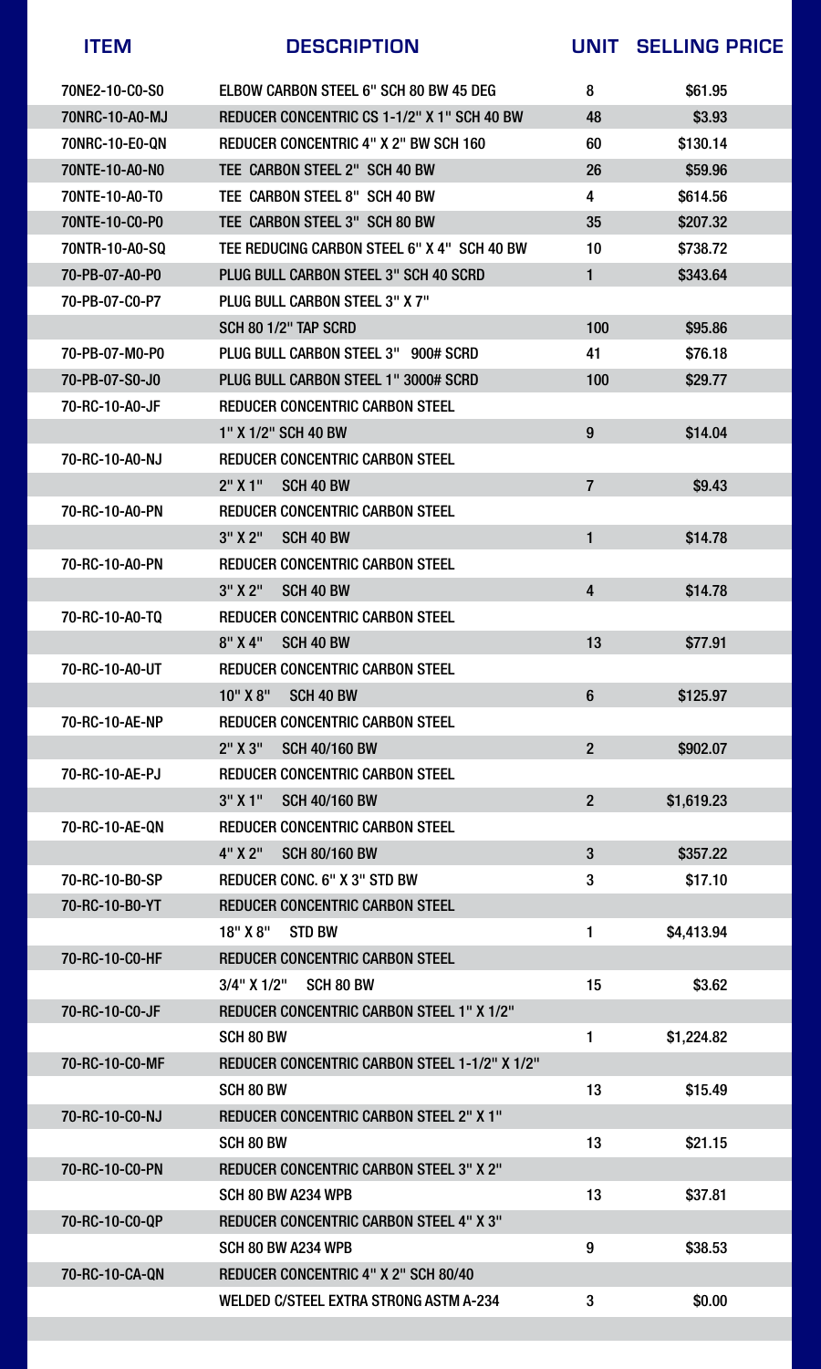| ITEM | DESCRIPTION | UNIT | SELLING PRICE |
|---|---|---|---|
| 70NE2-10-C0-S0 | ELBOW CARBON STEEL 6" SCH 80 BW 45 DEG | 8 | $61.95 |
| 70NRC-10-A0-MJ | REDUCER CONCENTRIC CS 1-1/2" X 1" SCH 40 BW | 48 | $3.93 |
| 70NRC-10-E0-QN | REDUCER CONCENTRIC 4" X 2" BW SCH 160 | 60 | $130.14 |
| 70NTE-10-A0-N0 | TEE CARBON STEEL 2" SCH 40 BW | 26 | $59.96 |
| 70NTE-10-A0-T0 | TEE CARBON STEEL 8" SCH 40 BW | 4 | $614.56 |
| 70NTE-10-C0-P0 | TEE CARBON STEEL 3" SCH 80 BW | 35 | $207.32 |
| 70NTR-10-A0-SQ | TEE REDUCING CARBON STEEL 6" X 4" SCH 40 BW | 10 | $738.72 |
| 70-PB-07-A0-P0 | PLUG BULL CARBON STEEL 3" SCH 40 SCRD | 1 | $343.64 |
| 70-PB-07-C0-P7 | PLUG BULL CARBON STEEL 3" X 7" SCH 80 1/2" TAP SCRD | 100 | $95.86 |
| 70-PB-07-M0-P0 | PLUG BULL CARBON STEEL 3" 900# SCRD | 41 | $76.18 |
| 70-PB-07-S0-J0 | PLUG BULL CARBON STEEL 1" 3000# SCRD | 100 | $29.77 |
| 70-RC-10-A0-JF | REDUCER CONCENTRIC CARBON STEEL 1" X 1/2" SCH 40 BW | 9 | $14.04 |
| 70-RC-10-A0-NJ | REDUCER CONCENTRIC CARBON STEEL 2" X 1" SCH 40 BW | 7 | $9.43 |
| 70-RC-10-A0-PN | REDUCER CONCENTRIC CARBON STEEL 3" X 2" SCH 40 BW | 1 | $14.78 |
| 70-RC-10-A0-PN | REDUCER CONCENTRIC CARBON STEEL 3" X 2" SCH 40 BW | 4 | $14.78 |
| 70-RC-10-A0-TQ | REDUCER CONCENTRIC CARBON STEEL 8" X 4" SCH 40 BW | 13 | $77.91 |
| 70-RC-10-A0-UT | REDUCER CONCENTRIC CARBON STEEL 10" X 8" SCH 40 BW | 6 | $125.97 |
| 70-RC-10-AE-NP | REDUCER CONCENTRIC CARBON STEEL 2" X 3" SCH 40/160 BW | 2 | $902.07 |
| 70-RC-10-AE-PJ | REDUCER CONCENTRIC CARBON STEEL 3" X 1" SCH 40/160 BW | 2 | $1,619.23 |
| 70-RC-10-AE-QN | REDUCER CONCENTRIC CARBON STEEL 4" X 2" SCH 80/160 BW | 3 | $357.22 |
| 70-RC-10-B0-SP | REDUCER CONC. 6" X 3" STD BW | 3 | $17.10 |
| 70-RC-10-B0-YT | REDUCER CONCENTRIC CARBON STEEL 18" X 8" STD BW | 1 | $4,413.94 |
| 70-RC-10-C0-HF | REDUCER CONCENTRIC CARBON STEEL 3/4" X 1/2" SCH 80 BW | 15 | $3.62 |
| 70-RC-10-C0-JF | REDUCER CONCENTRIC CARBON STEEL 1" X 1/2" SCH 80 BW | 1 | $1,224.82 |
| 70-RC-10-C0-MF | REDUCER CONCENTRIC CARBON STEEL 1-1/2" X 1/2" SCH 80 BW | 13 | $15.49 |
| 70-RC-10-C0-NJ | REDUCER CONCENTRIC CARBON STEEL 2" X 1" SCH 80 BW | 13 | $21.15 |
| 70-RC-10-C0-PN | REDUCER CONCENTRIC CARBON STEEL 3" X 2" SCH 80 BW A234 WPB | 13 | $37.81 |
| 70-RC-10-C0-QP | REDUCER CONCENTRIC CARBON STEEL 4" X 3" SCH 80 BW A234 WPB | 9 | $38.53 |
| 70-RC-10-CA-QN | REDUCER CONCENTRIC 4" X 2" SCH 80/40 WELDED C/STEEL EXTRA STRONG ASTM A-234 | 3 | $0.00 |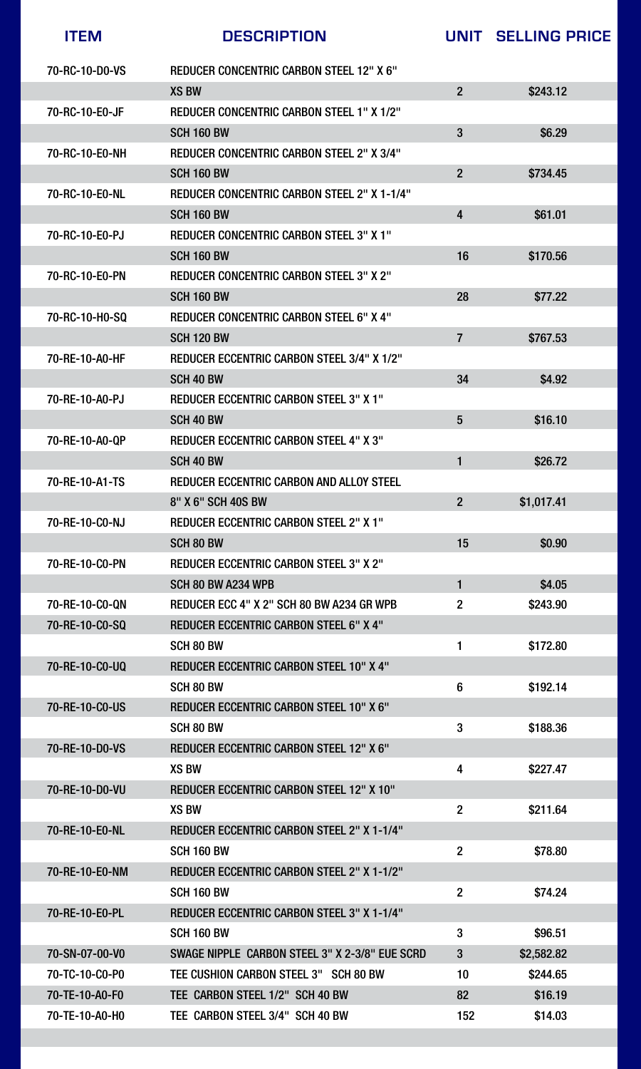| ITEM | DESCRIPTION | UNIT | SELLING PRICE |
|---|---|---|---|
| 70-RC-10-D0-VS | REDUCER CONCENTRIC CARBON STEEL 12" X 6" | | |
| | XS BW | 2 | $243.12 |
| 70-RC-10-E0-JF | REDUCER CONCENTRIC CARBON STEEL 1" X 1/2" | | |
| | SCH 160 BW | 3 | $6.29 |
| 70-RC-10-E0-NH | REDUCER CONCENTRIC CARBON STEEL 2" X 3/4" | | |
| | SCH 160 BW | 2 | $734.45 |
| 70-RC-10-E0-NL | REDUCER CONCENTRIC CARBON STEEL 2" X 1-1/4" | | |
| | SCH 160 BW | 4 | $61.01 |
| 70-RC-10-E0-PJ | REDUCER CONCENTRIC CARBON STEEL 3" X 1" | | |
| | SCH 160 BW | 16 | $170.56 |
| 70-RC-10-E0-PN | REDUCER CONCENTRIC CARBON STEEL 3" X 2" | | |
| | SCH 160 BW | 28 | $77.22 |
| 70-RC-10-H0-SQ | REDUCER CONCENTRIC CARBON STEEL 6" X 4" | | |
| | SCH 120 BW | 7 | $767.53 |
| 70-RE-10-A0-HF | REDUCER ECCENTRIC CARBON STEEL 3/4" X 1/2" | | |
| | SCH 40 BW | 34 | $4.92 |
| 70-RE-10-A0-PJ | REDUCER ECCENTRIC CARBON STEEL 3" X 1" | | |
| | SCH 40 BW | 5 | $16.10 |
| 70-RE-10-A0-QP | REDUCER ECCENTRIC CARBON STEEL 4" X 3" | | |
| | SCH 40 BW | 1 | $26.72 |
| 70-RE-10-A1-TS | REDUCER ECCENTRIC CARBON AND ALLOY STEEL | | |
| | 8" X 6" SCH 40S BW | 2 | $1,017.41 |
| 70-RE-10-C0-NJ | REDUCER ECCENTRIC CARBON STEEL 2" X 1" | | |
| | SCH 80 BW | 15 | $0.90 |
| 70-RE-10-C0-PN | REDUCER ECCENTRIC CARBON STEEL 3" X 2" | | |
| | SCH 80 BW A234 WPB | 1 | $4.05 |
| 70-RE-10-C0-QN | REDUCER ECC 4" X 2" SCH 80 BW A234 GR WPB | 2 | $243.90 |
| 70-RE-10-C0-SQ | REDUCER ECCENTRIC CARBON STEEL 6" X 4" | | |
| | SCH 80 BW | 1 | $172.80 |
| 70-RE-10-C0-UQ | REDUCER ECCENTRIC CARBON STEEL 10" X 4" | | |
| | SCH 80 BW | 6 | $192.14 |
| 70-RE-10-C0-US | REDUCER ECCENTRIC CARBON STEEL 10" X 6" | | |
| | SCH 80 BW | 3 | $188.36 |
| 70-RE-10-D0-VS | REDUCER ECCENTRIC CARBON STEEL 12" X 6" | | |
| | XS BW | 4 | $227.47 |
| 70-RE-10-D0-VU | REDUCER ECCENTRIC CARBON STEEL 12" X 10" | | |
| | XS BW | 2 | $211.64 |
| 70-RE-10-E0-NL | REDUCER ECCENTRIC CARBON STEEL 2" X 1-1/4" | | |
| | SCH 160 BW | 2 | $78.80 |
| 70-RE-10-E0-NM | REDUCER ECCENTRIC CARBON STEEL 2" X 1-1/2" | | |
| | SCH 160 BW | 2 | $74.24 |
| 70-RE-10-E0-PL | REDUCER ECCENTRIC CARBON STEEL 3" X 1-1/4" | | |
| | SCH 160 BW | 3 | $96.51 |
| 70-SN-07-00-V0 | SWAGE NIPPLE CARBON STEEL 3" X 2-3/8" EUE SCRD | 3 | $2,582.82 |
| 70-TC-10-C0-P0 | TEE CUSHION CARBON STEEL 3" SCH 80 BW | 10 | $244.65 |
| 70-TE-10-A0-F0 | TEE CARBON STEEL 1/2" SCH 40 BW | 82 | $16.19 |
| 70-TE-10-A0-H0 | TEE CARBON STEEL 3/4" SCH 40 BW | 152 | $14.03 |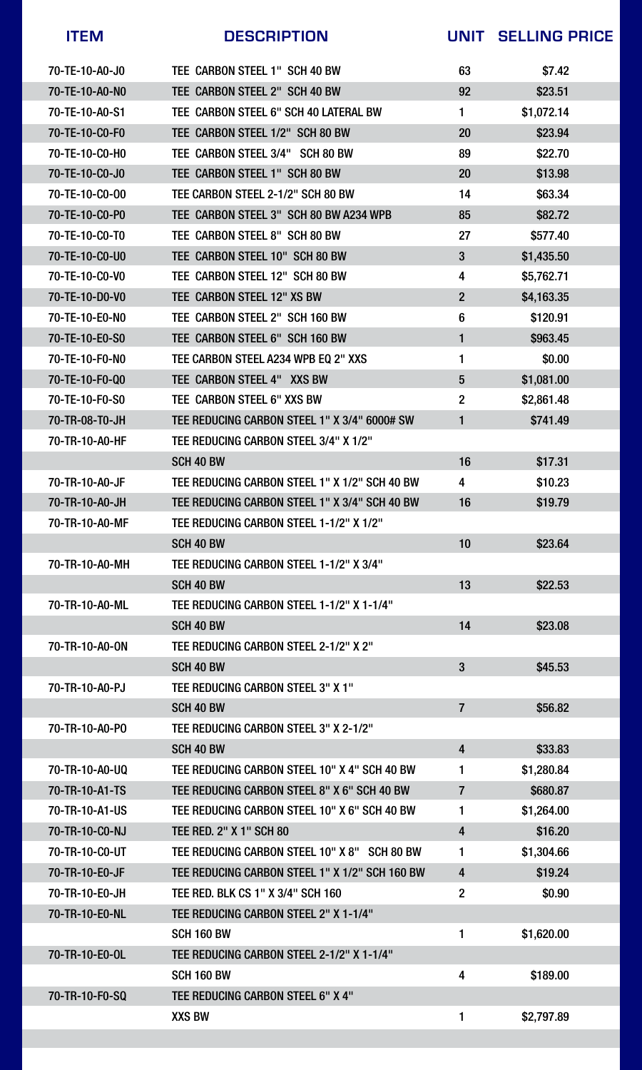| ITEM | DESCRIPTION | UNIT | SELLING PRICE |
|---|---|---|---|
| 70-TE-10-A0-J0 | TEE CARBON STEEL 1" SCH 40 BW | 63 | $7.42 |
| 70-TE-10-A0-N0 | TEE CARBON STEEL 2" SCH 40 BW | 92 | $23.51 |
| 70-TE-10-A0-S1 | TEE CARBON STEEL 6" SCH 40 LATERAL BW | 1 | $1,072.14 |
| 70-TE-10-C0-F0 | TEE CARBON STEEL 1/2" SCH 80 BW | 20 | $23.94 |
| 70-TE-10-C0-H0 | TEE CARBON STEEL 3/4" SCH 80 BW | 89 | $22.70 |
| 70-TE-10-C0-J0 | TEE CARBON STEEL 1" SCH 80 BW | 20 | $13.98 |
| 70-TE-10-C0-O0 | TEE CARBON STEEL 2-1/2" SCH 80 BW | 14 | $63.34 |
| 70-TE-10-C0-P0 | TEE CARBON STEEL 3" SCH 80 BW A234 WPB | 85 | $82.72 |
| 70-TE-10-C0-T0 | TEE CARBON STEEL 8" SCH 80 BW | 27 | $577.40 |
| 70-TE-10-C0-U0 | TEE CARBON STEEL 10" SCH 80 BW | 3 | $1,435.50 |
| 70-TE-10-C0-V0 | TEE CARBON STEEL 12" SCH 80 BW | 4 | $5,762.71 |
| 70-TE-10-D0-V0 | TEE CARBON STEEL 12" XS BW | 2 | $4,163.35 |
| 70-TE-10-E0-N0 | TEE CARBON STEEL 2" SCH 160 BW | 6 | $120.91 |
| 70-TE-10-E0-S0 | TEE CARBON STEEL 6" SCH 160 BW | 1 | $963.45 |
| 70-TE-10-F0-N0 | TEE CARBON STEEL A234 WPB EQ 2" XXS | 1 | $0.00 |
| 70-TE-10-F0-Q0 | TEE CARBON STEEL 4" XXS BW | 5 | $1,081.00 |
| 70-TE-10-F0-S0 | TEE CARBON STEEL 6" XXS BW | 2 | $2,861.48 |
| 70-TR-08-T0-JH | TEE REDUCING CARBON STEEL 1" X 3/4" 6000# SW | 1 | $741.49 |
| 70-TR-10-A0-HF | TEE REDUCING CARBON STEEL 3/4" X 1/2" SCH 40 BW | 16 | $17.31 |
| 70-TR-10-A0-JF | TEE REDUCING CARBON STEEL 1" X 1/2" SCH 40 BW | 4 | $10.23 |
| 70-TR-10-A0-JH | TEE REDUCING CARBON STEEL 1" X 3/4" SCH 40 BW | 16 | $19.79 |
| 70-TR-10-A0-MF | TEE REDUCING CARBON STEEL 1-1/2" X 1/2" SCH 40 BW | 10 | $23.64 |
| 70-TR-10-A0-MH | TEE REDUCING CARBON STEEL 1-1/2" X 3/4" SCH 40 BW | 13 | $22.53 |
| 70-TR-10-A0-ML | TEE REDUCING CARBON STEEL 1-1/2" X 1-1/4" SCH 40 BW | 14 | $23.08 |
| 70-TR-10-A0-ON | TEE REDUCING CARBON STEEL 2-1/2" X 2" SCH 40 BW | 3 | $45.53 |
| 70-TR-10-A0-PJ | TEE REDUCING CARBON STEEL 3" X 1" SCH 40 BW | 7 | $56.82 |
| 70-TR-10-A0-PO | TEE REDUCING CARBON STEEL 3" X 2-1/2" SCH 40 BW | 4 | $33.83 |
| 70-TR-10-A0-UQ | TEE REDUCING CARBON STEEL 10" X 4" SCH 40 BW | 1 | $1,280.84 |
| 70-TR-10-A1-TS | TEE REDUCING CARBON STEEL 8" X 6" SCH 40 BW | 7 | $680.87 |
| 70-TR-10-A1-US | TEE REDUCING CARBON STEEL 10" X 6" SCH 40 BW | 1 | $1,264.00 |
| 70-TR-10-C0-NJ | TEE RED. 2" X 1" SCH 80 | 4 | $16.20 |
| 70-TR-10-C0-UT | TEE REDUCING CARBON STEEL 10" X 8" SCH 80 BW | 1 | $1,304.66 |
| 70-TR-10-E0-JF | TEE REDUCING CARBON STEEL 1" X 1/2" SCH 160 BW | 4 | $19.24 |
| 70-TR-10-E0-JH | TEE RED. BLK CS 1" X 3/4" SCH 160 | 2 | $0.90 |
| 70-TR-10-E0-NL | TEE REDUCING CARBON STEEL 2" X 1-1/4" SCH 160 BW | 1 | $1,620.00 |
| 70-TR-10-E0-OL | TEE REDUCING CARBON STEEL 2-1/2" X 1-1/4" SCH 160 BW | 4 | $189.00 |
| 70-TR-10-F0-SQ | TEE REDUCING CARBON STEEL 6" X 4" XXS BW | 1 | $2,797.89 |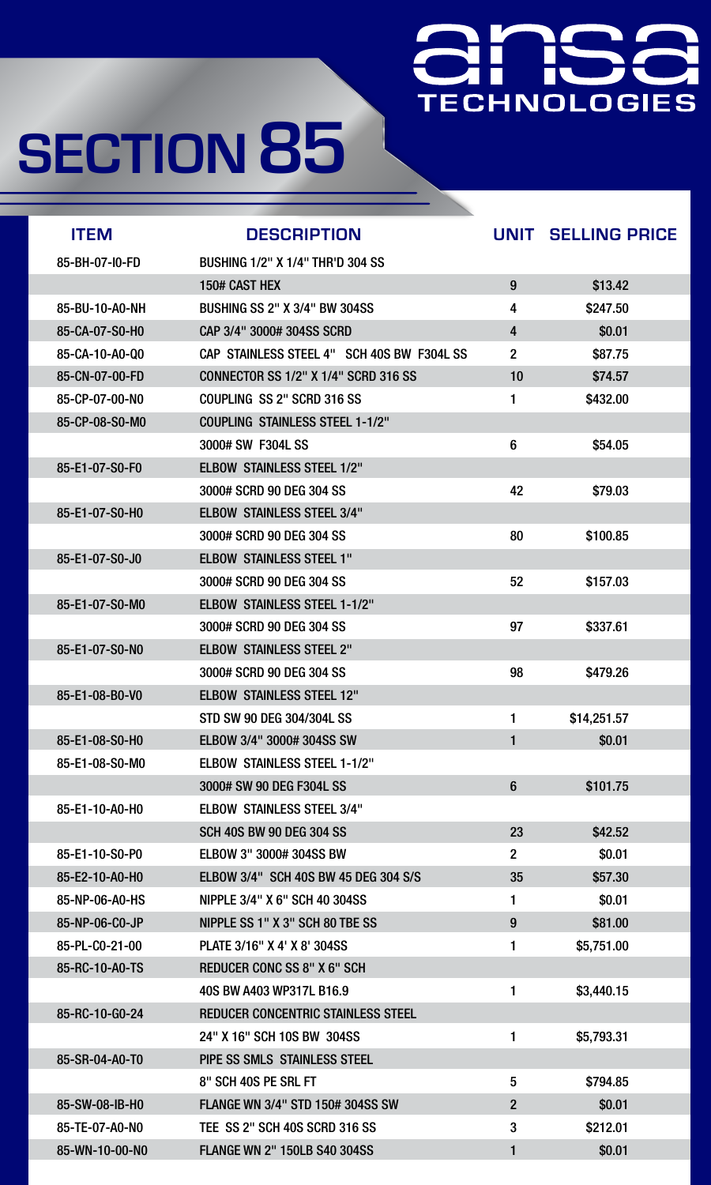# SECTION 85

ansa TECHNOLOGIES

| ITEM | DESCRIPTION | UNIT | SELLING PRICE |
|---|---|---|---|
| 85-BH-07-I0-FD | BUSHING 1/2" X 1/4" THR'D 304 SS 150# CAST HEX | 9 | $13.42 |
| 85-BU-10-A0-NH | BUSHING SS 2" X 3/4" BW 304SS | 4 | $247.50 |
| 85-CA-07-S0-H0 | CAP 3/4" 3000# 304SS SCRD | 4 | $0.01 |
| 85-CA-10-A0-Q0 | CAP STAINLESS STEEL 4" SCH 40S BW F304L SS | 2 | $87.75 |
| 85-CN-07-00-FD | CONNECTOR SS 1/2" X 1/4" SCRD 316 SS | 10 | $74.57 |
| 85-CP-07-00-N0 | COUPLING SS 2" SCRD 316 SS | 1 | $432.00 |
| 85-CP-08-S0-M0 | COUPLING STAINLESS STEEL 1-1/2" 3000# SW F304L SS | 6 | $54.05 |
| 85-E1-07-S0-F0 | ELBOW STAINLESS STEEL 1/2" 3000# SCRD 90 DEG 304 SS | 42 | $79.03 |
| 85-E1-07-S0-H0 | ELBOW STAINLESS STEEL 3/4" 3000# SCRD 90 DEG 304 SS | 80 | $100.85 |
| 85-E1-07-S0-J0 | ELBOW STAINLESS STEEL 1" 3000# SCRD 90 DEG 304 SS | 52 | $157.03 |
| 85-E1-07-S0-M0 | ELBOW STAINLESS STEEL 1-1/2" 3000# SCRD 90 DEG 304 SS | 97 | $337.61 |
| 85-E1-07-S0-N0 | ELBOW STAINLESS STEEL 2" 3000# SCRD 90 DEG 304 SS | 98 | $479.26 |
| 85-E1-08-B0-V0 | ELBOW STAINLESS STEEL 12" STD SW 90 DEG 304/304L SS | 1 | $14,251.57 |
| 85-E1-08-S0-H0 | ELBOW 3/4" 3000# 304SS SW | 1 | $0.01 |
| 85-E1-08-S0-M0 | ELBOW STAINLESS STEEL 1-1/2" 3000# SW 90 DEG F304L SS | 6 | $101.75 |
| 85-E1-10-A0-H0 | ELBOW STAINLESS STEEL 3/4" SCH 40S BW 90 DEG 304 SS | 23 | $42.52 |
| 85-E1-10-S0-P0 | ELBOW 3" 3000# 304SS BW | 2 | $0.01 |
| 85-E2-10-A0-H0 | ELBOW 3/4" SCH 40S BW 45 DEG 304 S/S | 35 | $57.30 |
| 85-NP-06-A0-HS | NIPPLE 3/4" X 6" SCH 40 304SS | 1 | $0.01 |
| 85-NP-06-C0-JP | NIPPLE SS 1" X 3" SCH 80 TBE SS | 9 | $81.00 |
| 85-PL-C0-21-00 | PLATE 3/16" X 4' X 8' 304SS | 1 | $5,751.00 |
| 85-RC-10-A0-TS | REDUCER CONC SS 8" X 6" SCH 40S BW A403 WP317L B16.9 | 1 | $3,440.15 |
| 85-RC-10-G0-24 | REDUCER CONCENTRIC STAINLESS STEEL 24" X 16" SCH 10S BW 304SS | 1 | $5,793.31 |
| 85-SR-04-A0-T0 | PIPE SS SMLS STAINLESS STEEL 8" SCH 40S PE SRL FT | 5 | $794.85 |
| 85-SW-08-IB-H0 | FLANGE WN 3/4" STD 150# 304SS SW | 2 | $0.01 |
| 85-TE-07-A0-N0 | TEE SS 2" SCH 40S SCRD 316 SS | 3 | $212.01 |
| 85-WN-10-00-N0 | FLANGE WN 2" 150LB S40 304SS | 1 | $0.01 |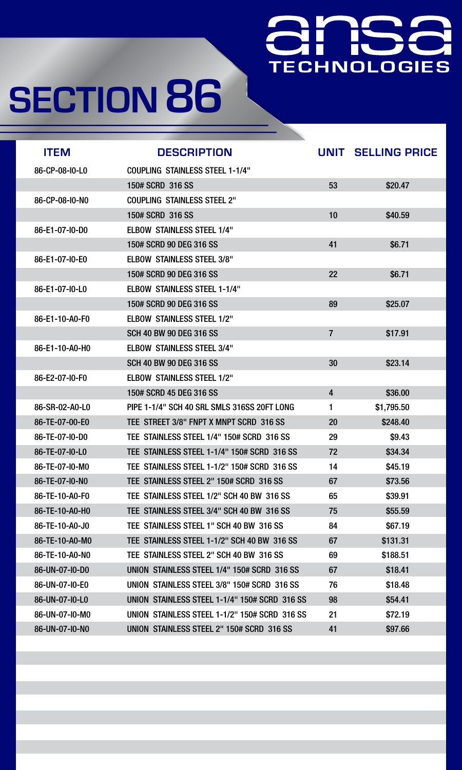# SECTION 86

ansa TECHNOLOGIES

| ITEM | DESCRIPTION | UNIT | SELLING PRICE |
|---|---|---|---|
| 86-CP-08-I0-L0 | COUPLING STAINLESS STEEL 1-1/4" 150# SCRD 316 SS | 53 | $20.47 |
| 86-CP-08-I0-N0 | COUPLING STAINLESS STEEL 2" 150# SCRD 316 SS | 10 | $40.59 |
| 86-E1-07-I0-D0 | ELBOW STAINLESS STEEL 1/4" 150# SCRD 90 DEG 316 SS | 41 | $6.71 |
| 86-E1-07-I0-E0 | ELBOW STAINLESS STEEL 3/8" 150# SCRD 90 DEG 316 SS | 22 | $6.71 |
| 86-E1-07-I0-L0 | ELBOW STAINLESS STEEL 1-1/4" 150# SCRD 90 DEG 316 SS | 89 | $25.07 |
| 86-E1-10-A0-F0 | ELBOW STAINLESS STEEL 1/2" SCH 40 BW 90 DEG 316 SS | 7 | $17.91 |
| 86-E1-10-A0-H0 | ELBOW STAINLESS STEEL 3/4" SCH 40 BW 90 DEG 316 SS | 30 | $23.14 |
| 86-E2-07-I0-F0 | ELBOW STAINLESS STEEL 1/2" 150# SCRD 45 DEG 316 SS | 4 | $36.00 |
| 86-SR-02-A0-L0 | PIPE 1-1/4" SCH 40 SRL SMLS 316SS 20FT LONG | 1 | $1,795.50 |
| 86-TE-07-00-E0 | TEE STREET 3/8" FNPT X MNPT SCRD 316 SS | 20 | $248.40 |
| 86-TE-07-I0-D0 | TEE STAINLESS STEEL 1/4" 150# SCRD 316 SS | 29 | $9.43 |
| 86-TE-07-I0-L0 | TEE STAINLESS STEEL 1-1/4" 150# SCRD 316 SS | 72 | $34.34 |
| 86-TE-07-I0-M0 | TEE STAINLESS STEEL 1-1/2" 150# SCRD 316 SS | 14 | $45.19 |
| 86-TE-07-I0-N0 | TEE STAINLESS STEEL 2" 150# SCRD 316 SS | 67 | $73.56 |
| 86-TE-10-A0-F0 | TEE STAINLESS STEEL 1/2" SCH 40 BW 316 SS | 65 | $39.91 |
| 86-TE-10-A0-H0 | TEE STAINLESS STEEL 3/4" SCH 40 BW 316 SS | 75 | $55.59 |
| 86-TE-10-A0-J0 | TEE STAINLESS STEEL 1" SCH 40 BW 316 SS | 84 | $67.19 |
| 86-TE-10-A0-M0 | TEE STAINLESS STEEL 1-1/2" SCH 40 BW 316 SS | 67 | $131.31 |
| 86-TE-10-A0-N0 | TEE STAINLESS STEEL 2" SCH 40 BW 316 SS | 69 | $188.51 |
| 86-UN-07-I0-D0 | UNION STAINLESS STEEL 1/4" 150# SCRD 316 SS | 67 | $18.41 |
| 86-UN-07-I0-E0 | UNION STAINLESS STEEL 3/8" 150# SCRD 316 SS | 76 | $18.48 |
| 86-UN-07-I0-L0 | UNION STAINLESS STEEL 1-1/4" 150# SCRD 316 SS | 98 | $54.41 |
| 86-UN-07-I0-M0 | UNION STAINLESS STEEL 1-1/2" 150# SCRD 316 SS | 21 | $72.19 |
| 86-UN-07-I0-N0 | UNION STAINLESS STEEL 2" 150# SCRD 316 SS | 41 | $97.66 |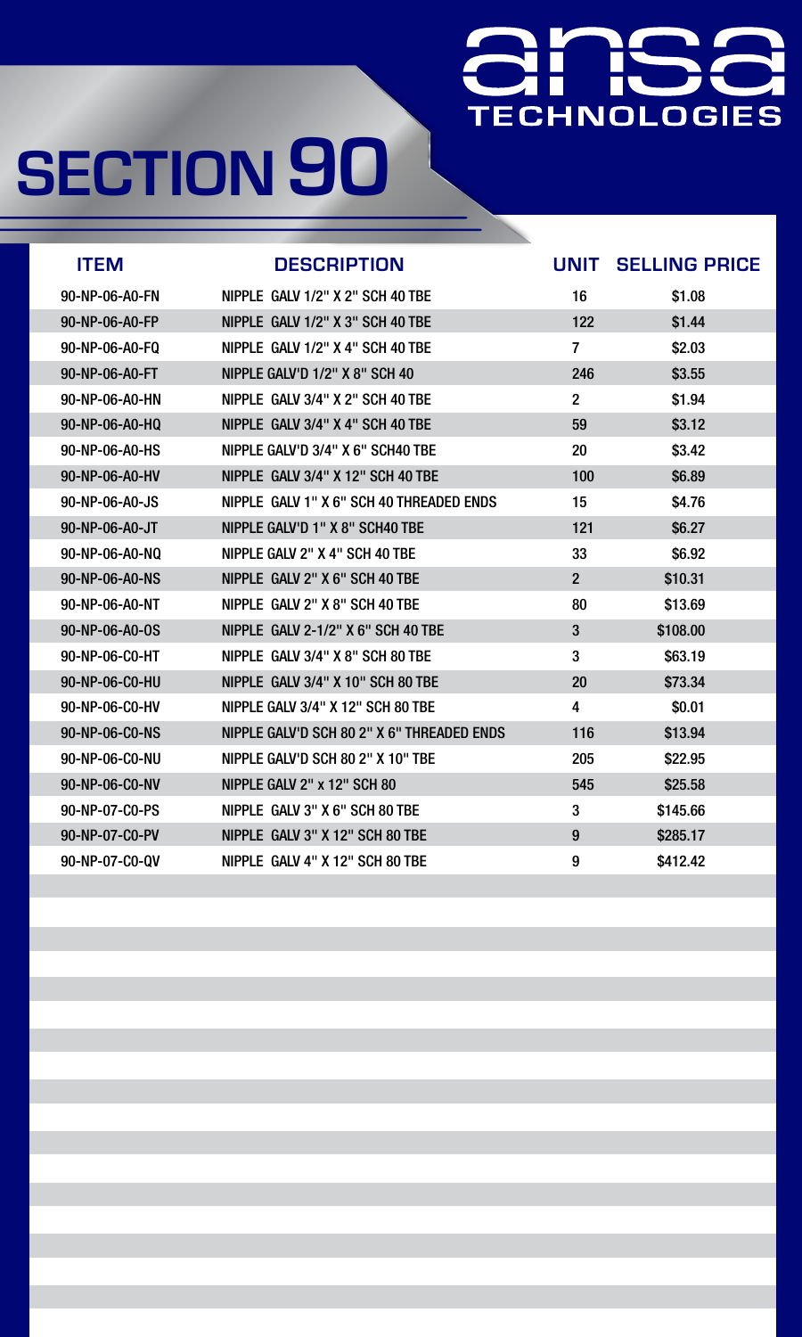ansa
TECHNOLOGIES

# SECTION 90

| ITEM | DESCRIPTION | UNIT | SELLING PRICE |
|---|---|---|---|
| 90-NP-06-A0-FN | NIPPLE GALV 1/2" X 2" SCH 40 TBE | 16 | $1.08 |
| 90-NP-06-A0-FP | NIPPLE GALV 1/2" X 3" SCH 40 TBE | 122 | $1.44 |
| 90-NP-06-A0-FQ | NIPPLE GALV 1/2" X 4" SCH 40 TBE | 7 | $2.03 |
| 90-NP-06-A0-FT | NIPPLE GALV'D 1/2" X 8" SCH 40 | 246 | $3.55 |
| 90-NP-06-A0-HN | NIPPLE GALV 3/4" X 2" SCH 40 TBE | 2 | $1.94 |
| 90-NP-06-A0-HQ | NIPPLE GALV 3/4" X 4" SCH 40 TBE | 59 | $3.12 |
| 90-NP-06-A0-HS | NIPPLE GALV'D 3/4" X 6" SCH40 TBE | 20 | $3.42 |
| 90-NP-06-A0-HV | NIPPLE GALV 3/4" X 12" SCH 40 TBE | 100 | $6.89 |
| 90-NP-06-A0-JS | NIPPLE GALV 1" X 6" SCH 40 THREADED ENDS | 15 | $4.76 |
| 90-NP-06-A0-JT | NIPPLE GALV'D 1" X 8" SCH40 TBE | 121 | $6.27 |
| 90-NP-06-A0-NQ | NIPPLE GALV 2" X 4" SCH 40 TBE | 33 | $6.92 |
| 90-NP-06-A0-NS | NIPPLE GALV 2" X 6" SCH 40 TBE | 2 | $10.31 |
| 90-NP-06-A0-NT | NIPPLE GALV 2" X 8" SCH 40 TBE | 80 | $13.69 |
| 90-NP-06-A0-OS | NIPPLE GALV 2-1/2" X 6" SCH 40 TBE | 3 | $108.00 |
| 90-NP-06-C0-HT | NIPPLE GALV 3/4" X 8" SCH 80 TBE | 3 | $63.19 |
| 90-NP-06-C0-HU | NIPPLE GALV 3/4" X 10" SCH 80 TBE | 20 | $73.34 |
| 90-NP-06-C0-HV | NIPPLE GALV 3/4" X 12" SCH 80 TBE | 4 | $0.01 |
| 90-NP-06-C0-NS | NIPPLE GALV'D SCH 80 2" X 6" THREADED ENDS | 116 | $13.94 |
| 90-NP-06-C0-NU | NIPPLE GALV'D SCH 80 2" X 10" TBE | 205 | $22.95 |
| 90-NP-06-C0-NV | NIPPLE GALV 2" x 12" SCH 80 | 545 | $25.58 |
| 90-NP-07-C0-PS | NIPPLE GALV 3" X 6" SCH 80 TBE | 3 | $145.66 |
| 90-NP-07-C0-PV | NIPPLE GALV 3" X 12" SCH 80 TBE | 9 | $285.17 |
| 90-NP-07-C0-QV | NIPPLE GALV 4" X 12" SCH 80 TBE | 9 | $412.42 |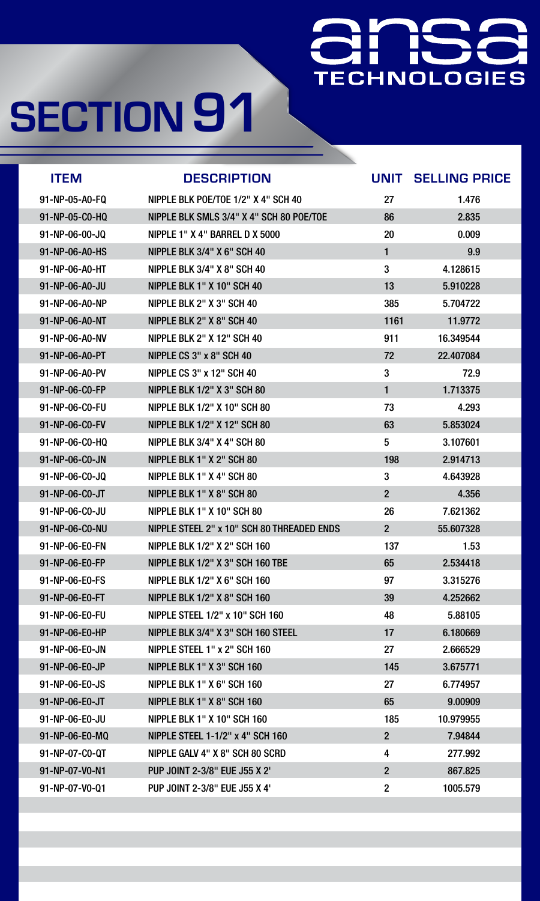ansa TECHNOLOGIES

# SECTION 91

| ITEM | DESCRIPTION | UNIT | SELLING PRICE |
|---|---|---|---|
| 91-NP-05-A0-FQ | NIPPLE BLK POE/TOE 1/2" X 4" SCH 40 | 27 | 1.476 |
| 91-NP-05-C0-HQ | NIPPLE BLK SMLS 3/4" X 4" SCH 80 POE/TOE | 86 | 2.835 |
| 91-NP-06-00-JQ | NIPPLE 1" X 4" BARREL D X 5000 | 20 | 0.009 |
| 91-NP-06-A0-HS | NIPPLE BLK 3/4" X 6" SCH 40 | 1 | 9.9 |
| 91-NP-06-A0-HT | NIPPLE BLK 3/4" X 8" SCH 40 | 3 | 4.128615 |
| 91-NP-06-A0-JU | NIPPLE BLK 1" X 10" SCH 40 | 13 | 5.910228 |
| 91-NP-06-A0-NP | NIPPLE BLK 2" X 3" SCH 40 | 385 | 5.704722 |
| 91-NP-06-A0-NT | NIPPLE BLK 2" X 8" SCH 40 | 1161 | 11.9772 |
| 91-NP-06-A0-NV | NIPPLE BLK 2" X 12" SCH 40 | 911 | 16.349544 |
| 91-NP-06-A0-PT | NIPPLE CS 3" x 8" SCH 40 | 72 | 22.407084 |
| 91-NP-06-A0-PV | NIPPLE CS 3" x 12" SCH 40 | 3 | 72.9 |
| 91-NP-06-C0-FP | NIPPLE BLK 1/2" X 3" SCH 80 | 1 | 1.713375 |
| 91-NP-06-C0-FU | NIPPLE BLK 1/2" X 10" SCH 80 | 73 | 4.293 |
| 91-NP-06-C0-FV | NIPPLE BLK 1/2" X 12" SCH 80 | 63 | 5.853024 |
| 91-NP-06-C0-HQ | NIPPLE BLK 3/4" X 4" SCH 80 | 5 | 3.107601 |
| 91-NP-06-C0-JN | NIPPLE BLK 1" X 2" SCH 80 | 198 | 2.914713 |
| 91-NP-06-C0-JQ | NIPPLE BLK 1" X 4" SCH 80 | 3 | 4.643928 |
| 91-NP-06-C0-JT | NIPPLE BLK 1" X 8" SCH 80 | 2 | 4.356 |
| 91-NP-06-C0-JU | NIPPLE BLK 1" X 10" SCH 80 | 26 | 7.621362 |
| 91-NP-06-C0-NU | NIPPLE STEEL 2" x 10" SCH 80 THREADED ENDS | 2 | 55.607328 |
| 91-NP-06-E0-FN | NIPPLE BLK 1/2" X 2" SCH 160 | 137 | 1.53 |
| 91-NP-06-E0-FP | NIPPLE BLK 1/2" X 3" SCH 160 TBE | 65 | 2.534418 |
| 91-NP-06-E0-FS | NIPPLE BLK 1/2" X 6" SCH 160 | 97 | 3.315276 |
| 91-NP-06-E0-FT | NIPPLE BLK 1/2" X 8" SCH 160 | 39 | 4.252662 |
| 91-NP-06-E0-FU | NIPPLE STEEL 1/2" x 10" SCH 160 | 48 | 5.88105 |
| 91-NP-06-E0-HP | NIPPLE BLK 3/4" X 3" SCH 160 STEEL | 17 | 6.180669 |
| 91-NP-06-E0-JN | NIPPLE STEEL 1" x 2" SCH 160 | 27 | 2.666529 |
| 91-NP-06-E0-JP | NIPPLE BLK 1" X 3" SCH 160 | 145 | 3.675771 |
| 91-NP-06-E0-JS | NIPPLE BLK 1" X 6" SCH 160 | 27 | 6.774957 |
| 91-NP-06-E0-JT | NIPPLE BLK 1" X 8" SCH 160 | 65 | 9.00909 |
| 91-NP-06-E0-JU | NIPPLE BLK 1" X 10" SCH 160 | 185 | 10.979955 |
| 91-NP-06-E0-MQ | NIPPLE STEEL 1-1/2" x 4" SCH 160 | 2 | 7.94844 |
| 91-NP-07-C0-QT | NIPPLE GALV 4" X 8" SCH 80 SCRD | 4 | 277.992 |
| 91-NP-07-V0-N1 | PUP JOINT 2-3/8" EUE J55 X 2' | 2 | 867.825 |
| 91-NP-07-V0-Q1 | PUP JOINT 2-3/8" EUE J55 X 4' | 2 | 1005.579 |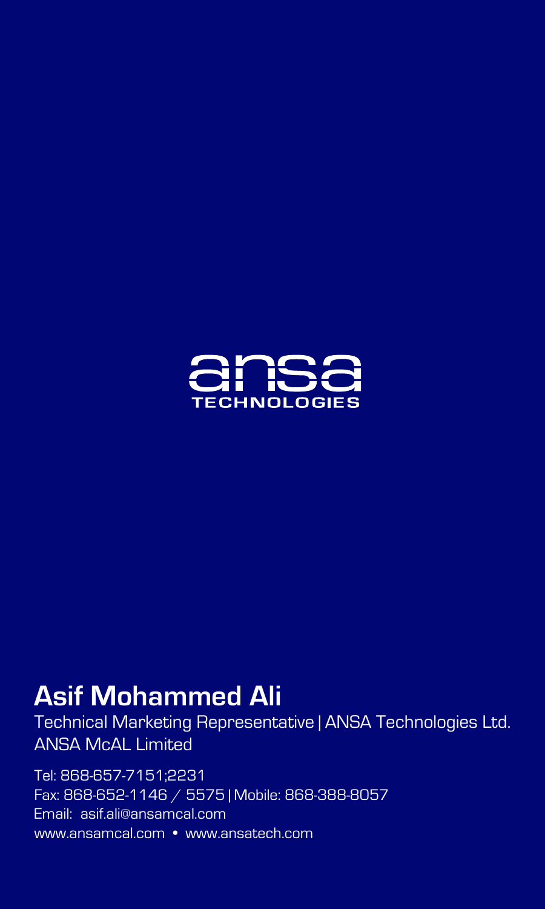ansa
TECHNOLOGIES

**Asif Mohammed Ali**

Technical Marketing Representative | ANSA Technologies Ltd.
ANSA McAL Limited

Tel: 868-657-7151;2231
Fax: 868-652-1146 / 5575 | Mobile: 868-388-8057
Email: asif.ali@ansamcal.com
www.ansamcal.com • www.ansatech.com